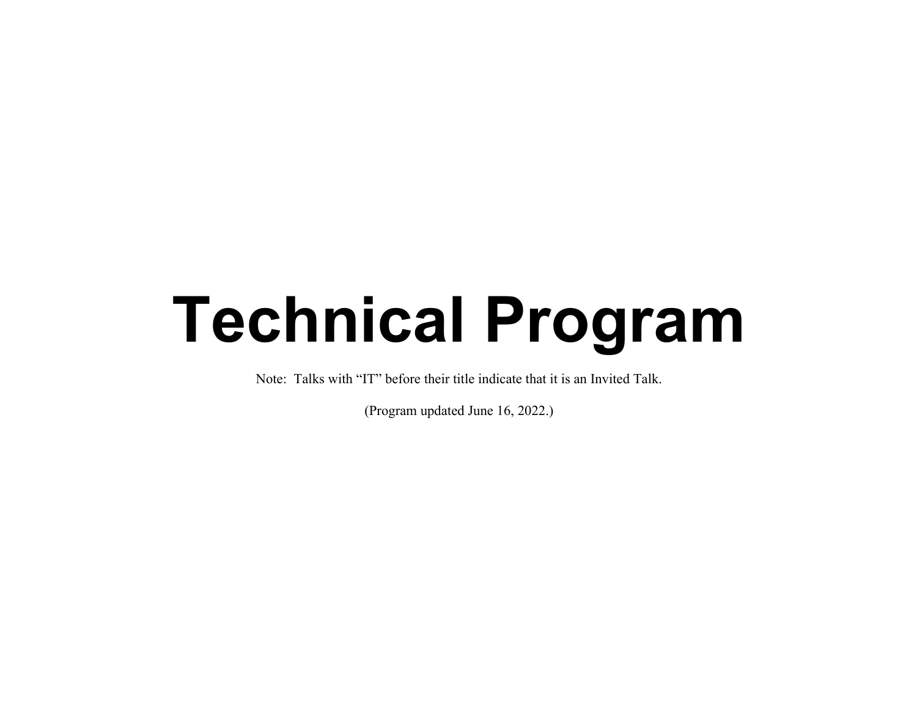# Technical Program

Note: Talks with “IT” before their title indicate that it is an Invited Talk.

(Program updated June 16, 2022.)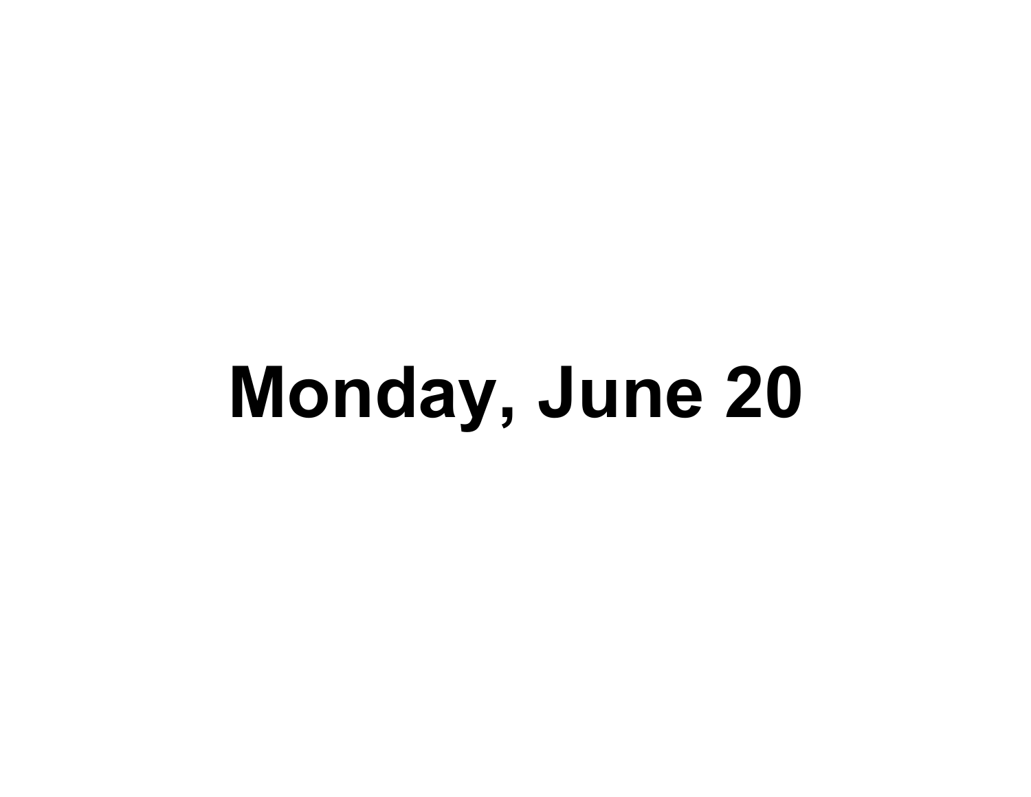# Monday, June 20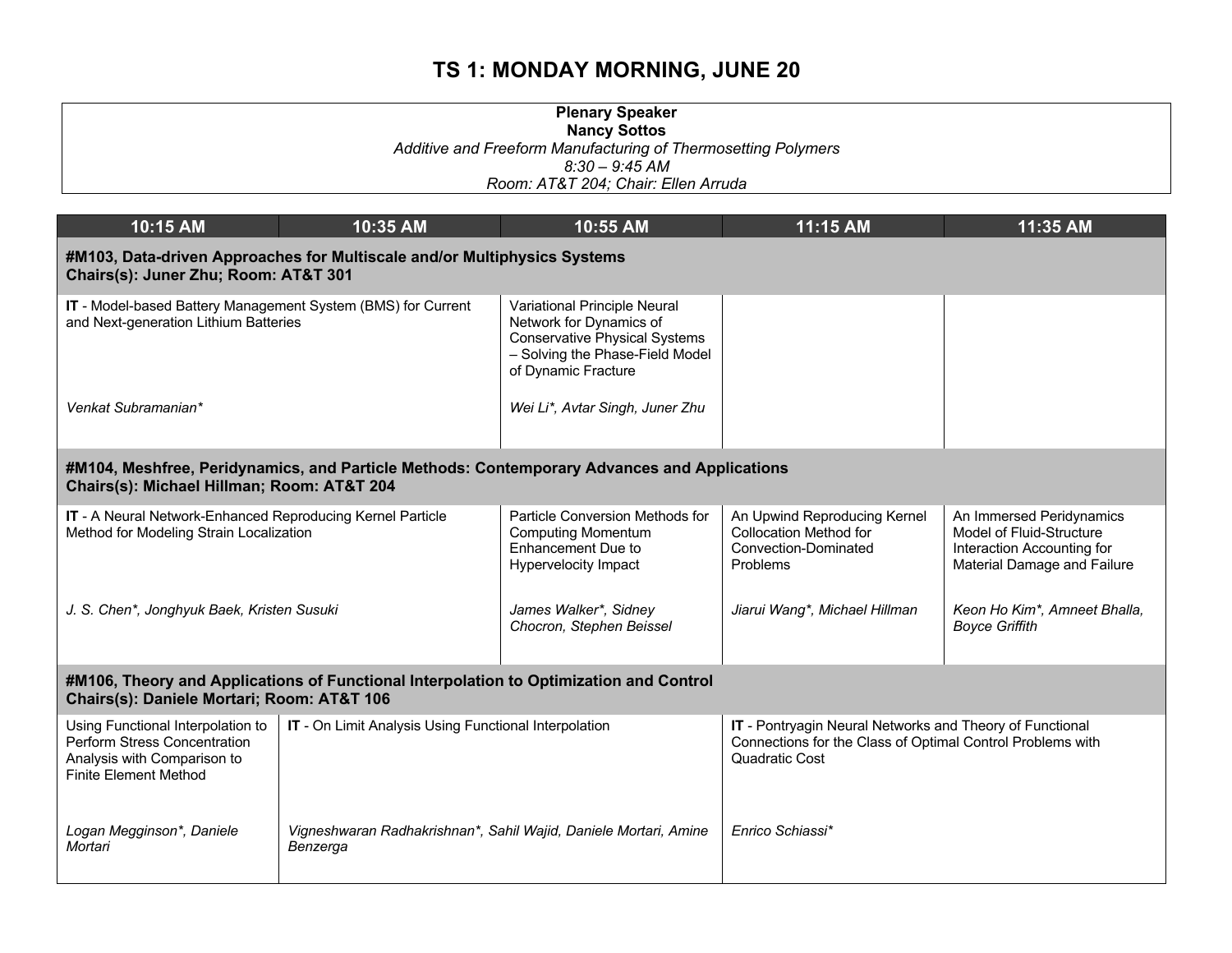# TS 1: MONDAY MORNING, JUNE 20

**Plenary Speaker**
**Nancy Sottos**
*Additive and Freeform Manufacturing of Thermosetting Polymers*
*8:30 – 9:45 AM*
*Room: AT&T 204; Chair: Ellen Arruda*

| 10:15 AM | 10:35 AM | 10:55 AM | 11:15 AM | 11:35 AM |
|---|---|---|---|---|
| **#M103, Data-driven Approaches for Multiscale and/or Multiphysics Systems Chairs(s): Juner Zhu; Room: AT&T 301** | | | | |
| **IT** - Model-based Battery Management System (BMS) for Current and Next-generation Lithium Batteries<br><br>*Venkat Subramanian** | | Variational Principle Neural Network for Dynamics of Conservative Physical Systems – Solving the Phase-Field Model of Dynamic Fracture<br><br>*Wei Li*, Avtar Singh, Juner Zhu* | | |
| **#M104, Meshfree, Peridynamics, and Particle Methods: Contemporary Advances and Applications Chairs(s): Michael Hillman; Room: AT&T 204** | | | | |
| **IT** - A Neural Network-Enhanced Reproducing Kernel Particle Method for Modeling Strain Localization<br><br>*J. S. Chen*, Jonghyuk Baek, Kristen Susuki* | | Particle Conversion Methods for Computing Momentum Enhancement Due to Hypervelocity Impact<br><br>*James Walker*, Sidney Chocron, Stephen Beissel* | An Upwind Reproducing Kernel Collocation Method for Convection-Dominated Problems<br><br>*Jiarui Wang*, Michael Hillman* | An Immersed Peridynamics Model of Fluid-Structure Interaction Accounting for Material Damage and Failure<br><br>*Keon Ho Kim*, Amneet Bhalla, Boyce Griffith* |
| **#M106, Theory and Applications of Functional Interpolation to Optimization and Control Chairs(s): Daniele Mortari; Room: AT&T 106** | | | | |
| Using Functional Interpolation to Perform Stress Concentration Analysis with Comparison to Finite Element Method<br><br>*Logan Megginson*, Daniele Mortari* | **IT** - On Limit Analysis Using Functional Interpolation<br><br>*Vigneshwaran Radhakrishnan*, Sahil Wajid, Daniele Mortari, Amine Benzerga* | | **IT** - Pontryagin Neural Networks and Theory of Functional Connections for the Class of Optimal Control Problems with Quadratic Cost<br><br>*Enrico Schiassi** | |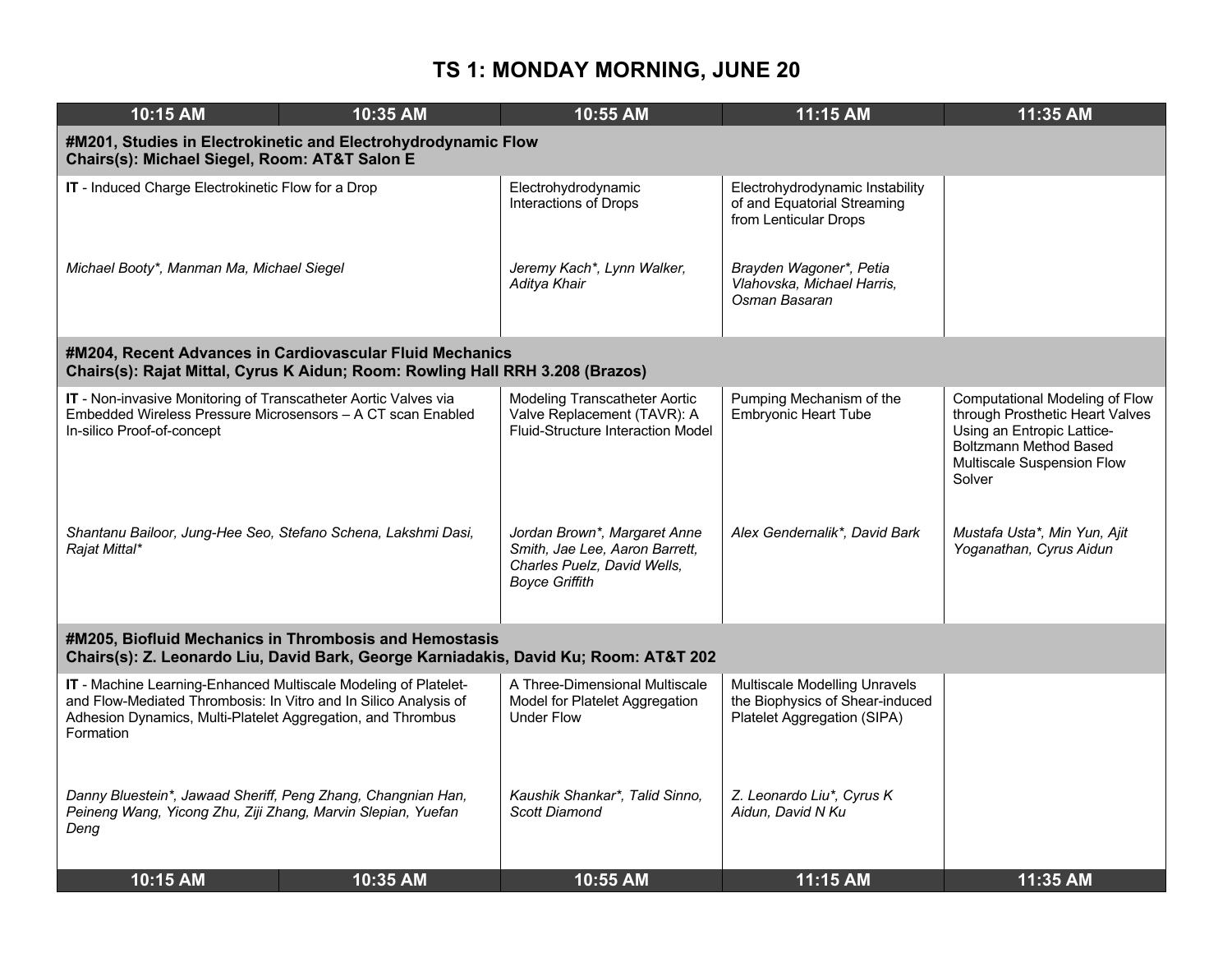# TS 1: MONDAY MORNING, JUNE 20

| 10:15 AM | 10:35 AM | 10:55 AM | 11:15 AM | 11:35 AM |
|---|---|---|---|---|
| **#M201, Studies in Electrokinetic and Electrohydrodynamic Flow**<br>**Chairs(s): Michael Siegel, Room: AT&T Salon E** | | | | |
| **IT** - Induced Charge Electrokinetic Flow for a Drop<br><br>*Michael Booty*, Manman Ma, Michael Siegel* | | Electrohydrodynamic Interactions of Drops<br><br>*Jeremy Kach*, Lynn Walker, Aditya Khair* | Electrohydrodynamic Instability of and Equatorial Streaming from Lenticular Drops<br><br>*Brayden Wagoner*, Petia Vlahovska, Michael Harris, Osman Basaran* | |
| **#M204, Recent Advances in Cardiovascular Fluid Mechanics**<br>**Chairs(s): Rajat Mittal, Cyrus K Aidun; Room: Rowling Hall RRH 3.208 (Brazos)** | | | | |
| **IT** - Non-invasive Monitoring of Transcatheter Aortic Valves via Embedded Wireless Pressure Microsensors – A CT scan Enabled In-silico Proof-of-concept<br><br>*Shantanu Bailoor, Jung-Hee Seo, Stefano Schena, Lakshmi Dasi, Rajat Mittal** | | Modeling Transcatheter Aortic Valve Replacement (TAVR): A Fluid-Structure Interaction Model<br><br>*Jordan Brown*, Margaret Anne Smith, Jae Lee, Aaron Barrett, Charles Puelz, David Wells, Boyce Griffith* | Pumping Mechanism of the Embryonic Heart Tube<br><br>*Alex Gendernalik*, David Bark* | Computational Modeling of Flow through Prosthetic Heart Valves Using an Entropic Lattice-Boltzmann Method Based Multiscale Suspension Flow Solver<br><br>*Mustafa Usta*, Min Yun, Ajit Yoganathan, Cyrus Aidun* |
| **#M205, Biofluid Mechanics in Thrombosis and Hemostasis**<br>**Chairs(s): Z. Leonardo Liu, David Bark, George Karniadakis, David Ku; Room: AT&T 202** | | | | |
| **IT** - Machine Learning-Enhanced Multiscale Modeling of Platelet- and Flow-Mediated Thrombosis: In Vitro and In Silico Analysis of Adhesion Dynamics, Multi-Platelet Aggregation, and Thrombus Formation<br><br>*Danny Bluestein*, Jawaad Sheriff, Peng Zhang, Changnian Han, Peineng Wang, Yicong Zhu, Ziji Zhang, Marvin Slepian, Yuefan Deng* | | A Three-Dimensional Multiscale Model for Platelet Aggregation Under Flow<br><br>*Kaushik Shankar*, Talid Sinno, Scott Diamond* | Multiscale Modelling Unravels the Biophysics of Shear-induced Platelet Aggregation (SIPA)<br><br>*Z. Leonardo Liu*, Cyrus K Aidun, David N Ku* | |
| **10:15 AM** | **10:35 AM** | **10:55 AM** | **11:15 AM** | **11:35 AM** |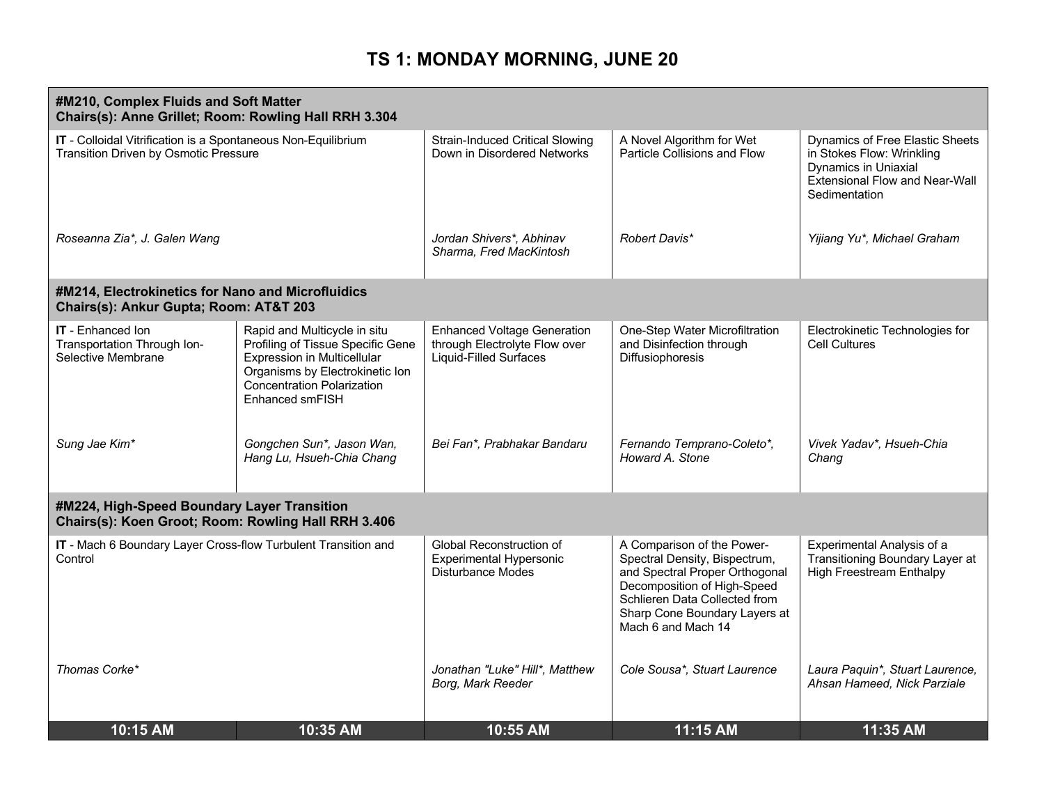# TS 1: MONDAY MORNING, JUNE 20

| 10:15 AM | 10:35 AM | 10:55 AM | 11:15 AM | 11:35 AM |
|---|---|---|---|---|
| **#M210, Complex Fluids and Soft Matter** **Chairs(s): Anne Grillet; Room: Rowling Hall RRH 3.304** | | | | |
| **IT** - Colloidal Vitrification is a Spontaneous Non-Equilibrium Transition Driven by Osmotic Pressure *Roseanna Zia\*, J. Galen Wang* | | Strain-Induced Critical Slowing Down in Disordered Networks *Jordan Shivers\*, Abhinav Sharma, Fred MacKintosh* | A Novel Algorithm for Wet Particle Collisions and Flow *Robert Davis\** | Dynamics of Free Elastic Sheets in Stokes Flow: Wrinkling Dynamics in Uniaxial Extensional Flow and Near-Wall Sedimentation *Yijiang Yu\*, Michael Graham* |
| **#M214, Electrokinetics for Nano and Microfluidics** **Chairs(s): Ankur Gupta; Room: AT&T 203** | | | | |
| **IT** - Enhanced Ion Transportation Through Ion-Selective Membrane *Sung Jae Kim\** | Rapid and Multicycle in situ Profiling of Tissue Specific Gene Expression in Multicellular Organisms by Electrokinetic Ion Concentration Polarization Enhanced smFISH *Gongchen Sun\*, Jason Wan, Hang Lu, Hsueh-Chia Chang* | Enhanced Voltage Generation through Electrolyte Flow over Liquid-Filled Surfaces *Bei Fan\*, Prabhakar Bandaru* | One-Step Water Microfiltration and Disinfection through Diffusiophoresis *Fernando Temprano-Coleto\*, Howard A. Stone* | Electrokinetic Technologies for Cell Cultures *Vivek Yadav\*, Hsueh-Chia Chang* |
| **#M224, High-Speed Boundary Layer Transition** **Chairs(s): Koen Groot; Room: Rowling Hall RRH 3.406** | | | | |
| **IT** - Mach 6 Boundary Layer Cross-flow Turbulent Transition and Control *Thomas Corke\** | | Global Reconstruction of Experimental Hypersonic Disturbance Modes *Jonathan "Luke" Hill\*, Matthew Borg, Mark Reeder* | A Comparison of the Power-Spectral Density, Bispectrum, and Spectral Proper Orthogonal Decomposition of High-Speed Schlieren Data Collected from Sharp Cone Boundary Layers at Mach 6 and Mach 14 *Cole Sousa\*, Stuart Laurence* | Experimental Analysis of a Transitioning Boundary Layer at High Freestream Enthalpy *Laura Paquin\*, Stuart Laurence, Ahsan Hameed, Nick Parziale* |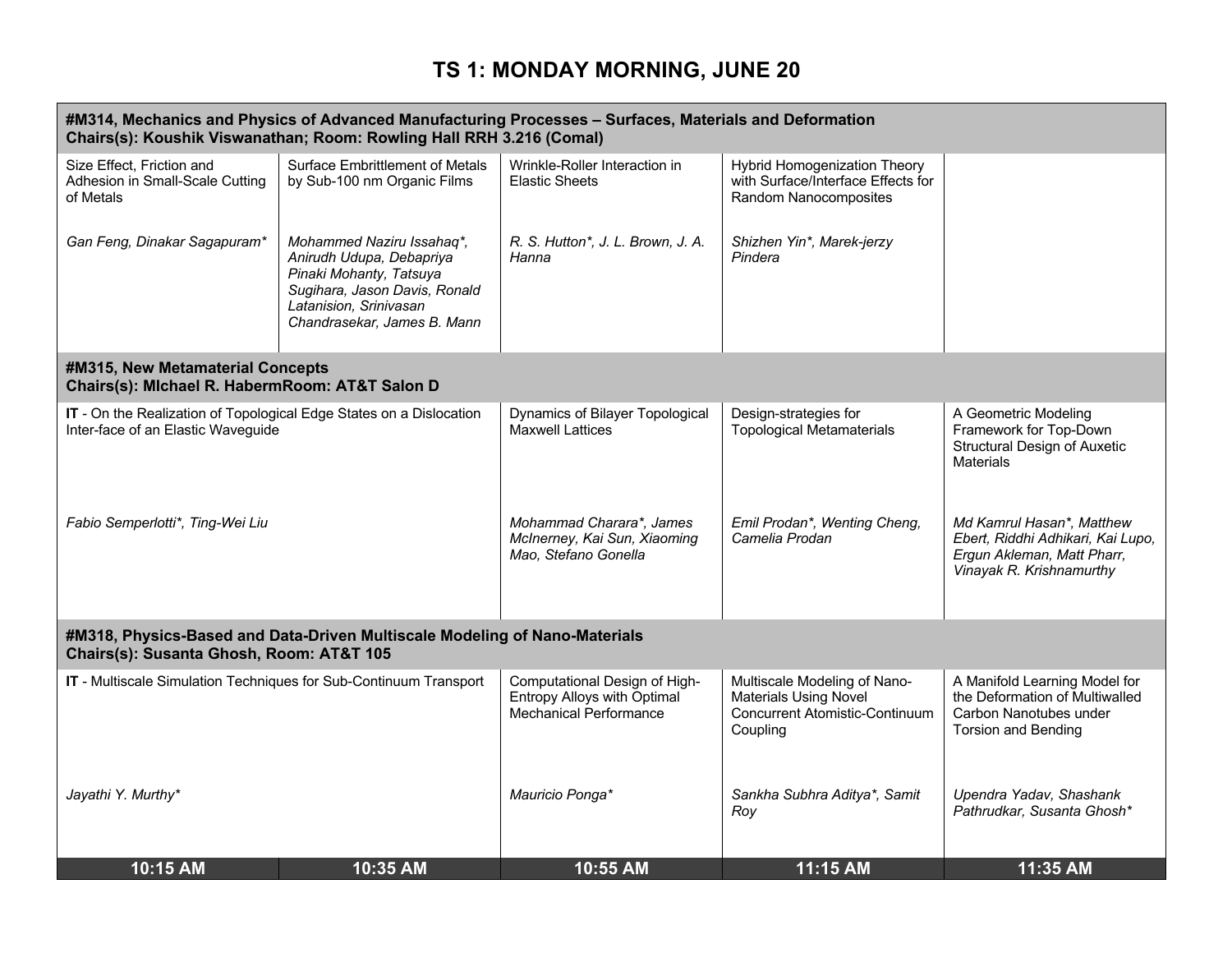# TS 1: MONDAY MORNING, JUNE 20

| 10:15 AM | 10:35 AM | 10:55 AM | 11:15 AM | 11:35 AM |
|---|---|---|---|---|
| **#M314, Mechanics and Physics of Advanced Manufacturing Processes – Surfaces, Materials and Deformation<br>Chairs(s): Koushik Viswanathan; Room: Rowling Hall RRH 3.216 (Comal)** | | | | |
| Size Effect, Friction and Adhesion in Small-Scale Cutting of Metals<br><br>*Gan Feng, Dinakar Sagapuram** | Surface Embrittlement of Metals by Sub-100 nm Organic Films<br><br>*Mohammed Naziru Issahaq*, Anirudh Udupa, Debapriya Pinaki Mohanty, Tatsuya Sugihara, Jason Davis, Ronald Latanision, Srinivasan Chandrasekar, James B. Mann* | Wrinkle-Roller Interaction in Elastic Sheets<br><br>*R. S. Hutton*, J. L. Brown, J. A. Hanna* | Hybrid Homogenization Theory with Surface/Interface Effects for Random Nanocomposites<br><br>*Shizhen Yin*, Marek-jerzy Pindera* | |
| **#M315, New Metamaterial Concepts<br>Chairs(s): MIchael R. HabermRoom: AT&T Salon D** | | | | |
| **IT** - On the Realization of Topological Edge States on a Dislocation Inter-face of an Elastic Waveguide<br><br>*Fabio Semperlotti*, Ting-Wei Liu* | | Dynamics of Bilayer Topological Maxwell Lattices<br><br>*Mohammad Charara*, James McInerney, Kai Sun, Xiaoming Mao, Stefano Gonella* | Design-strategies for Topological Metamaterials<br><br>*Emil Prodan*, Wenting Cheng, Camelia Prodan* | A Geometric Modeling Framework for Top-Down Structural Design of Auxetic Materials<br><br>*Md Kamrul Hasan*, Matthew Ebert, Riddhi Adhikari, Kai Lupo, Ergun Akleman, Matt Pharr, Vinayak R. Krishnamurthy* |
| **#M318, Physics-Based and Data-Driven Multiscale Modeling of Nano-Materials<br>Chairs(s): Susanta Ghosh, Room: AT&T 105** | | | | |
| **IT** - Multiscale Simulation Techniques for Sub-Continuum Transport<br><br>*Jayathi Y. Murthy** | | Computational Design of High-Entropy Alloys with Optimal Mechanical Performance<br><br>*Mauricio Ponga** | Multiscale Modeling of Nano-Materials Using Novel Concurrent Atomistic-Continuum Coupling<br><br>*Sankha Subhra Aditya*, Samit Roy* | A Manifold Learning Model for the Deformation of Multiwalled Carbon Nanotubes under Torsion and Bending<br><br>*Upendra Yadav, Shashank Pathrudkar, Susanta Ghosh** |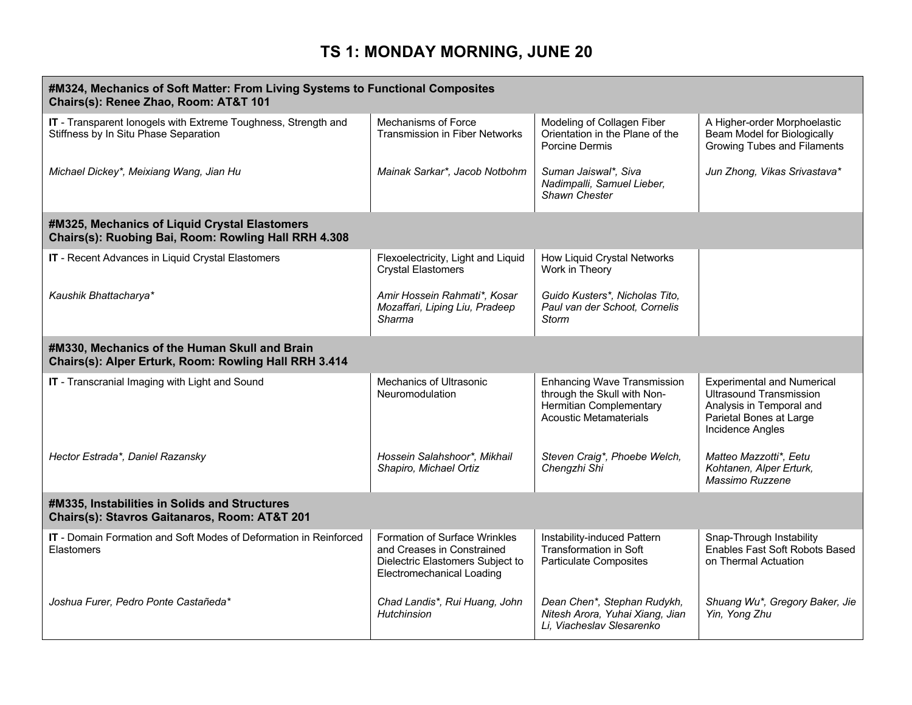# TS 1: MONDAY MORNING, JUNE 20

| **#M324, Mechanics of Soft Matter: From Living Systems to Functional Composites<br>Chairs(s): Renee Zhao, Room: AT&T 101** | | | |
|---|---|---|---|
| **IT** - Transparent Ionogels with Extreme Toughness, Strength and Stiffness by In Situ Phase Separation<br><br>*Michael Dickey\*, Meixiang Wang, Jian Hu* | Mechanisms of Force Transmission in Fiber Networks<br><br>*Mainak Sarkar\*, Jacob Notbohm* | Modeling of Collagen Fiber Orientation in the Plane of the Porcine Dermis<br><br>*Suman Jaiswal\*, Siva Nadimpalli, Samuel Lieber, Shawn Chester* | A Higher-order Morphoelastic Beam Model for Biologically Growing Tubes and Filaments<br><br>*Jun Zhong, Vikas Srivastava\** |
| **#M325, Mechanics of Liquid Crystal Elastomers<br>Chairs(s): Ruobing Bai, Room: Rowling Hall RRH 4.308** | | | |
| **IT** - Recent Advances in Liquid Crystal Elastomers<br><br>*Kaushik Bhattacharya\** | Flexoelectricity, Light and Liquid Crystal Elastomers<br><br>*Amir Hossein Rahmati\*, Kosar Mozaffari, Liping Liu, Pradeep Sharma* | How Liquid Crystal Networks Work in Theory<br><br>*Guido Kusters\*, Nicholas Tito, Paul van der Schoot, Cornelis Storm* | |
| **#M330, Mechanics of the Human Skull and Brain<br>Chairs(s): Alper Erturk, Room: Rowling Hall RRH 3.414** | | | |
| **IT** - Transcranial Imaging with Light and Sound<br><br>*Hector Estrada\*, Daniel Razansky* | Mechanics of Ultrasonic Neuromodulation<br><br>*Hossein Salahshoor\*, Mikhail Shapiro, Michael Ortiz* | Enhancing Wave Transmission through the Skull with Non-Hermitian Complementary Acoustic Metamaterials<br><br>*Steven Craig\*, Phoebe Welch, Chengzhi Shi* | Experimental and Numerical Ultrasound Transmission Analysis in Temporal and Parietal Bones at Large Incidence Angles<br><br>*Matteo Mazzotti\*, Eetu Kohtanen, Alper Erturk, Massimo Ruzzene* |
| **#M335, Instabilities in Solids and Structures<br>Chairs(s): Stavros Gaitanaros, Room: AT&T 201** | | | |
| **IT** - Domain Formation and Soft Modes of Deformation in Reinforced Elastomers<br><br>*Joshua Furer, Pedro Ponte Castañeda\** | Formation of Surface Wrinkles and Creases in Constrained Dielectric Elastomers Subject to Electromechanical Loading<br><br>*Chad Landis\*, Rui Huang, John Hutchinson* | Instability-induced Pattern Transformation in Soft Particulate Composites<br><br>*Dean Chen\*, Stephan Rudykh, Nitesh Arora, Yuhai Xiang, Jian Li, Viacheslav Slesarenko* | Snap-Through Instability Enables Fast Soft Robots Based on Thermal Actuation<br><br>*Shuang Wu\*, Gregory Baker, Jie Yin, Yong Zhu* |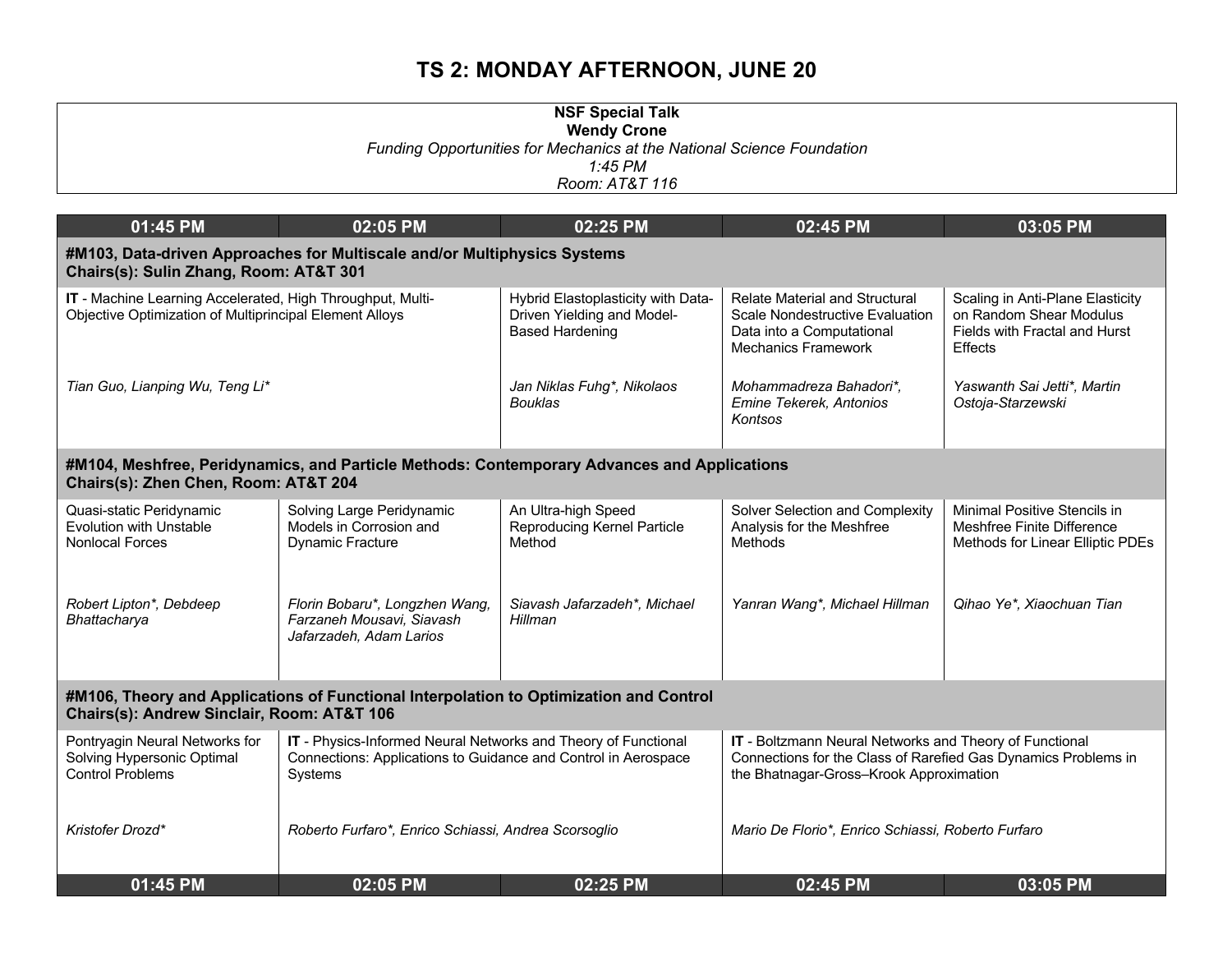# TS 2: MONDAY AFTERNOON, JUNE 20

**NSF Special Talk**
**Wendy Crone**
*Funding Opportunities for Mechanics at the National Science Foundation*
*1:45 PM*
*Room: AT&T 116*

| 01:45 PM | 02:05 PM | 02:25 PM | 02:45 PM | 03:05 PM |
|---|---|---|---|---|
| **#M103, Data-driven Approaches for Multiscale and/or Multiphysics Systems Chairs(s): Sulin Zhang, Room: AT&T 301** | | | | |
| **IT** - Machine Learning Accelerated, High Throughput, Multi-Objective Optimization of Multiprincipal Element Alloys<br><br>*Tian Guo, Lianping Wu, Teng Li** | | Hybrid Elastoplasticity with Data-Driven Yielding and Model-Based Hardening<br><br>*Jan Niklas Fuhg*, Nikolaos Bouklas* | Relate Material and Structural Scale Nondestructive Evaluation Data into a Computational Mechanics Framework<br><br>*Mohammadreza Bahadori*, Emine Tekerek, Antonios Kontsos* | Scaling in Anti-Plane Elasticity on Random Shear Modulus Fields with Fractal and Hurst Effects<br><br>*Yaswanth Sai Jetti*, Martin Ostoja-Starzewski* |
| **#M104, Meshfree, Peridynamics, and Particle Methods: Contemporary Advances and Applications Chairs(s): Zhen Chen, Room: AT&T 204** | | | | |
| Quasi-static Peridynamic Evolution with Unstable Nonlocal Forces<br><br>*Robert Lipton*, Debdeep Bhattacharya* | Solving Large Peridynamic Models in Corrosion and Dynamic Fracture<br><br>*Florin Bobaru*, Longzhen Wang, Farzaneh Mousavi, Siavash Jafarzadeh, Adam Larios* | An Ultra-high Speed Reproducing Kernel Particle Method<br><br>*Siavash Jafarzadeh*, Michael Hillman* | Solver Selection and Complexity Analysis for the Meshfree Methods<br><br>*Yanran Wang*, Michael Hillman* | Minimal Positive Stencils in Meshfree Finite Difference Methods for Linear Elliptic PDEs<br><br>*Qihao Ye*, Xiaochuan Tian* |
| **#M106, Theory and Applications of Functional Interpolation to Optimization and Control Chairs(s): Andrew Sinclair, Room: AT&T 106** | | | | |
| Pontryagin Neural Networks for Solving Hypersonic Optimal Control Problems<br><br>*Kristofer Drozd** | **IT** - Physics-Informed Neural Networks and Theory of Functional Connections: Applications to Guidance and Control in Aerospace Systems<br><br>*Roberto Furfaro*, Enrico Schiassi, Andrea Scorsoglio* | | **IT** - Boltzmann Neural Networks and Theory of Functional Connections for the Class of Rarefied Gas Dynamics Problems in the Bhatnagar-Gross–Krook Approximation<br><br>*Mario De Florio*, Enrico Schiassi, Roberto Furfaro* | |
| **01:45 PM** | **02:05 PM** | **02:25 PM** | **02:45 PM** | **03:05 PM** |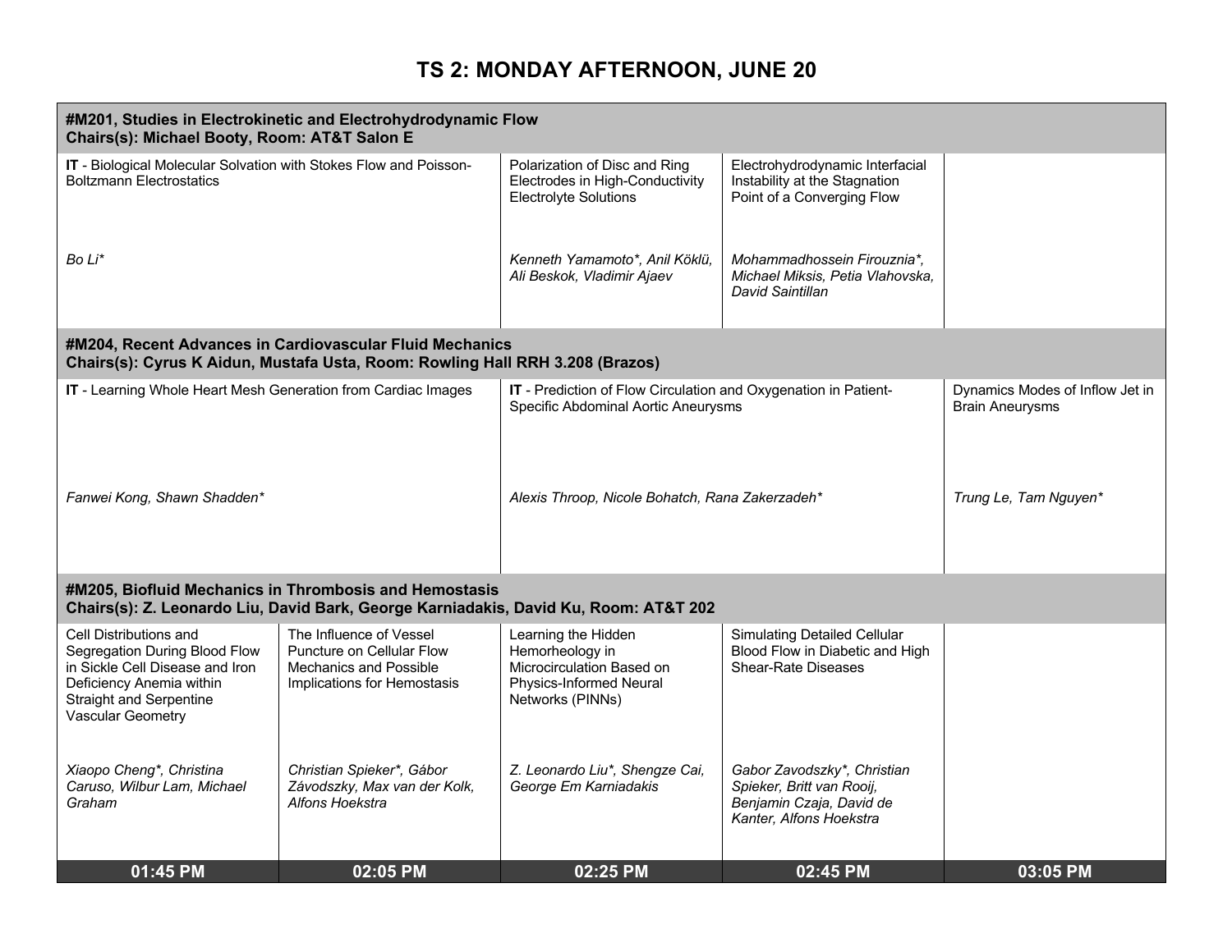# TS 2: MONDAY AFTERNOON, JUNE 20

| 01:45 PM | 02:05 PM | 02:25 PM | 02:45 PM | 03:05 PM |
|---|---|---|---|---|
| **#M201, Studies in Electrokinetic and Electrohydrodynamic Flow** **Chairs(s): Michael Booty, Room: AT&T Salon E** | | | | |
| **IT** - Biological Molecular Solvation with Stokes Flow and Poisson-Boltzmann Electrostatics *Bo Li** | | Polarization of Disc and Ring Electrodes in High-Conductivity Electrolyte Solutions *Kenneth Yamamoto*, Anil Köklü, Ali Beskok, Vladimir Ajaev* | Electrohydrodynamic Interfacial Instability at the Stagnation Point of a Converging Flow *Mohammadhossein Firouznia*, Michael Miksis, Petia Vlahovska, David Saintillan* | |
| **#M204, Recent Advances in Cardiovascular Fluid Mechanics** **Chairs(s): Cyrus K Aidun, Mustafa Usta, Room: Rowling Hall RRH 3.208 (Brazos)** | | | | |
| **IT** - Learning Whole Heart Mesh Generation from Cardiac Images *Fanwei Kong, Shawn Shadden** | | **IT** - Prediction of Flow Circulation and Oxygenation in Patient-Specific Abdominal Aortic Aneurysms *Alexis Throop, Nicole Bohatch, Rana Zakerzadeh** | | Dynamics Modes of Inflow Jet in Brain Aneurysms *Trung Le, Tam Nguyen** |
| **#M205, Biofluid Mechanics in Thrombosis and Hemostasis** **Chairs(s): Z. Leonardo Liu, David Bark, George Karniadakis, David Ku, Room: AT&T 202** | | | | |
| Cell Distributions and Segregation During Blood Flow in Sickle Cell Disease and Iron Deficiency Anemia within Straight and Serpentine Vascular Geometry *Xiaopo Cheng*, Christina Caruso, Wilbur Lam, Michael Graham* | The Influence of Vessel Puncture on Cellular Flow Mechanics and Possible Implications for Hemostasis *Christian Spieker*, Gábor Závodszky, Max van der Kolk, Alfons Hoekstra* | Learning the Hidden Hemorheology in Microcirculation Based on Physics-Informed Neural Networks (PINNs) *Z. Leonardo Liu*, Shengze Cai, George Em Karniadakis* | Simulating Detailed Cellular Blood Flow in Diabetic and High Shear-Rate Diseases *Gabor Zavodszky*, Christian Spieker, Britt van Rooij, Benjamin Czaja, David de Kanter, Alfons Hoekstra* | |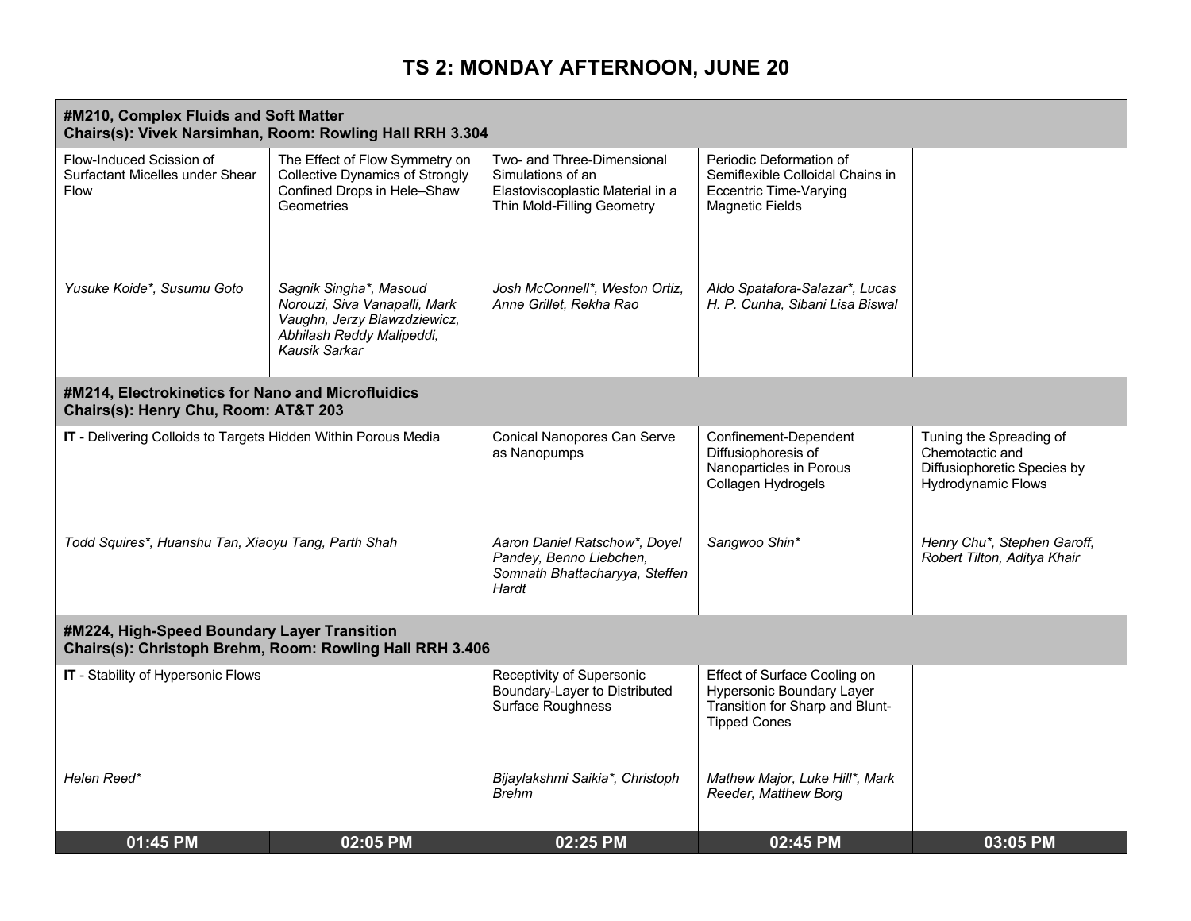# TS 2: MONDAY AFTERNOON, JUNE 20

| 01:45 PM | 02:05 PM | 02:25 PM | 02:45 PM | 03:05 PM |
|---|---|---|---|---|
| **#M210, Complex Fluids and Soft Matter** **Chairs(s): Vivek Narsimhan, Room: Rowling Hall RRH 3.304** | | | | |
| Flow-Induced Scission of Surfactant Micelles under Shear Flow<br><br>*Yusuke Koide*, Susumu Goto* | The Effect of Flow Symmetry on Collective Dynamics of Strongly Confined Drops in Hele–Shaw Geometries<br><br>*Sagnik Singha*, Masoud Norouzi, Siva Vanapalli, Mark Vaughn, Jerzy Blawzdziewicz, Abhilash Reddy Malipeddi, Kausik Sarkar* | Two- and Three-Dimensional Simulations of an Elastoviscoplastic Material in a Thin Mold-Filling Geometry<br><br>*Josh McConnell*, Weston Ortiz, Anne Grillet, Rekha Rao* | Periodic Deformation of Semiflexible Colloidal Chains in Eccentric Time-Varying Magnetic Fields<br><br>*Aldo Spatafora-Salazar*, Lucas H. P. Cunha, Sibani Lisa Biswal* | |
| **#M214, Electrokinetics for Nano and Microfluidics** **Chairs(s): Henry Chu, Room: AT&T 203** | | | | |
| **IT** - Delivering Colloids to Targets Hidden Within Porous Media<br><br>*Todd Squires*, Huanshu Tan, Xiaoyu Tang, Parth Shah* | | Conical Nanopores Can Serve as Nanopumps<br><br>*Aaron Daniel Ratschow*, Doyel Pandey, Benno Liebchen, Somnath Bhattacharyya, Steffen Hardt* | Confinement-Dependent Diffusiophoresis of Nanoparticles in Porous Collagen Hydrogels<br><br>*Sangwoo Shin** | Tuning the Spreading of Chemotactic and Diffusiophoretic Species by Hydrodynamic Flows<br><br>*Henry Chu*, Stephen Garoff, Robert Tilton, Aditya Khair* |
| **#M224, High-Speed Boundary Layer Transition** **Chairs(s): Christoph Brehm, Room: Rowling Hall RRH 3.406** | | | | |
| **IT** - Stability of Hypersonic Flows<br><br>*Helen Reed** | | Receptivity of Supersonic Boundary-Layer to Distributed Surface Roughness<br><br>*Bijaylakshmi Saikia*, Christoph Brehm* | Effect of Surface Cooling on Hypersonic Boundary Layer Transition for Sharp and Blunt-Tipped Cones<br><br>*Mathew Major, Luke Hill*, Mark Reeder, Matthew Borg* | |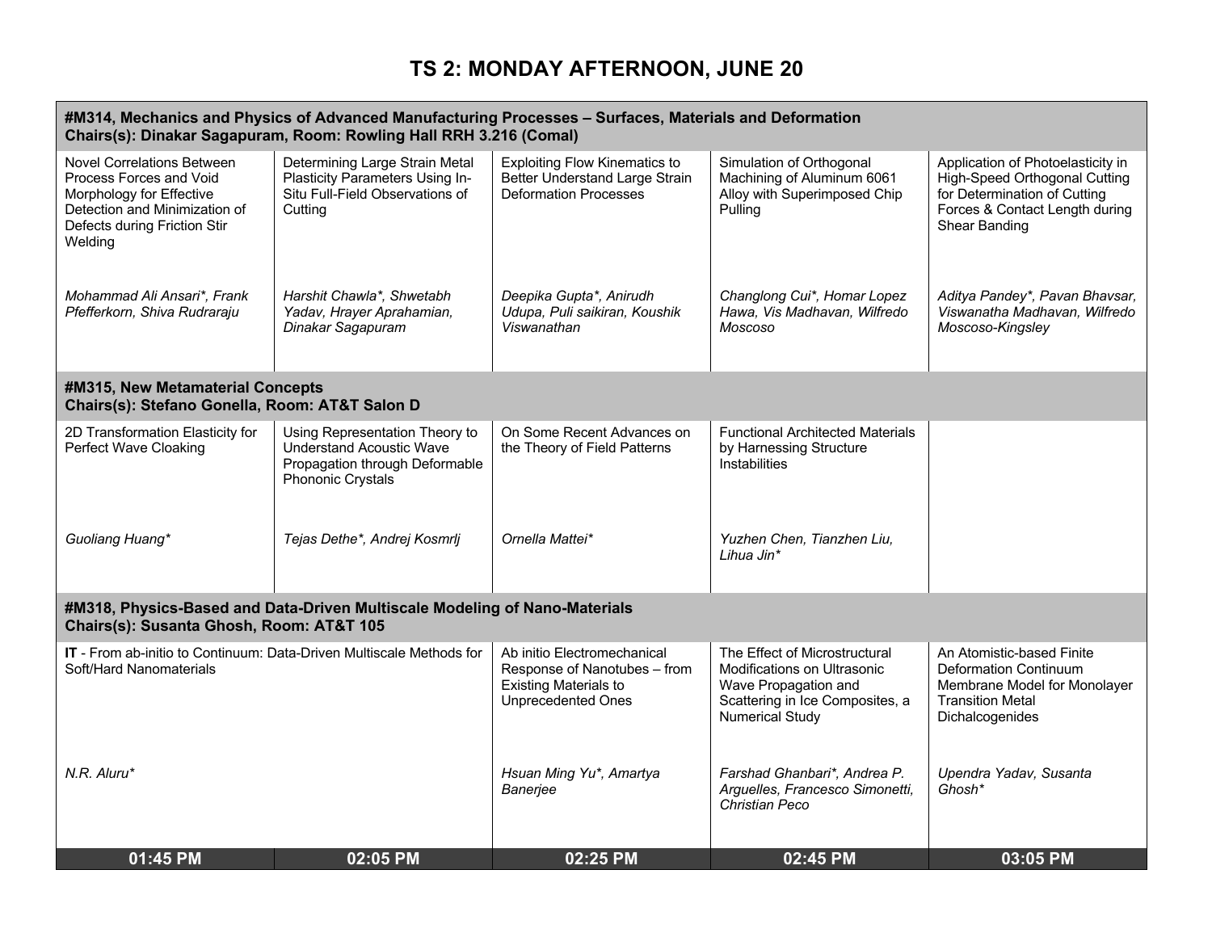# TS 2: MONDAY AFTERNOON, JUNE 20

| 01:45 PM | 02:05 PM | 02:25 PM | 02:45 PM | 03:05 PM |
|---|---|---|---|---|
| **#M314, Mechanics and Physics of Advanced Manufacturing Processes – Surfaces, Materials and Deformation**<br>**Chairs(s): Dinakar Sagapuram, Room: Rowling Hall RRH 3.216 (Comal)** | | | | |
| Novel Correlations Between Process Forces and Void Morphology for Effective Detection and Minimization of Defects during Friction Stir Welding<br><br>*Mohammad Ali Ansari\*, Frank Pfefferkorn, Shiva Rudraraju* | Determining Large Strain Metal Plasticity Parameters Using In-Situ Full-Field Observations of Cutting<br><br>*Harshit Chawla\*, Shwetabh Yadav, Hrayer Aprahamian, Dinakar Sagapuram* | Exploiting Flow Kinematics to Better Understand Large Strain Deformation Processes<br><br>*Deepika Gupta\*, Anirudh Udupa, Puli saikiran, Koushik Viswanathan* | Simulation of Orthogonal Machining of Aluminum 6061 Alloy with Superimposed Chip Pulling<br><br>*Changlong Cui\*, Homar Lopez Hawa, Vis Madhavan, Wilfredo Moscoso* | Application of Photoelasticity in High-Speed Orthogonal Cutting for Determination of Cutting Forces & Contact Length during Shear Banding<br><br>*Aditya Pandey\*, Pavan Bhavsar, Viswanatha Madhavan, Wilfredo Moscoso-Kingsley* |
| **#M315, New Metamaterial Concepts**<br>**Chairs(s): Stefano Gonella, Room: AT&T Salon D** | | | | |
| 2D Transformation Elasticity for Perfect Wave Cloaking<br><br>*Guoliang Huang\** | Using Representation Theory to Understand Acoustic Wave Propagation through Deformable Phononic Crystals<br><br>*Tejas Dethe\*, Andrej Kosmrlj* | On Some Recent Advances on the Theory of Field Patterns<br><br>*Ornella Mattei\** | Functional Architected Materials by Harnessing Structure Instabilities<br><br>*Yuzhen Chen, Tianzhen Liu, Lihua Jin\** | |
| **#M318, Physics-Based and Data-Driven Multiscale Modeling of Nano-Materials**<br>**Chairs(s): Susanta Ghosh, Room: AT&T 105** | | | | |
| **IT** - From ab-initio to Continuum: Data-Driven Multiscale Methods for Soft/Hard Nanomaterials<br><br>*N.R. Aluru\** | | Ab initio Electromechanical Response of Nanotubes – from Existing Materials to Unprecedented Ones<br><br>*Hsuan Ming Yu\*, Amartya Banerjee* | The Effect of Microstructural Modifications on Ultrasonic Wave Propagation and Scattering in Ice Composites, a Numerical Study<br><br>*Farshad Ghanbari\*, Andrea P. Arguelles, Francesco Simonetti, Christian Peco* | An Atomistic-based Finite Deformation Continuum Membrane Model for Monolayer Transition Metal Dichalcogenides<br><br>*Upendra Yadav, Susanta Ghosh\** |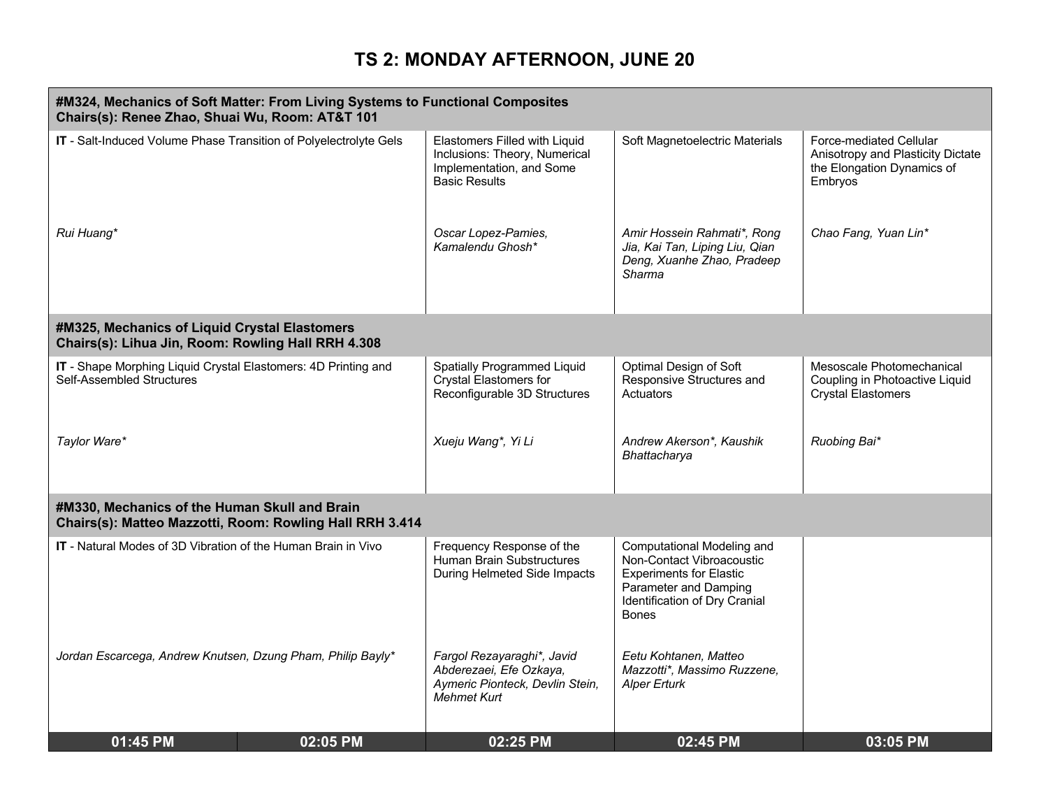# TS 2: MONDAY AFTERNOON, JUNE 20

| 01:45 PM | 02:05 PM | 02:25 PM | 02:45 PM | 03:05 PM |
|---|---|---|---|---|
| **#M324, Mechanics of Soft Matter: From Living Systems to Functional Composites<br>Chairs(s): Renee Zhao, Shuai Wu, Room: AT&T 101** | | | | |
| **IT** - Salt-Induced Volume Phase Transition of Polyelectrolyte Gels<br><br>*Rui Huang** | | Elastomers Filled with Liquid Inclusions: Theory, Numerical Implementation, and Some Basic Results<br><br>*Oscar Lopez-Pamies, Kamalendu Ghosh** | Soft Magnetoelectric Materials<br><br>*Amir Hossein Rahmati*, Rong Jia, Kai Tan, Liping Liu, Qian Deng, Xuanhe Zhao, Pradeep Sharma* | Force-mediated Cellular Anisotropy and Plasticity Dictate the Elongation Dynamics of Embryos<br><br>*Chao Fang, Yuan Lin** |
| **#M325, Mechanics of Liquid Crystal Elastomers<br>Chairs(s): Lihua Jin, Room: Rowling Hall RRH 4.308** | | | | |
| **IT** - Shape Morphing Liquid Crystal Elastomers: 4D Printing and Self-Assembled Structures<br><br>*Taylor Ware** | | Spatially Programmed Liquid Crystal Elastomers for Reconfigurable 3D Structures<br><br>*Xueju Wang*, Yi Li* | Optimal Design of Soft Responsive Structures and Actuators<br><br>*Andrew Akerson*, Kaushik Bhattacharya* | Mesoscale Photomechanical Coupling in Photoactive Liquid Crystal Elastomers<br><br>*Ruobing Bai** |
| **#M330, Mechanics of the Human Skull and Brain<br>Chairs(s): Matteo Mazzotti, Room: Rowling Hall RRH 3.414** | | | | |
| **IT** - Natural Modes of 3D Vibration of the Human Brain in Vivo<br><br>*Jordan Escarcega, Andrew Knutsen, Dzung Pham, Philip Bayly** | | Frequency Response of the Human Brain Substructures During Helmeted Side Impacts<br><br>*Fargol Rezayaraghi*, Javid Abderezaei, Efe Ozkaya, Aymeric Pionteck, Devlin Stein, Mehmet Kurt* | Computational Modeling and Non-Contact Vibroacoustic Experiments for Elastic Parameter and Damping Identification of Dry Cranial Bones<br><br>*Eetu Kohtanen, Matteo Mazzotti*, Massimo Ruzzene, Alper Erturk* | |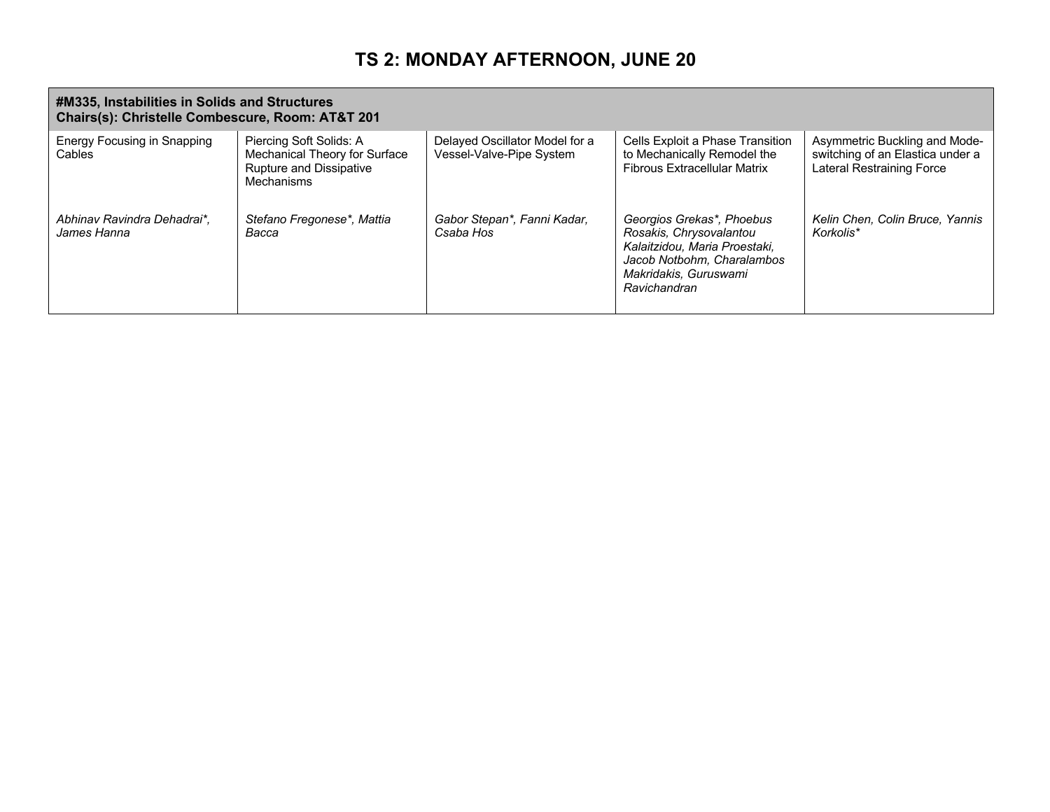# TS 2: MONDAY AFTERNOON, JUNE 20

| **#M335, Instabilities in Solids and Structures**<br>**Chairs(s): Christelle Combescure, Room: AT&T 201** | | | | |
|---|---|---|---|---|
| Energy Focusing in Snapping Cables<br><br>*Abhinav Ravindra Dehadrai*, James Hanna* | Piercing Soft Solids: A Mechanical Theory for Surface Rupture and Dissipative Mechanisms<br><br>*Stefano Fregonese*, Mattia Bacca* | Delayed Oscillator Model for a Vessel-Valve-Pipe System<br><br>*Gabor Stepan*, Fanni Kadar, Csaba Hos* | Cells Exploit a Phase Transition to Mechanically Remodel the Fibrous Extracellular Matrix<br><br>*Georgios Grekas*, Phoebus Rosakis, Chrysovalantou Kalaitzidou, Maria Proestaki, Jacob Notbohm, Charalambos Makridakis, Guruswami Ravichandran* | Asymmetric Buckling and Mode-switching of an Elastica under a Lateral Restraining Force<br><br>*Kelin Chen, Colin Bruce, Yannis Korkolis** |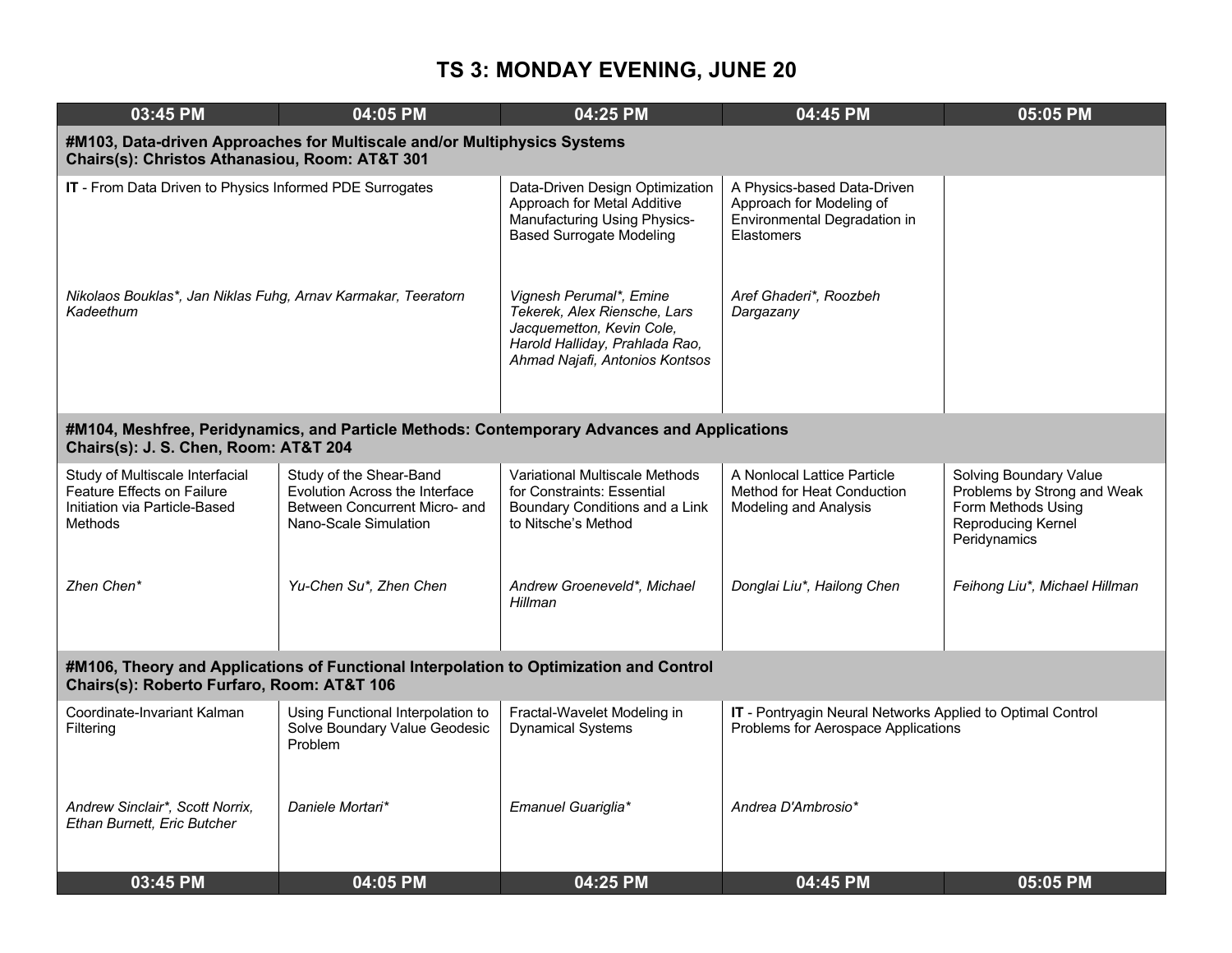# TS 3: MONDAY EVENING, JUNE 20

| 03:45 PM | 04:05 PM | 04:25 PM | 04:45 PM | 05:05 PM |
|---|---|---|---|---|
| **#M103, Data-driven Approaches for Multiscale and/or Multiphysics Systems<br>Chairs(s): Christos Athanasiou, Room: AT&T 301** | | | | |
| **IT** - From Data Driven to Physics Informed PDE Surrogates<br><br>*Nikolaos Bouklas\*, Jan Niklas Fuhg, Arnav Karmakar, Teeratorn Kadeethum* | | Data-Driven Design Optimization Approach for Metal Additive Manufacturing Using Physics-Based Surrogate Modeling<br><br>*Vignesh Perumal\*, Emine Tekerek, Alex Riensche, Lars Jacquemetton, Kevin Cole, Harold Halliday, Prahlada Rao, Ahmad Najafi, Antonios Kontsos* | A Physics-based Data-Driven Approach for Modeling of Environmental Degradation in Elastomers<br><br>*Aref Ghaderi\*, Roozbeh Dargazany* | |
| **#M104, Meshfree, Peridynamics, and Particle Methods: Contemporary Advances and Applications<br>Chairs(s): J. S. Chen, Room: AT&T 204** | | | | |
| Study of Multiscale Interfacial Feature Effects on Failure Initiation via Particle-Based Methods<br><br>*Zhen Chen\** | Study of the Shear-Band Evolution Across the Interface Between Concurrent Micro- and Nano-Scale Simulation<br><br>*Yu-Chen Su\*, Zhen Chen* | Variational Multiscale Methods for Constraints: Essential Boundary Conditions and a Link to Nitsche's Method<br><br>*Andrew Groeneveld\*, Michael Hillman* | A Nonlocal Lattice Particle Method for Heat Conduction Modeling and Analysis<br><br>*Donglai Liu\*, Hailong Chen* | Solving Boundary Value Problems by Strong and Weak Form Methods Using Reproducing Kernel Peridynamics<br><br>*Feihong Liu\*, Michael Hillman* |
| **#M106, Theory and Applications of Functional Interpolation to Optimization and Control<br>Chairs(s): Roberto Furfaro, Room: AT&T 106** | | | | |
| Coordinate-Invariant Kalman Filtering<br><br>*Andrew Sinclair\*, Scott Norrix, Ethan Burnett, Eric Butcher* | Using Functional Interpolation to Solve Boundary Value Geodesic Problem<br><br>*Daniele Mortari\** | Fractal-Wavelet Modeling in Dynamical Systems<br><br>*Emanuel Guariglia\** | **IT** - Pontryagin Neural Networks Applied to Optimal Control Problems for Aerospace Applications<br><br>*Andrea D'Ambrosio\** | |
| 03:45 PM | 04:05 PM | 04:25 PM | 04:45 PM | 05:05 PM |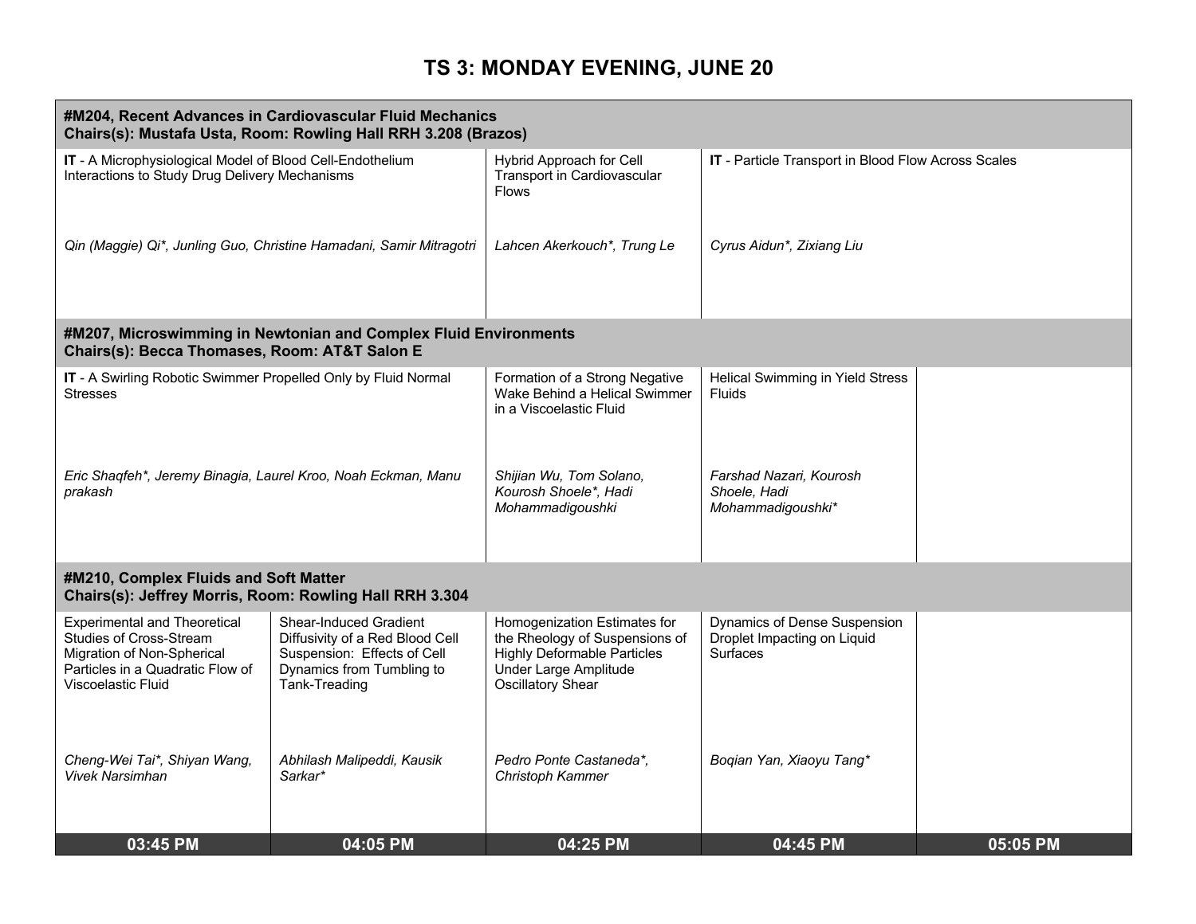# TS 3: MONDAY EVENING, JUNE 20

| 03:45 PM | 04:05 PM | 04:25 PM | 04:45 PM | 05:05 PM |
|---|---|---|---|---|
| **#M204, Recent Advances in Cardiovascular Fluid Mechanics**<br>**Chairs(s): Mustafa Usta, Room: Rowling Hall RRH 3.208 (Brazos)** | | | | |
| **IT** - A Microphysiological Model of Blood Cell-Endothelium Interactions to Study Drug Delivery Mechanisms<br>*Qin (Maggie) Qi\*, Junling Guo, Christine Hamadani, Samir Mitragotri* | | Hybrid Approach for Cell Transport in Cardiovascular Flows<br>*Lahcen Akerkouch\*, Trung Le* | **IT** - Particle Transport in Blood Flow Across Scales<br>*Cyrus Aidun\*, Zixiang Liu* | |
| **#M207, Microswimming in Newtonian and Complex Fluid Environments**<br>**Chairs(s): Becca Thomases, Room: AT&T Salon E** | | | | |
| **IT** - A Swirling Robotic Swimmer Propelled Only by Fluid Normal Stresses<br>*Eric Shaqfeh\*, Jeremy Binagia, Laurel Kroo, Noah Eckman, Manu prakash* | | Formation of a Strong Negative Wake Behind a Helical Swimmer in a Viscoelastic Fluid<br>*Shijian Wu, Tom Solano, Kourosh Shoele\*, Hadi Mohammadigoushki* | Helical Swimming in Yield Stress Fluids<br>*Farshad Nazari, Kourosh Shoele, Hadi Mohammadigoushki\** | |
| **#M210, Complex Fluids and Soft Matter**<br>**Chairs(s): Jeffrey Morris, Room: Rowling Hall RRH 3.304** | | | | |
| Experimental and Theoretical Studies of Cross-Stream Migration of Non-Spherical Particles in a Quadratic Flow of Viscoelastic Fluid<br>*Cheng-Wei Tai\*, Shiyan Wang, Vivek Narsimhan* | Shear-Induced Gradient Diffusivity of a Red Blood Cell Suspension: Effects of Cell Dynamics from Tumbling to Tank-Treading<br>*Abhilash Malipeddi, Kausik Sarkar\** | Homogenization Estimates for the Rheology of Suspensions of Highly Deformable Particles Under Large Amplitude Oscillatory Shear<br>*Pedro Ponte Castaneda\*, Christoph Kammer* | Dynamics of Dense Suspension Droplet Impacting on Liquid Surfaces<br>*Boqian Yan, Xiaoyu Tang\** | |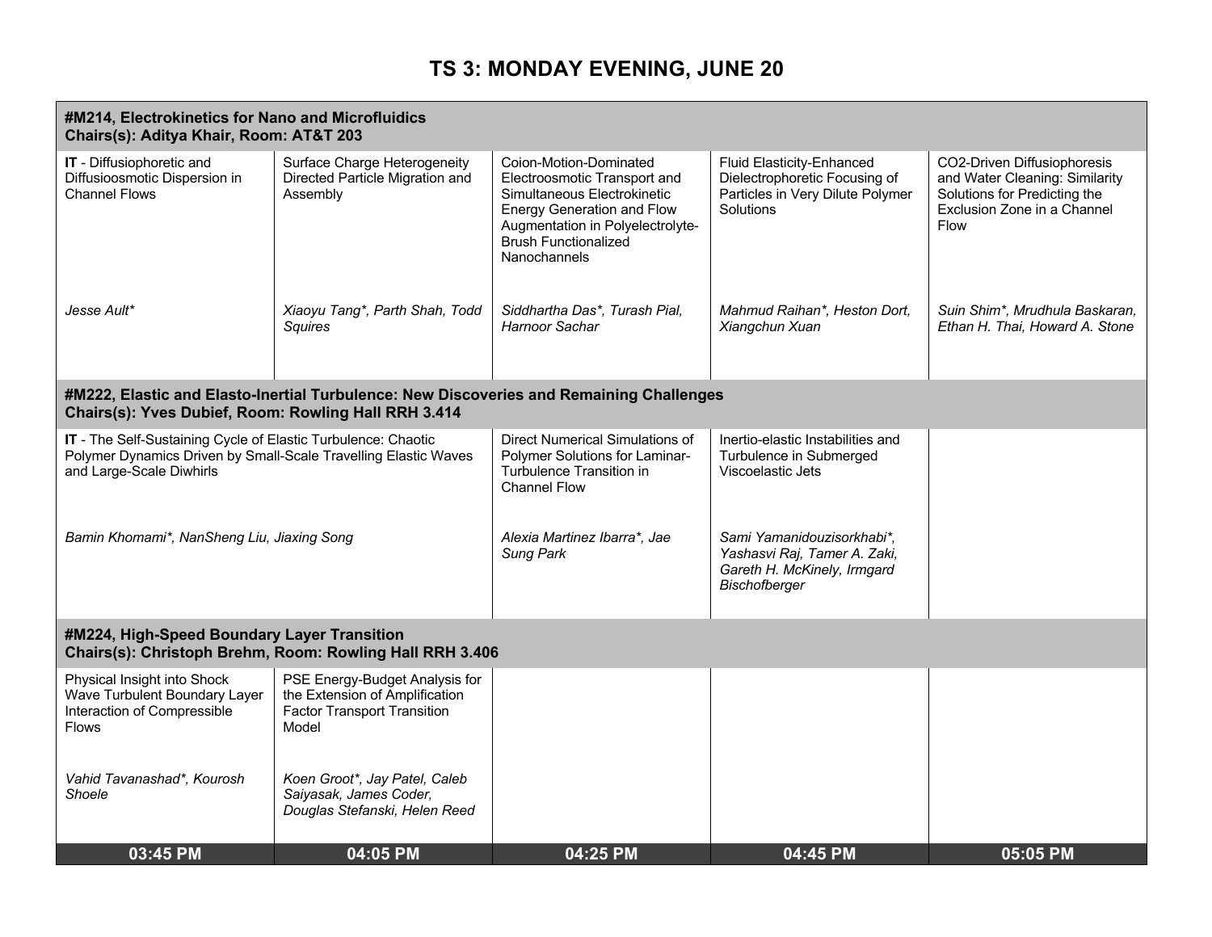# TS 3: MONDAY EVENING, JUNE 20

| Session | 03:45 PM | 04:05 PM | 04:25 PM | 04:45 PM | 05:05 PM |
|---|---|---|---|---|---|
| **#M214, Electrokinetics for Nano and Microfluidics**<br>**Chairs(s): Aditya Khair, Room: AT&T 203** | **IT** - Diffusiophoretic and Diffusioosmotic Dispersion in Channel Flows<br>*Jesse Ault** | Surface Charge Heterogeneity Directed Particle Migration and Assembly<br>*Xiaoyu Tang*, Parth Shah, Todd Squires* | Coion-Motion-Dominated Electroosmotic Transport and Simultaneous Electrokinetic Energy Generation and Flow Augmentation in Polyelectrolyte-Brush Functionalized Nanochannels<br>*Siddhartha Das*, Turash Pial, Harnoor Sachar* | Fluid Elasticity-Enhanced Dielectrophoretic Focusing of Particles in Very Dilute Polymer Solutions<br>*Mahmud Raihan*, Heston Dort, Xiangchun Xuan* | CO2-Driven Diffusiophoresis and Water Cleaning: Similarity Solutions for Predicting the Exclusion Zone in a Channel Flow<br>*Suin Shim*, Mrudhula Baskaran, Ethan H. Thai, Howard A. Stone* |
| **#M222, Elastic and Elasto-Inertial Turbulence: New Discoveries and Remaining Challenges**<br>**Chairs(s): Yves Dubief, Room: Rowling Hall RRH 3.414** | **IT** - The Self-Sustaining Cycle of Elastic Turbulence: Chaotic Polymer Dynamics Driven by Small-Scale Travelling Elastic Waves and Large-Scale Diwhirls<br>*Bamin Khomami*, NanSheng Liu, Jiaxing Song* | | Direct Numerical Simulations of Polymer Solutions for Laminar-Turbulence Transition in Channel Flow<br>*Alexia Martinez Ibarra*, Jae Sung Park* | Inertio-elastic Instabilities and Turbulence in Submerged Viscoelastic Jets<br>*Sami Yamanidouzisorkhabi*, Yashasvi Raj, Tamer A. Zaki, Gareth H. McKinely, Irmgard Bischofberger* | |
| **#M224, High-Speed Boundary Layer Transition**<br>**Chairs(s): Christoph Brehm, Room: Rowling Hall RRH 3.406** | Physical Insight into Shock Wave Turbulent Boundary Layer Interaction of Compressible Flows<br>*Vahid Tavanashad*, Kourosh Shoele* | PSE Energy-Budget Analysis for the Extension of Amplification Factor Transport Transition Model<br>*Koen Groot*, Jay Patel, Caleb Saiyasak, James Coder, Douglas Stefanski, Helen Reed* | | | |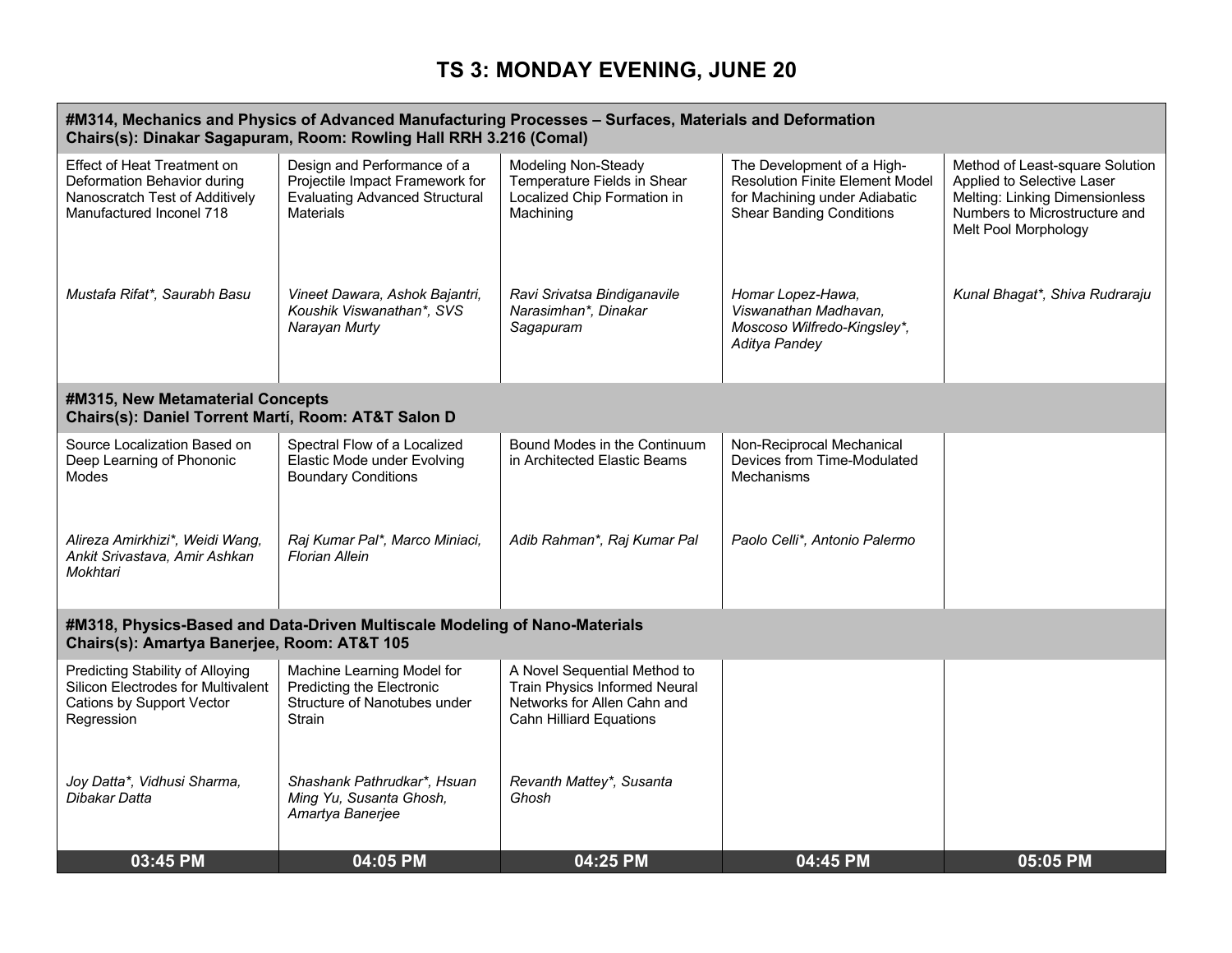# TS 3: MONDAY EVENING, JUNE 20

| 03:45 PM | 04:05 PM | 04:25 PM | 04:45 PM | 05:05 PM |
|---|---|---|---|---|
| **#M314, Mechanics and Physics of Advanced Manufacturing Processes – Surfaces, Materials and Deformation Chairs(s): Dinakar Sagapuram, Room: Rowling Hall RRH 3.216 (Comal)** | | | | |
| Effect of Heat Treatment on Deformation Behavior during Nanoscratch Test of Additively Manufactured Inconel 718<br><br>*Mustafa Rifat\*, Saurabh Basu* | Design and Performance of a Projectile Impact Framework for Evaluating Advanced Structural Materials<br><br>*Vineet Dawara, Ashok Bajantri, Koushik Viswanathan\*, SVS Narayan Murty* | Modeling Non-Steady Temperature Fields in Shear Localized Chip Formation in Machining<br><br>*Ravi Srivatsa Bindiganavile Narasimhan\*, Dinakar Sagapuram* | The Development of a High-Resolution Finite Element Model for Machining under Adiabatic Shear Banding Conditions<br><br>*Homar Lopez-Hawa, Viswanathan Madhavan, Moscoso Wilfredo-Kingsley\*, Aditya Pandey* | Method of Least-square Solution Applied to Selective Laser Melting: Linking Dimensionless Numbers to Microstructure and Melt Pool Morphology<br><br>*Kunal Bhagat\*, Shiva Rudraraju* |
| **#M315, New Metamaterial Concepts Chairs(s): Daniel Torrent Martí, Room: AT&T Salon D** | | | | |
| Source Localization Based on Deep Learning of Phononic Modes<br><br>*Alireza Amirkhizi\*, Weidi Wang, Ankit Srivastava, Amir Ashkan Mokhtari* | Spectral Flow of a Localized Elastic Mode under Evolving Boundary Conditions<br><br>*Raj Kumar Pal\*, Marco Miniaci, Florian Allein* | Bound Modes in the Continuum in Architected Elastic Beams<br><br>*Adib Rahman\*, Raj Kumar Pal* | Non-Reciprocal Mechanical Devices from Time-Modulated Mechanisms<br><br>*Paolo Celli\*, Antonio Palermo* | |
| **#M318, Physics-Based and Data-Driven Multiscale Modeling of Nano-Materials Chairs(s): Amartya Banerjee, Room: AT&T 105** | | | | |
| Predicting Stability of Alloying Silicon Electrodes for Multivalent Cations by Support Vector Regression<br><br>*Joy Datta\*, Vidhusi Sharma, Dibakar Datta* | Machine Learning Model for Predicting the Electronic Structure of Nanotubes under Strain<br><br>*Shashank Pathrudkar\*, Hsuan Ming Yu, Susanta Ghosh, Amartya Banerjee* | A Novel Sequential Method to Train Physics Informed Neural Networks for Allen Cahn and Cahn Hilliard Equations<br><br>*Revanth Mattey\*, Susanta Ghosh* | | |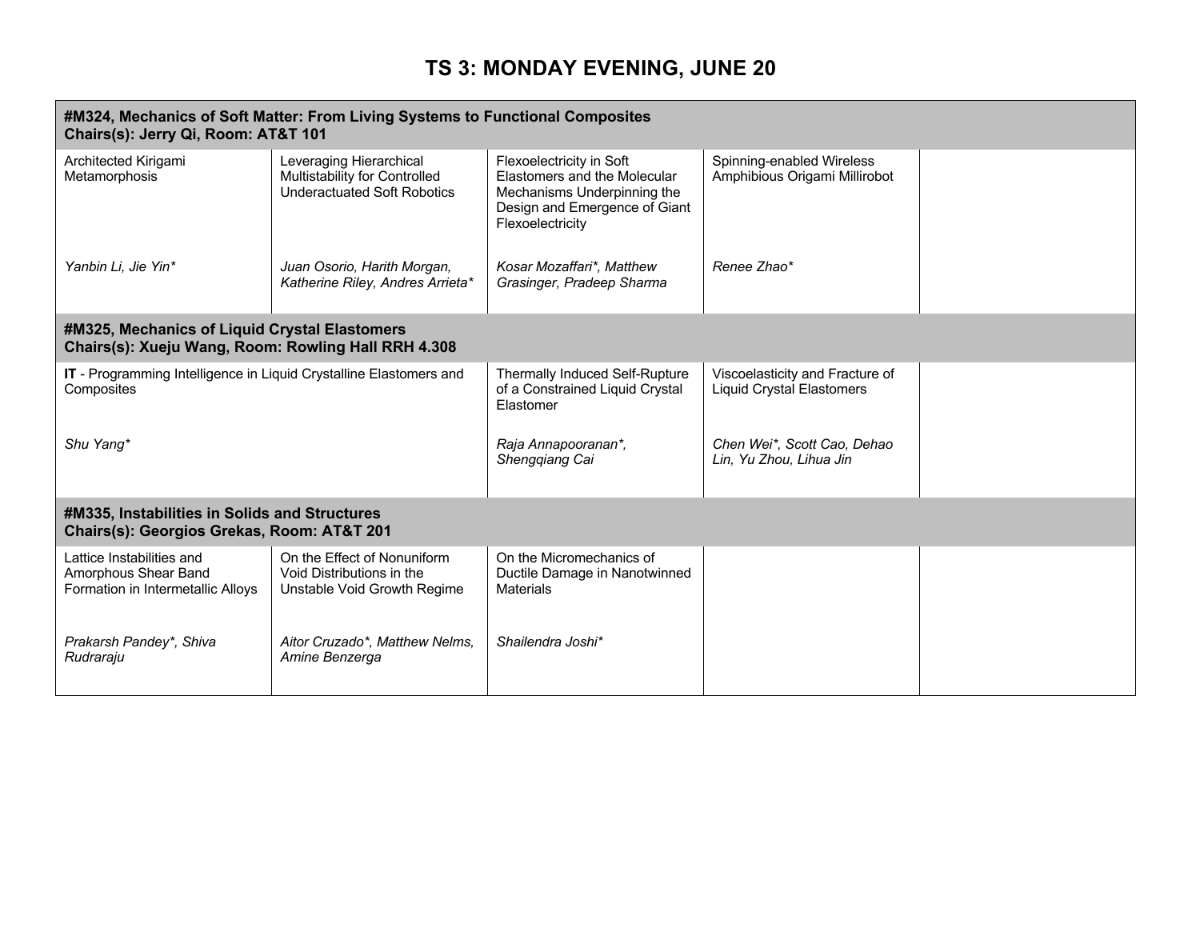# TS 3: MONDAY EVENING, JUNE 20

| **#M324, Mechanics of Soft Matter: From Living Systems to Functional Composites<br>Chairs(s): Jerry Qi, Room: AT&T 101** | | | | |
|---|---|---|---|---|
| Architected Kirigami Metamorphosis<br><br>*Yanbin Li, Jie Yin** | Leveraging Hierarchical Multistability for Controlled Underactuated Soft Robotics<br><br>*Juan Osorio, Harith Morgan, Katherine Riley, Andres Arrieta** | Flexoelectricity in Soft Elastomers and the Molecular Mechanisms Underpinning the Design and Emergence of Giant Flexoelectricity<br><br>*Kosar Mozaffari*, Matthew Grasinger, Pradeep Sharma* | Spinning-enabled Wireless Amphibious Origami Millirobot<br><br>*Renee Zhao** | |
| **#M325, Mechanics of Liquid Crystal Elastomers<br>Chairs(s): Xueju Wang, Room: Rowling Hall RRH 4.308** | | | | |
| **IT** - Programming Intelligence in Liquid Crystalline Elastomers and Composites<br><br>*Shu Yang** | | Thermally Induced Self-Rupture of a Constrained Liquid Crystal Elastomer<br><br>*Raja Annapooranan*, Shengqiang Cai* | Viscoelasticity and Fracture of Liquid Crystal Elastomers<br><br>*Chen Wei*, Scott Cao, Dehao Lin, Yu Zhou, Lihua Jin* | |
| **#M335, Instabilities in Solids and Structures<br>Chairs(s): Georgios Grekas, Room: AT&T 201** | | | | |
| Lattice Instabilities and Amorphous Shear Band Formation in Intermetallic Alloys<br><br>*Prakarsh Pandey*, Shiva Rudraraju* | On the Effect of Nonuniform Void Distributions in the Unstable Void Growth Regime<br><br>*Aitor Cruzado*, Matthew Nelms, Amine Benzerga* | On the Micromechanics of Ductile Damage in Nanotwinned Materials<br><br>*Shailendra Joshi** | | |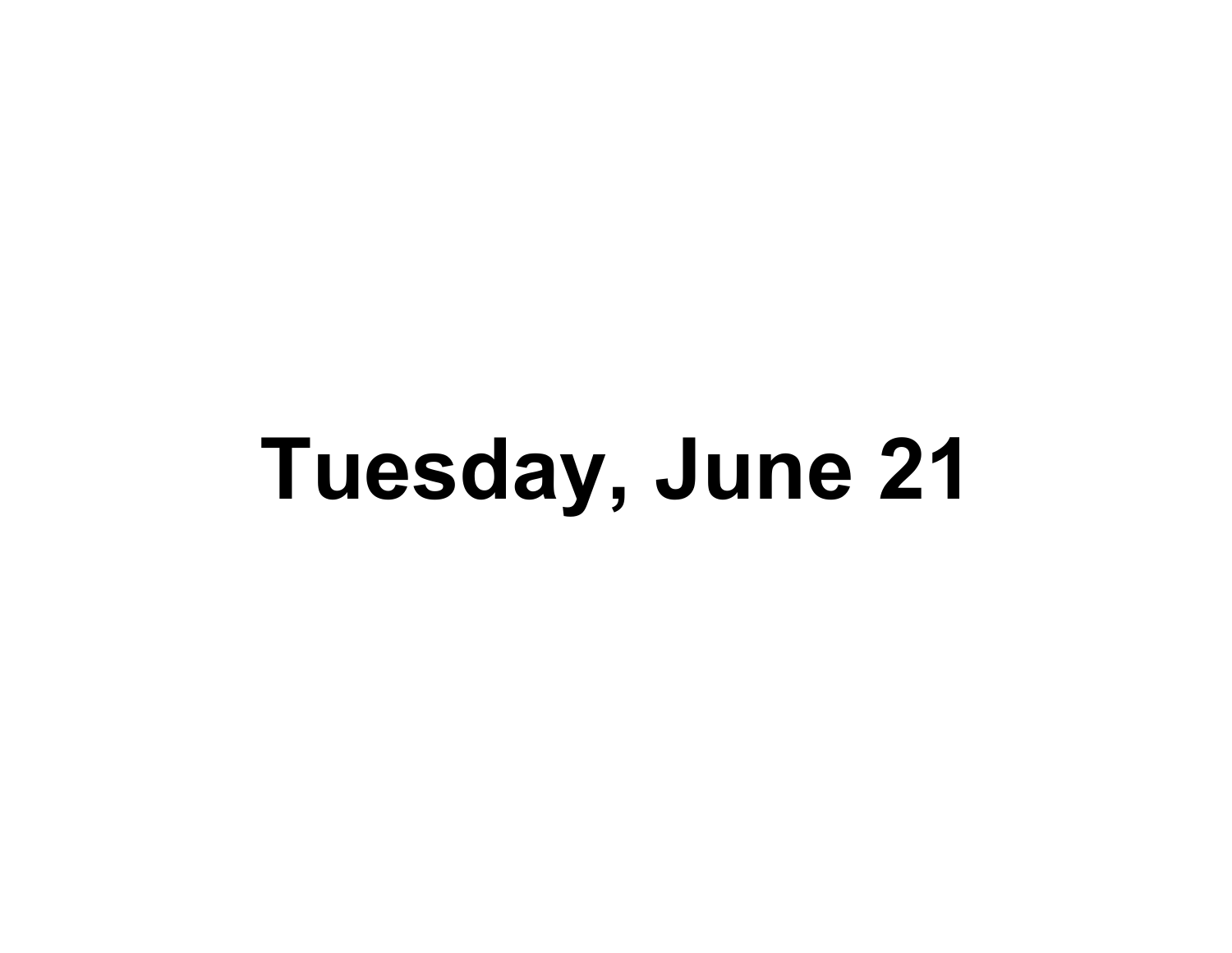# Tuesday, June 21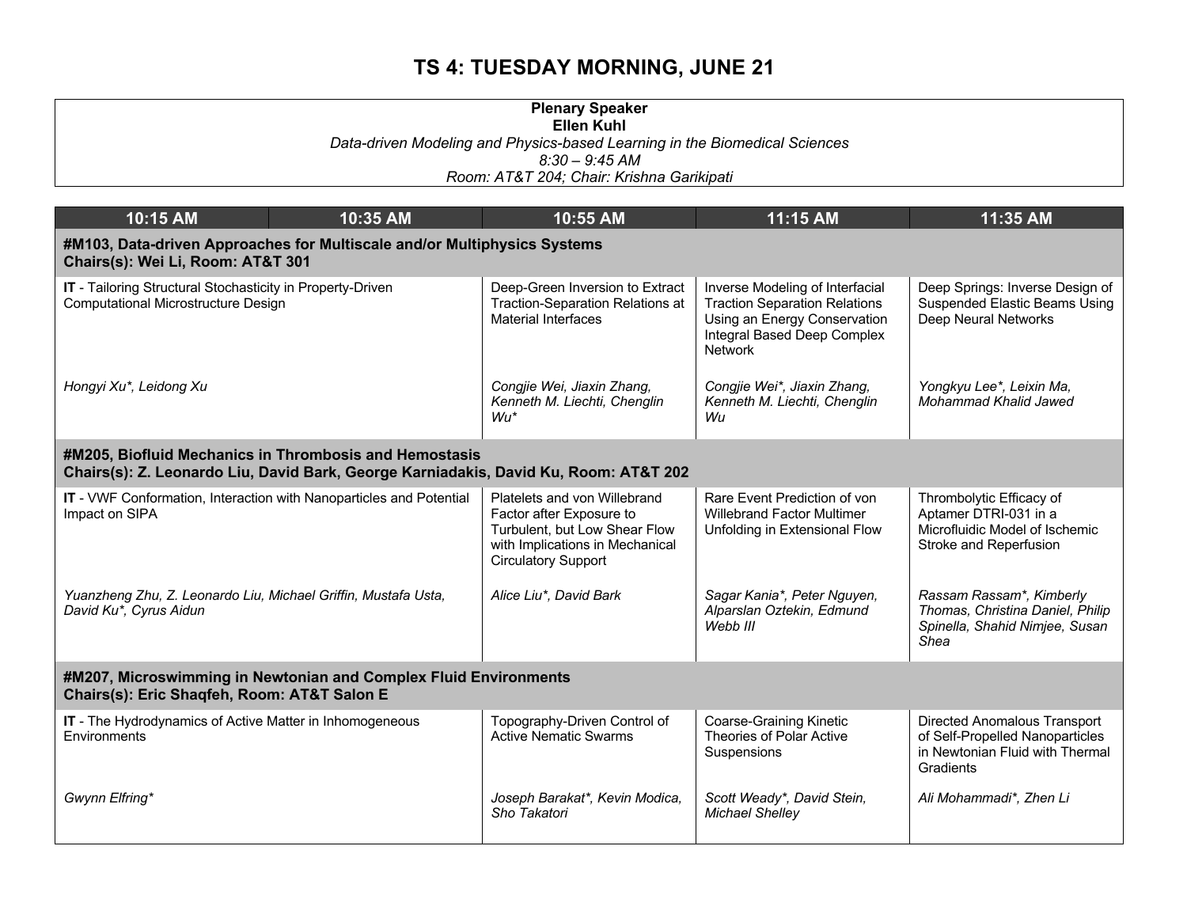# TS 4: TUESDAY MORNING, JUNE 21

**Plenary Speaker**
**Ellen Kuhl**
*Data-driven Modeling and Physics-based Learning in the Biomedical Sciences*
*8:30 – 9:45 AM*
*Room: AT&T 204; Chair: Krishna Garikipati*

| 10:15 AM | 10:35 AM | 10:55 AM | 11:15 AM | 11:35 AM |
|---|---|---|---|---|
| **#M103, Data-driven Approaches for Multiscale and/or Multiphysics Systems**<br>**Chairs(s): Wei Li, Room: AT&T 301** | | | | |
| **IT** - Tailoring Structural Stochasticity in Property-Driven Computational Microstructure Design<br><br>*Hongyi Xu\*, Leidong Xu* | | Deep-Green Inversion to Extract Traction-Separation Relations at Material Interfaces<br><br>*Congjie Wei, Jiaxin Zhang, Kenneth M. Liechti, Chenglin Wu\** | Inverse Modeling of Interfacial Traction Separation Relations Using an Energy Conservation Integral Based Deep Complex Network<br><br>*Congjie Wei\*, Jiaxin Zhang, Kenneth M. Liechti, Chenglin Wu* | Deep Springs: Inverse Design of Suspended Elastic Beams Using Deep Neural Networks<br><br>*Yongkyu Lee\*, Leixin Ma, Mohammad Khalid Jawed* |
| **#M205, Biofluid Mechanics in Thrombosis and Hemostasis**<br>**Chairs(s): Z. Leonardo Liu, David Bark, George Karniadakis, David Ku, Room: AT&T 202** | | | | |
| **IT** - VWF Conformation, Interaction with Nanoparticles and Potential Impact on SIPA<br><br>*Yuanzheng Zhu, Z. Leonardo Liu, Michael Griffin, Mustafa Usta, David Ku\*, Cyrus Aidun* | | Platelets and von Willebrand Factor after Exposure to Turbulent, but Low Shear Flow with Implications in Mechanical Circulatory Support<br><br>*Alice Liu\*, David Bark* | Rare Event Prediction of von Willebrand Factor Multimer Unfolding in Extensional Flow<br><br>*Sagar Kania\*, Peter Nguyen, Alparslan Oztekin, Edmund Webb III* | Thrombolytic Efficacy of Aptamer DTRI-031 in a Microfluidic Model of Ischemic Stroke and Reperfusion<br><br>*Rassam Rassam\*, Kimberly Thomas, Christina Daniel, Philip Spinella, Shahid Nimjee, Susan Shea* |
| **#M207, Microswimming in Newtonian and Complex Fluid Environments**<br>**Chairs(s): Eric Shaqfeh, Room: AT&T Salon E** | | | | |
| **IT** - The Hydrodynamics of Active Matter in Inhomogeneous Environments<br><br>*Gwynn Elfring\** | | Topography-Driven Control of Active Nematic Swarms<br><br>*Joseph Barakat\*, Kevin Modica, Sho Takatori* | Coarse-Graining Kinetic Theories of Polar Active Suspensions<br><br>*Scott Weady\*, David Stein, Michael Shelley* | Directed Anomalous Transport of Self-Propelled Nanoparticles in Newtonian Fluid with Thermal Gradients<br><br>*Ali Mohammadi\*, Zhen Li* |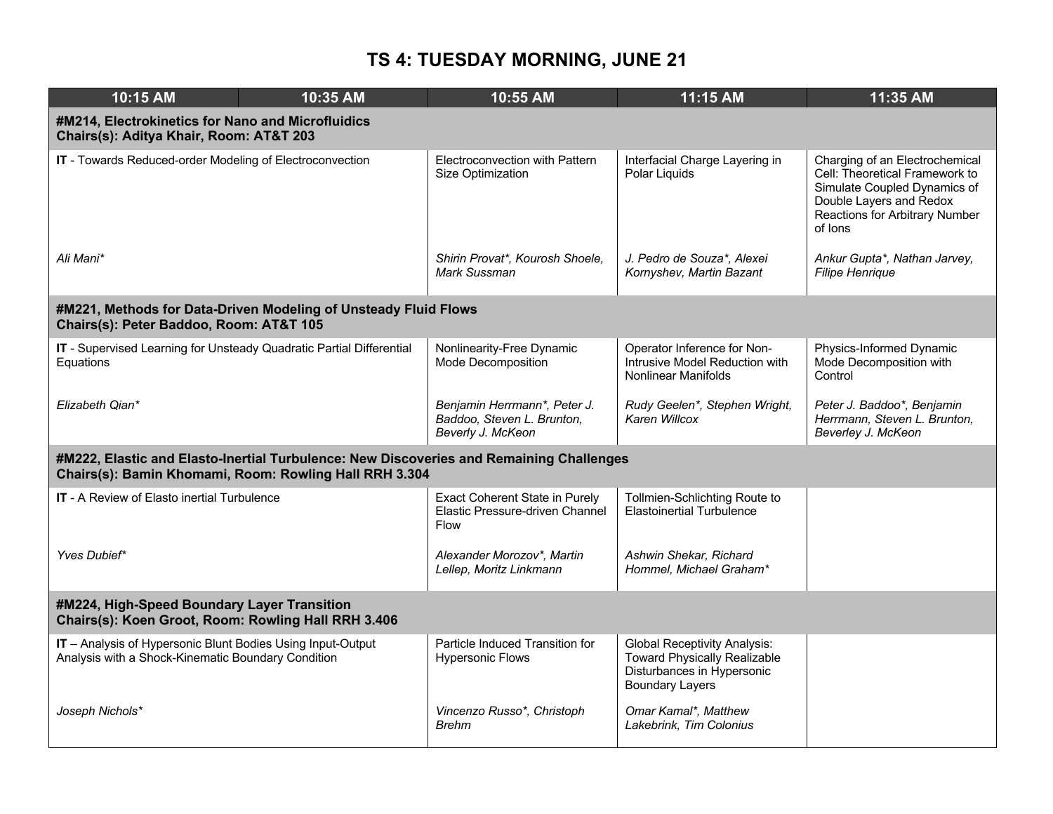# TS 4: TUESDAY MORNING, JUNE 21

| 10:15 AM | 10:35 AM | 10:55 AM | 11:15 AM | 11:35 AM |
|---|---|---|---|---|
| **#M214, Electrokinetics for Nano and Microfluidics Chairs(s): Aditya Khair, Room: AT&T 203** | | | | |
| **IT** - Towards Reduced-order Modeling of Electroconvection<br><br>*Ali Mani** | | Electroconvection with Pattern Size Optimization<br><br>*Shirin Provat*, Kourosh Shoele, Mark Sussman* | Interfacial Charge Layering in Polar Liquids<br><br>*J. Pedro de Souza*, Alexei Kornyshev, Martin Bazant* | Charging of an Electrochemical Cell: Theoretical Framework to Simulate Coupled Dynamics of Double Layers and Redox Reactions for Arbitrary Number of Ions<br><br>*Ankur Gupta*, Nathan Jarvey, Filipe Henrique* |
| **#M221, Methods for Data-Driven Modeling of Unsteady Fluid Flows Chairs(s): Peter Baddoo, Room: AT&T 105** | | | | |
| **IT** - Supervised Learning for Unsteady Quadratic Partial Differential Equations<br><br>*Elizabeth Qian** | | Nonlinearity-Free Dynamic Mode Decomposition<br><br>*Benjamin Herrmann*, Peter J. Baddoo, Steven L. Brunton, Beverly J. McKeon* | Operator Inference for Non-Intrusive Model Reduction with Nonlinear Manifolds<br><br>*Rudy Geelen*, Stephen Wright, Karen Willcox* | Physics-Informed Dynamic Mode Decomposition with Control<br><br>*Peter J. Baddoo*, Benjamin Herrmann, Steven L. Brunton, Beverley J. McKeon* |
| **#M222, Elastic and Elasto-Inertial Turbulence: New Discoveries and Remaining Challenges Chairs(s): Bamin Khomami, Room: Rowling Hall RRH 3.304** | | | | |
| **IT** - A Review of Elasto inertial Turbulence<br><br>*Yves Dubief** | | Exact Coherent State in Purely Elastic Pressure-driven Channel Flow<br><br>*Alexander Morozov*, Martin Lellep, Moritz Linkmann* | Tollmien-Schlichting Route to Elastoinertial Turbulence<br><br>*Ashwin Shekar, Richard Hommel, Michael Graham** | |
| **#M224, High-Speed Boundary Layer Transition Chairs(s): Koen Groot, Room: Rowling Hall RRH 3.406** | | | | |
| **IT** – Analysis of Hypersonic Blunt Bodies Using Input-Output Analysis with a Shock-Kinematic Boundary Condition<br><br>*Joseph Nichols** | | Particle Induced Transition for Hypersonic Flows<br><br>*Vincenzo Russo*, Christoph Brehm* | Global Receptivity Analysis: Toward Physically Realizable Disturbances in Hypersonic Boundary Layers<br><br>*Omar Kamal*, Matthew Lakebrink, Tim Colonius* | |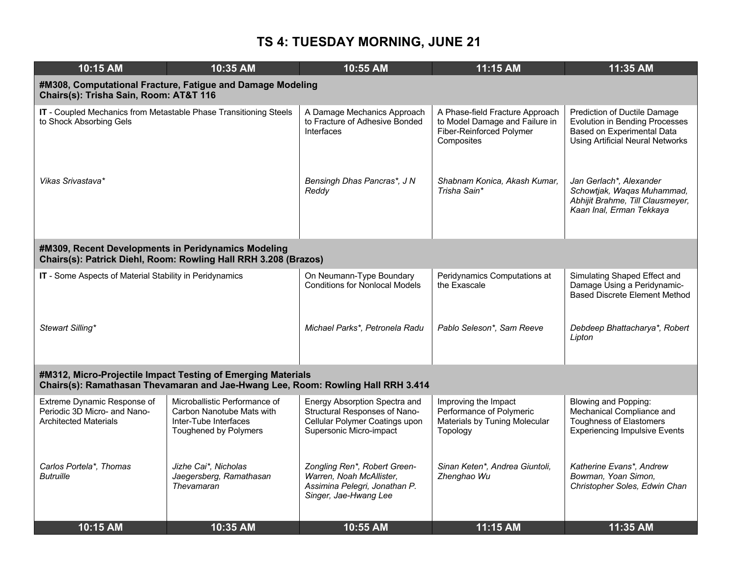# TS 4: TUESDAY MORNING, JUNE 21

| 10:15 AM | 10:35 AM | 10:55 AM | 11:15 AM | 11:35 AM |
|---|---|---|---|---|
| **#M308, Computational Fracture, Fatigue and Damage Modeling<br>Chairs(s): Trisha Sain, Room: AT&T 116** | | | | |
| **IT** - Coupled Mechanics from Metastable Phase Transitioning Steels to Shock Absorbing Gels<br><br>*Vikas Srivastava** | | A Damage Mechanics Approach to Fracture of Adhesive Bonded Interfaces<br><br>*Bensingh Dhas Pancras*, J N Reddy* | A Phase-field Fracture Approach to Model Damage and Failure in Fiber-Reinforced Polymer Composites<br><br>*Shabnam Konica, Akash Kumar, Trisha Sain** | Prediction of Ductile Damage Evolution in Bending Processes Based on Experimental Data Using Artificial Neural Networks<br><br>*Jan Gerlach*, Alexander Schowtjak, Waqas Muhammad, Abhijit Brahme, Till Clausmeyer, Kaan Inal, Erman Tekkaya* |
| **#M309, Recent Developments in Peridynamics Modeling<br>Chairs(s): Patrick Diehl, Room: Rowling Hall RRH 3.208 (Brazos)** | | | | |
| **IT** - Some Aspects of Material Stability in Peridynamics<br><br>*Stewart Silling** | | On Neumann-Type Boundary Conditions for Nonlocal Models<br><br>*Michael Parks*, Petronela Radu* | Peridynamics Computations at the Exascale<br><br>*Pablo Seleson*, Sam Reeve* | Simulating Shaped Effect and Damage Using a Peridynamic-Based Discrete Element Method<br><br>*Debdeep Bhattacharya*, Robert Lipton* |
| **#M312, Micro-Projectile Impact Testing of Emerging Materials<br>Chairs(s): Ramathasan Thevamaran and Jae-Hwang Lee, Room: Rowling Hall RRH 3.414** | | | | |
| Extreme Dynamic Response of Periodic 3D Micro- and Nano-Architected Materials<br><br>*Carlos Portela*, Thomas Butruille* | Microballistic Performance of Carbon Nanotube Mats with Inter-Tube Interfaces Toughened by Polymers<br><br>*Jizhe Cai*, Nicholas Jaegersberg, Ramathasan Thevamaran* | Energy Absorption Spectra and Structural Responses of Nano-Cellular Polymer Coatings upon Supersonic Micro-impact<br><br>*Zongling Ren*, Robert Green-Warren, Noah McAllister, Assimina Pelegri, Jonathan P. Singer, Jae-Hwang Lee* | Improving the Impact Performance of Polymeric Materials by Tuning Molecular Topology<br><br>*Sinan Keten*, Andrea Giuntoli, Zhenghao Wu* | Blowing and Popping: Mechanical Compliance and Toughness of Elastomers Experiencing Impulsive Events<br><br>*Katherine Evans*, Andrew Bowman, Yoan Simon, Christopher Soles, Edwin Chan* |
| **10:15 AM** | **10:35 AM** | **10:55 AM** | **11:15 AM** | **11:35 AM** |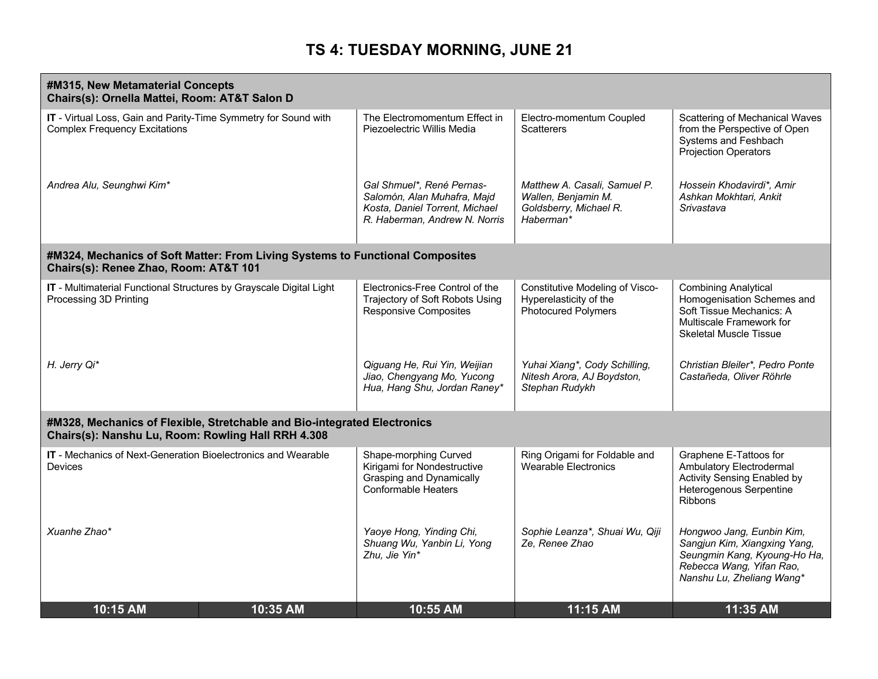# TS 4: TUESDAY MORNING, JUNE 21

## #M315, New Metamaterial Concepts
**Chairs(s): Ornella Mattei, Room: AT&T Salon D**

| 10:15 AM – 10:35 AM | 10:55 AM | 11:15 AM | 11:35 AM |
|---|---|---|---|
| **IT** - Virtual Loss, Gain and Parity-Time Symmetry for Sound with Complex Frequency Excitations | The Electromomentum Effect in Piezoelectric Willis Media | Electro-momentum Coupled Scatterers | Scattering of Mechanical Waves from the Perspective of Open Systems and Feshbach Projection Operators |
| *Andrea Alu, Seunghwi Kim** | *Gal Shmuel*, René Pernas-Salomón, Alan Muhafra, Majd Kosta, Daniel Torrent, Michael R. Haberman, Andrew N. Norris* | *Matthew A. Casali, Samuel P. Wallen, Benjamin M. Goldsberry, Michael R. Haberman** | *Hossein Khodavirdi*, Amir Ashkan Mokhtari, Ankit Srivastava* |

## #M324, Mechanics of Soft Matter: From Living Systems to Functional Composites
**Chairs(s): Renee Zhao, Room: AT&T 101**

| 10:15 AM – 10:35 AM | 10:55 AM | 11:15 AM | 11:35 AM |
|---|---|---|---|
| **IT** - Multimaterial Functional Structures by Grayscale Digital Light Processing 3D Printing | Electronics-Free Control of the Trajectory of Soft Robots Using Responsive Composites | Constitutive Modeling of Visco-Hyperelasticity of the Photocured Polymers | Combining Analytical Homogenisation Schemes and Soft Tissue Mechanics: A Multiscale Framework for Skeletal Muscle Tissue |
| *H. Jerry Qi** | *Qiguang He, Rui Yin, Weijian Jiao, Chengyang Mo, Yucong Hua, Hang Shu, Jordan Raney** | *Yuhai Xiang*, Cody Schilling, Nitesh Arora, AJ Boydston, Stephan Rudykh* | *Christian Bleiler*, Pedro Ponte Castañeda, Oliver Röhrle* |

## #M328, Mechanics of Flexible, Stretchable and Bio-integrated Electronics
**Chairs(s): Nanshu Lu, Room: Rowling Hall RRH 4.308**

| 10:15 AM – 10:35 AM | 10:55 AM | 11:15 AM | 11:35 AM |
|---|---|---|---|
| **IT** - Mechanics of Next-Generation Bioelectronics and Wearable Devices | Shape-morphing Curved Kirigami for Nondestructive Grasping and Dynamically Conformable Heaters | Ring Origami for Foldable and Wearable Electronics | Graphene E-Tattoos for Ambulatory Electrodermal Activity Sensing Enabled by Heterogenous Serpentine Ribbons |
| *Xuanhe Zhao** | *Yaoye Hong, Yinding Chi, Shuang Wu, Yanbin Li, Yong Zhu, Jie Yin** | *Sophie Leanza*, Shuai Wu, Qiji Ze, Renee Zhao* | *Hongwoo Jang, Eunbin Kim, Sangjun Kim, Xiangxing Yang, Seungmin Kang, Kyoung-Ho Ha, Rebecca Wang, Yifan Rao, Nanshu Lu, Zheliang Wang** |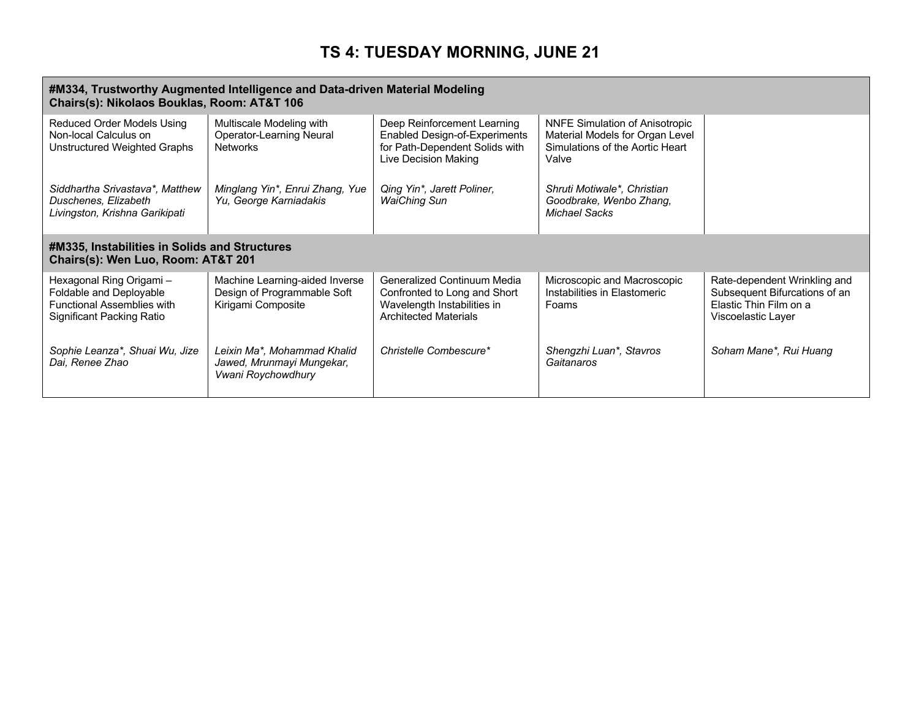# TS 4: TUESDAY MORNING, JUNE 21

## #M334, Trustworthy Augmented Intelligence and Data-driven Material Modeling
**Chairs(s): Nikolaos Bouklas, Room: AT&T 106**

| | | | | |
|---|---|---|---|---|
| Reduced Order Models Using Non-local Calculus on Unstructured Weighted Graphs<br><br>*Siddhartha Srivastava*, Matthew Duschenes, Elizabeth Livingston, Krishna Garikipati* | Multiscale Modeling with Operator-Learning Neural Networks<br><br>*Minglang Yin*, Enrui Zhang, Yue Yu, George Karniadakis* | Deep Reinforcement Learning Enabled Design-of-Experiments for Path-Dependent Solids with Live Decision Making<br><br>*Qing Yin*, Jarett Poliner, WaiChing Sun* | NNFE Simulation of Anisotropic Material Models for Organ Level Simulations of the Aortic Heart Valve<br><br>*Shruti Motiwale*, Christian Goodbrake, Wenbo Zhang, Michael Sacks* | |

## #M335, Instabilities in Solids and Structures
**Chairs(s): Wen Luo, Room: AT&T 201**

| | | | | |
|---|---|---|---|---|
| Hexagonal Ring Origami – Foldable and Deployable Functional Assemblies with Significant Packing Ratio<br><br>*Sophie Leanza*, Shuai Wu, Jize Dai, Renee Zhao* | Machine Learning-aided Inverse Design of Programmable Soft Kirigami Composite<br><br>*Leixin Ma*, Mohammad Khalid Jawed, Mrunmayi Mungekar, Vwani Roychowdhury* | Generalized Continuum Media Confronted to Long and Short Wavelength Instabilities in Architected Materials<br><br>*Christelle Combescure** | Microscopic and Macroscopic Instabilities in Elastomeric Foams<br><br>*Shengzhi Luan*, Stavros Gaitanaros* | Rate-dependent Wrinkling and Subsequent Bifurcations of an Elastic Thin Film on a Viscoelastic Layer<br><br>*Soham Mane*, Rui Huang* |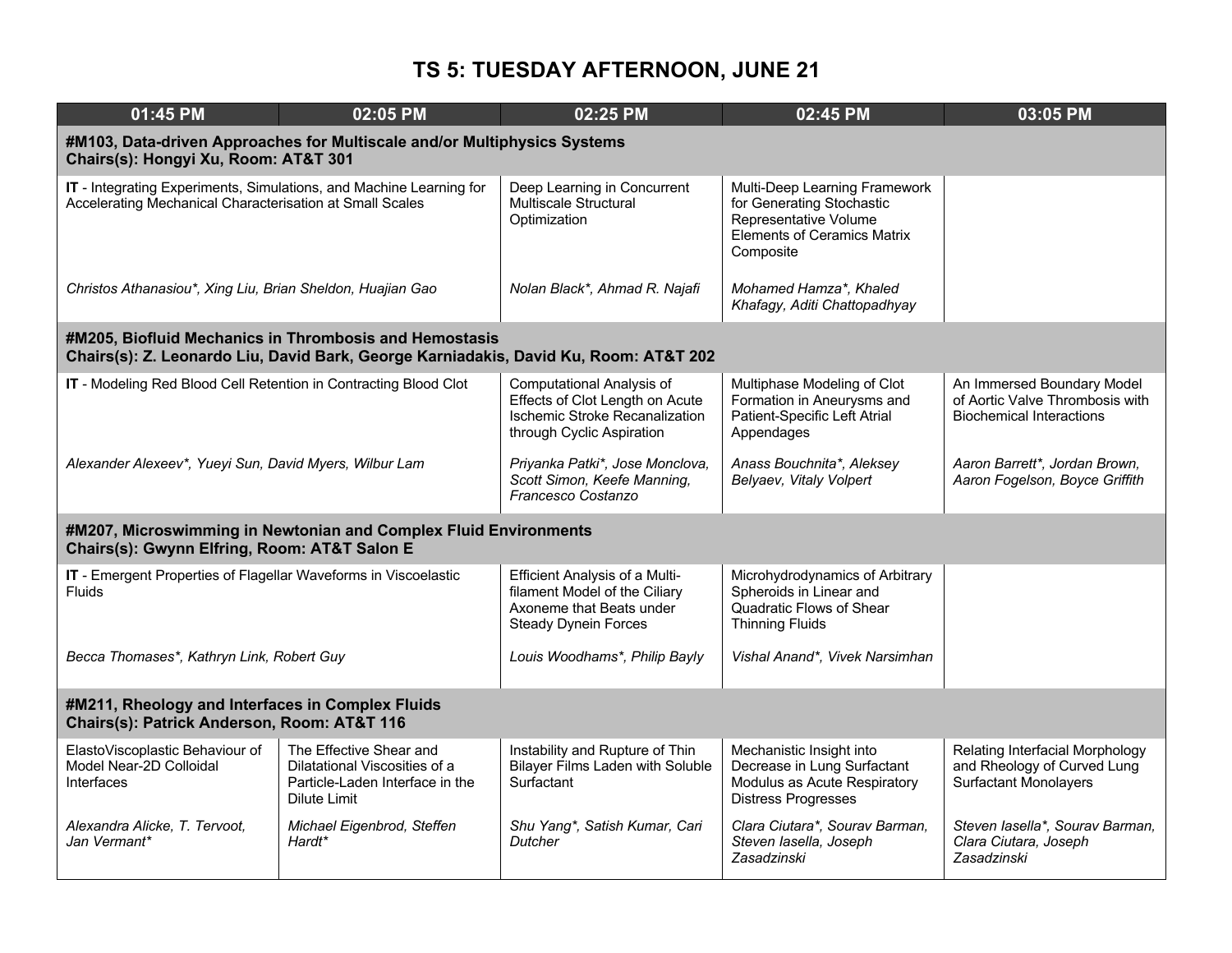# TS 5: TUESDAY AFTERNOON, JUNE 21

| 01:45 PM | 02:05 PM | 02:25 PM | 02:45 PM | 03:05 PM |
|---|---|---|---|---|
| **#M103, Data-driven Approaches for Multiscale and/or Multiphysics Systems**<br>**Chairs(s): Hongyi Xu, Room: AT&T 301** | | | | |
| **IT** - Integrating Experiments, Simulations, and Machine Learning for Accelerating Mechanical Characterisation at Small Scales<br><br>*Christos Athanasiou*, Xing Liu, Brian Sheldon, Huajian Gao* | | Deep Learning in Concurrent Multiscale Structural Optimization<br><br>*Nolan Black*, Ahmad R. Najafi* | Multi-Deep Learning Framework for Generating Stochastic Representative Volume Elements of Ceramics Matrix Composite<br><br>*Mohamed Hamza*, Khaled Khafagy, Aditi Chattopadhyay* | |
| **#M205, Biofluid Mechanics in Thrombosis and Hemostasis**<br>**Chairs(s): Z. Leonardo Liu, David Bark, George Karniadakis, David Ku, Room: AT&T 202** | | | | |
| **IT** - Modeling Red Blood Cell Retention in Contracting Blood Clot<br><br>*Alexander Alexeev*, Yueyi Sun, David Myers, Wilbur Lam* | | Computational Analysis of Effects of Clot Length on Acute Ischemic Stroke Recanalization through Cyclic Aspiration<br><br>*Priyanka Patki*, Jose Monclova, Scott Simon, Keefe Manning, Francesco Costanzo* | Multiphase Modeling of Clot Formation in Aneurysms and Patient-Specific Left Atrial Appendages<br><br>*Anass Bouchnita*, Aleksey Belyaev, Vitaly Volpert* | An Immersed Boundary Model of Aortic Valve Thrombosis with Biochemical Interactions<br><br>*Aaron Barrett*, Jordan Brown, Aaron Fogelson, Boyce Griffith* |
| **#M207, Microswimming in Newtonian and Complex Fluid Environments**<br>**Chairs(s): Gwynn Elfring, Room: AT&T Salon E** | | | | |
| **IT** - Emergent Properties of Flagellar Waveforms in Viscoelastic Fluids<br><br>*Becca Thomases*, Kathryn Link, Robert Guy* | | Efficient Analysis of a Multi-filament Model of the Ciliary Axoneme that Beats under Steady Dynein Forces<br><br>*Louis Woodhams*, Philip Bayly* | Microhydrodynamics of Arbitrary Spheroids in Linear and Quadratic Flows of Shear Thinning Fluids<br><br>*Vishal Anand*, Vivek Narsimhan* | |
| **#M211, Rheology and Interfaces in Complex Fluids**<br>**Chairs(s): Patrick Anderson, Room: AT&T 116** | | | | |
| ElastoViscoplastic Behaviour of Model Near-2D Colloidal Interfaces<br><br>*Alexandra Alicke, T. Tervoot, Jan Vermant** | The Effective Shear and Dilatational Viscosities of a Particle-Laden Interface in the Dilute Limit<br><br>*Michael Eigenbrod, Steffen Hardt** | Instability and Rupture of Thin Bilayer Films Laden with Soluble Surfactant<br><br>*Shu Yang*, Satish Kumar, Cari Dutcher* | Mechanistic Insight into Decrease in Lung Surfactant Modulus as Acute Respiratory Distress Progresses<br><br>*Clara Ciutara*, Sourav Barman, Steven Iasella, Joseph Zasadzinski* | Relating Interfacial Morphology and Rheology of Curved Lung Surfactant Monolayers<br><br>*Steven Iasella*, Sourav Barman, Clara Ciutara, Joseph Zasadzinski* |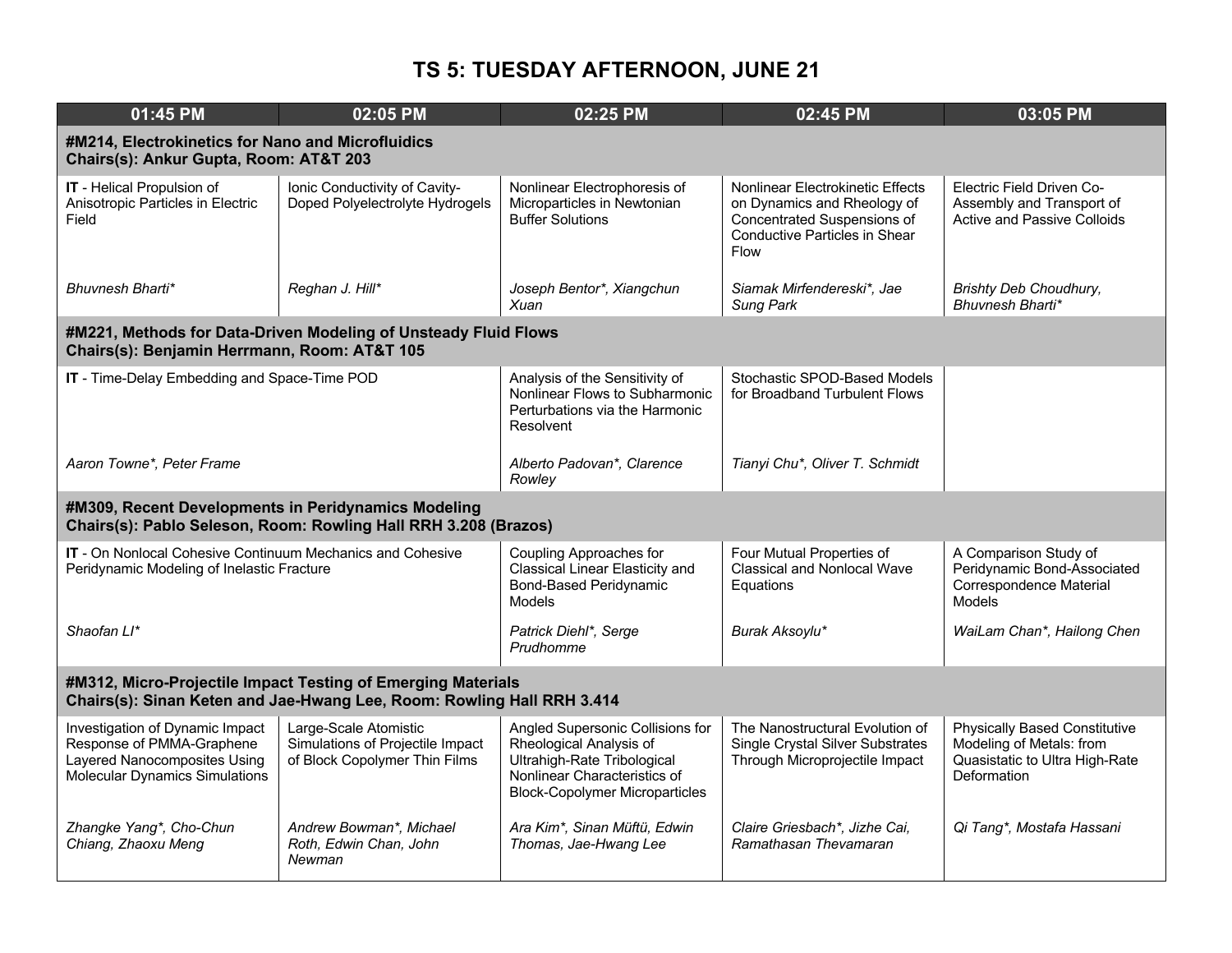# TS 5: TUESDAY AFTERNOON, JUNE 21

| 01:45 PM | 02:05 PM | 02:25 PM | 02:45 PM | 03:05 PM |
|---|---|---|---|---|
| **#M214, Electrokinetics for Nano and Microfluidics<br>Chairs(s): Ankur Gupta, Room: AT&T 203** | | | | |
| **IT** - Helical Propulsion of Anisotropic Particles in Electric Field<br><br>*Bhuvnesh Bharti** | Ionic Conductivity of Cavity-Doped Polyelectrolyte Hydrogels<br><br>*Reghan J. Hill** | Nonlinear Electrophoresis of Microparticles in Newtonian Buffer Solutions<br><br>*Joseph Bentor*, Xiangchun Xuan* | Nonlinear Electrokinetic Effects on Dynamics and Rheology of Concentrated Suspensions of Conductive Particles in Shear Flow<br><br>*Siamak Mirfendereski*, Jae Sung Park* | Electric Field Driven Co-Assembly and Transport of Active and Passive Colloids<br><br>*Brishty Deb Choudhury, Bhuvnesh Bharti** |
| **#M221, Methods for Data-Driven Modeling of Unsteady Fluid Flows<br>Chairs(s): Benjamin Herrmann, Room: AT&T 105** | | | | |
| **IT** - Time-Delay Embedding and Space-Time POD<br><br>*Aaron Towne*, Peter Frame* | | Analysis of the Sensitivity of Nonlinear Flows to Subharmonic Perturbations via the Harmonic Resolvent<br><br>*Alberto Padovan*, Clarence Rowley* | Stochastic SPOD-Based Models for Broadband Turbulent Flows<br><br>*Tianyi Chu*, Oliver T. Schmidt* | |
| **#M309, Recent Developments in Peridynamics Modeling<br>Chairs(s): Pablo Seleson, Room: Rowling Hall RRH 3.208 (Brazos)** | | | | |
| **IT** - On Nonlocal Cohesive Continuum Mechanics and Cohesive Peridynamic Modeling of Inelastic Fracture<br><br>*Shaofan LI** | | Coupling Approaches for Classical Linear Elasticity and Bond-Based Peridynamic Models<br><br>*Patrick Diehl*, Serge Prudhomme* | Four Mutual Properties of Classical and Nonlocal Wave Equations<br><br>*Burak Aksoylu** | A Comparison Study of Peridynamic Bond-Associated Correspondence Material Models<br><br>*WaiLam Chan*, Hailong Chen* |
| **#M312, Micro-Projectile Impact Testing of Emerging Materials<br>Chairs(s): Sinan Keten and Jae-Hwang Lee, Room: Rowling Hall RRH 3.414** | | | | |
| Investigation of Dynamic Impact Response of PMMA-Graphene Layered Nanocomposites Using Molecular Dynamics Simulations<br><br>*Zhangke Yang*, Cho-Chun Chiang, Zhaoxu Meng* | Large-Scale Atomistic Simulations of Projectile Impact of Block Copolymer Thin Films<br><br>*Andrew Bowman*, Michael Roth, Edwin Chan, John Newman* | Angled Supersonic Collisions for Rheological Analysis of Ultrahigh-Rate Tribological Nonlinear Characteristics of Block-Copolymer Microparticles<br><br>*Ara Kim*, Sinan Müftü, Edwin Thomas, Jae-Hwang Lee* | The Nanostructural Evolution of Single Crystal Silver Substrates Through Microprojectile Impact<br><br>*Claire Griesbach*, Jizhe Cai, Ramathasan Thevamaran* | Physically Based Constitutive Modeling of Metals: from Quasistatic to Ultra High-Rate Deformation<br><br>*Qi Tang*, Mostafa Hassani* |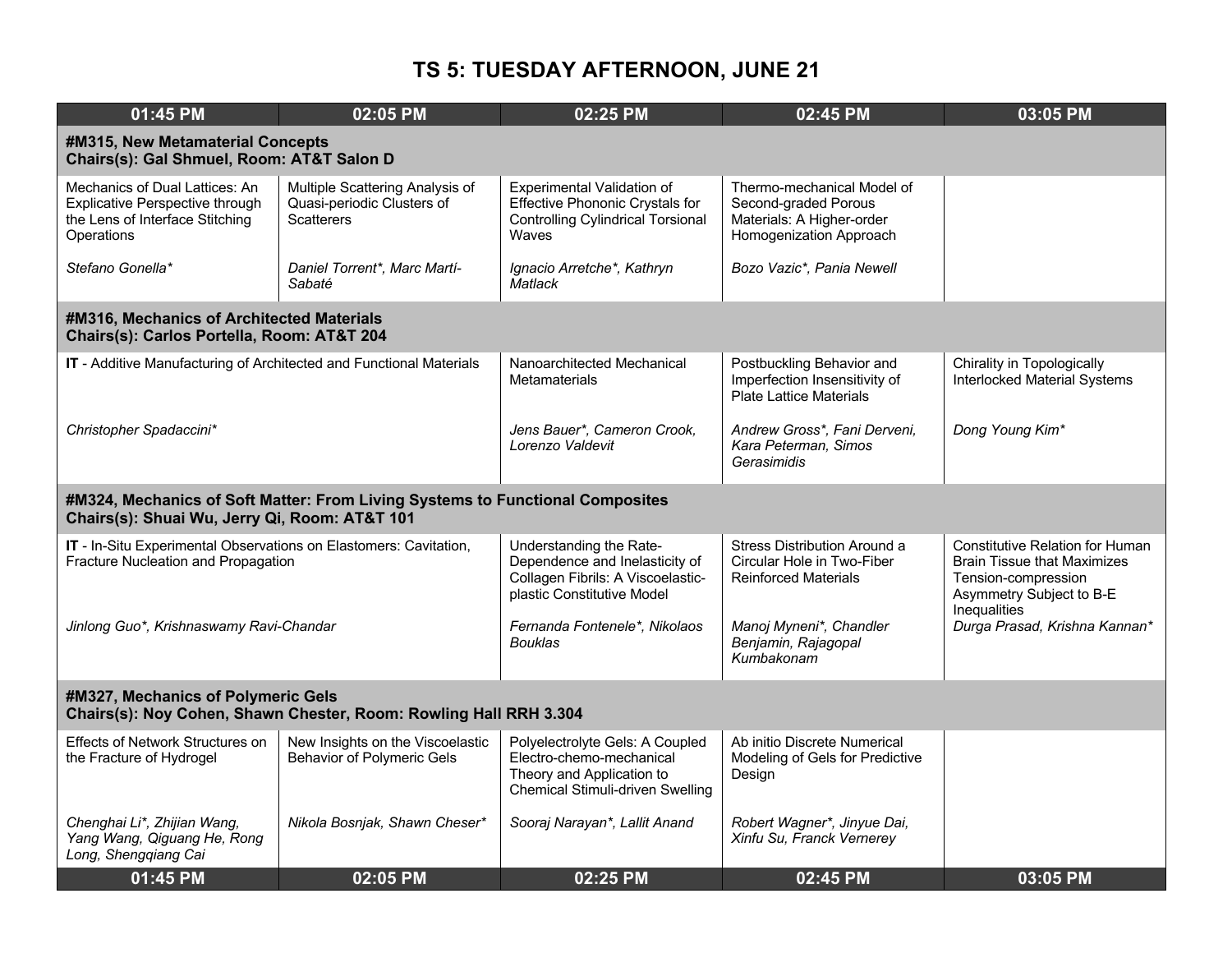# TS 5: TUESDAY AFTERNOON, JUNE 21

| 01:45 PM | 02:05 PM | 02:25 PM | 02:45 PM | 03:05 PM |
|---|---|---|---|---|
| **#M315, New Metamaterial Concepts<br>Chairs(s): Gal Shmuel, Room: AT&T Salon D** | | | | |
| Mechanics of Dual Lattices: An Explicative Perspective through the Lens of Interface Stitching Operations<br><br>*Stefano Gonella** | Multiple Scattering Analysis of Quasi-periodic Clusters of Scatterers<br><br>*Daniel Torrent*, Marc Martí-Sabaté* | Experimental Validation of Effective Phononic Crystals for Controlling Cylindrical Torsional Waves<br><br>*Ignacio Arretche*, Kathryn Matlack* | Thermo-mechanical Model of Second-graded Porous Materials: A Higher-order Homogenization Approach<br><br>*Bozo Vazic*, Pania Newell* | |
| **#M316, Mechanics of Architected Materials<br>Chairs(s): Carlos Portella, Room: AT&T 204** | | | | |
| **IT** - Additive Manufacturing of Architected and Functional Materials<br><br>*Christopher Spadaccini** | | Nanoarchitected Mechanical Metamaterials<br><br>*Jens Bauer*, Cameron Crook, Lorenzo Valdevit* | Postbuckling Behavior and Imperfection Insensitivity of Plate Lattice Materials<br><br>*Andrew Gross*, Fani Derveni, Kara Peterman, Simos Gerasimidis* | Chirality in Topologically Interlocked Material Systems<br><br>*Dong Young Kim** |
| **#M324, Mechanics of Soft Matter: From Living Systems to Functional Composites<br>Chairs(s): Shuai Wu, Jerry Qi, Room: AT&T 101** | | | | |
| **IT** - In-Situ Experimental Observations on Elastomers: Cavitation, Fracture Nucleation and Propagation<br><br>*Jinlong Guo*, Krishnaswamy Ravi-Chandar* | | Understanding the Rate-Dependence and Inelasticity of Collagen Fibrils: A Viscoelastic-plastic Constitutive Model<br><br>*Fernanda Fontenele*, Nikolaos Bouklas* | Stress Distribution Around a Circular Hole in Two-Fiber Reinforced Materials<br><br>*Manoj Myneni*, Chandler Benjamin, Rajagopal Kumbakonam* | Constitutive Relation for Human Brain Tissue that Maximizes Tension-compression Asymmetry Subject to B-E Inequalities<br><br>*Durga Prasad, Krishna Kannan** |
| **#M327, Mechanics of Polymeric Gels<br>Chairs(s): Noy Cohen, Shawn Chester, Room: Rowling Hall RRH 3.304** | | | | |
| Effects of Network Structures on the Fracture of Hydrogel<br><br>*Chenghai Li*, Zhijian Wang, Yang Wang, Qiguang He, Rong Long, Shengqiang Cai* | New Insights on the Viscoelastic Behavior of Polymeric Gels<br><br>*Nikola Bosnjak, Shawn Cheser** | Polyelectrolyte Gels: A Coupled Electro-chemo-mechanical Theory and Application to Chemical Stimuli-driven Swelling<br><br>*Sooraj Narayan*, Lallit Anand* | Ab initio Discrete Numerical Modeling of Gels for Predictive Design<br><br>*Robert Wagner*, Jinyue Dai, Xinfu Su, Franck Vernerey* | |
| **01:45 PM** | **02:05 PM** | **02:25 PM** | **02:45 PM** | **03:05 PM** |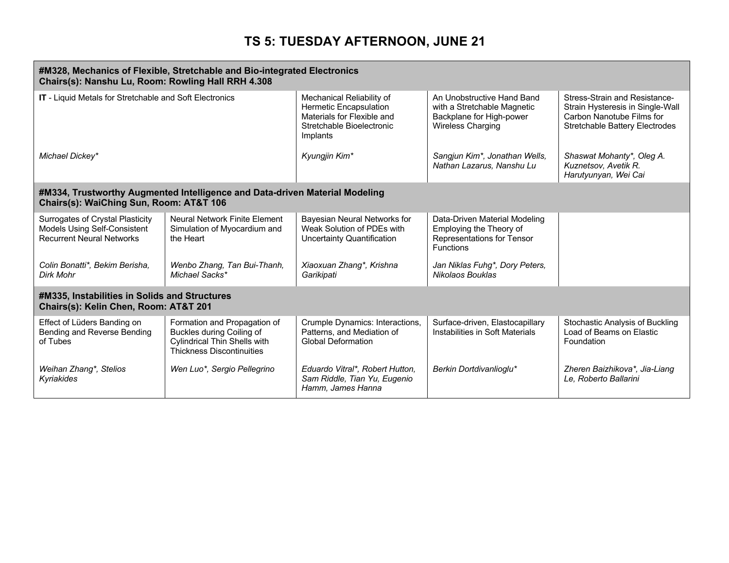# TS 5: TUESDAY AFTERNOON, JUNE 21

| **#M328, Mechanics of Flexible, Stretchable and Bio-integrated Electronics<br>Chairs(s): Nanshu Lu, Room: Rowling Hall RRH 4.308** | | | | |
|---|---|---|---|---|
| **IT** - Liquid Metals for Stretchable and Soft Electronics<br><br>*Michael Dickey** | | Mechanical Reliability of Hermetic Encapsulation Materials for Flexible and Stretchable Bioelectronic Implants<br><br>*Kyungjin Kim** | An Unobstructive Hand Band with a Stretchable Magnetic Backplane for High-power Wireless Charging<br><br>*Sangjun Kim*, Jonathan Wells, Nathan Lazarus, Nanshu Lu* | Stress-Strain and Resistance-Strain Hysteresis in Single-Wall Carbon Nanotube Films for Stretchable Battery Electrodes<br><br>*Shaswat Mohanty*, Oleg A. Kuznetsov, Avetik R. Harutyunyan, Wei Cai* |
| **#M334, Trustworthy Augmented Intelligence and Data-driven Material Modeling<br>Chairs(s): WaiChing Sun, Room: AT&T 106** | | | | |
| Surrogates of Crystal Plasticity Models Using Self-Consistent Recurrent Neural Networks<br><br>*Colin Bonatti*, Bekim Berisha, Dirk Mohr* | Neural Network Finite Element Simulation of Myocardium and the Heart<br><br>*Wenbo Zhang, Tan Bui-Thanh, Michael Sacks** | Bayesian Neural Networks for Weak Solution of PDEs with Uncertainty Quantification<br><br>*Xiaoxuan Zhang*, Krishna Garikipati* | Data-Driven Material Modeling Employing the Theory of Representations for Tensor Functions<br><br>*Jan Niklas Fuhg*, Dory Peters, Nikolaos Bouklas* | |
| **#M335, Instabilities in Solids and Structures<br>Chairs(s): Kelin Chen, Room: AT&T 201** | | | | |
| Effect of Lüders Banding on Bending and Reverse Bending of Tubes<br><br>*Weihan Zhang*, Stelios Kyriakides* | Formation and Propagation of Buckles during Coiling of Cylindrical Thin Shells with Thickness Discontinuities<br><br>*Wen Luo*, Sergio Pellegrino* | Crumple Dynamics: Interactions, Patterns, and Mediation of Global Deformation<br><br>*Eduardo Vitral*, Robert Hutton, Sam Riddle, Tian Yu, Eugenio Hamm, James Hanna* | Surface-driven, Elastocapillary Instabilities in Soft Materials<br><br>*Berkin Dortdivanlioglu** | Stochastic Analysis of Buckling Load of Beams on Elastic Foundation<br><br>*Zheren Baizhikova*, Jia-Liang Le, Roberto Ballarini* |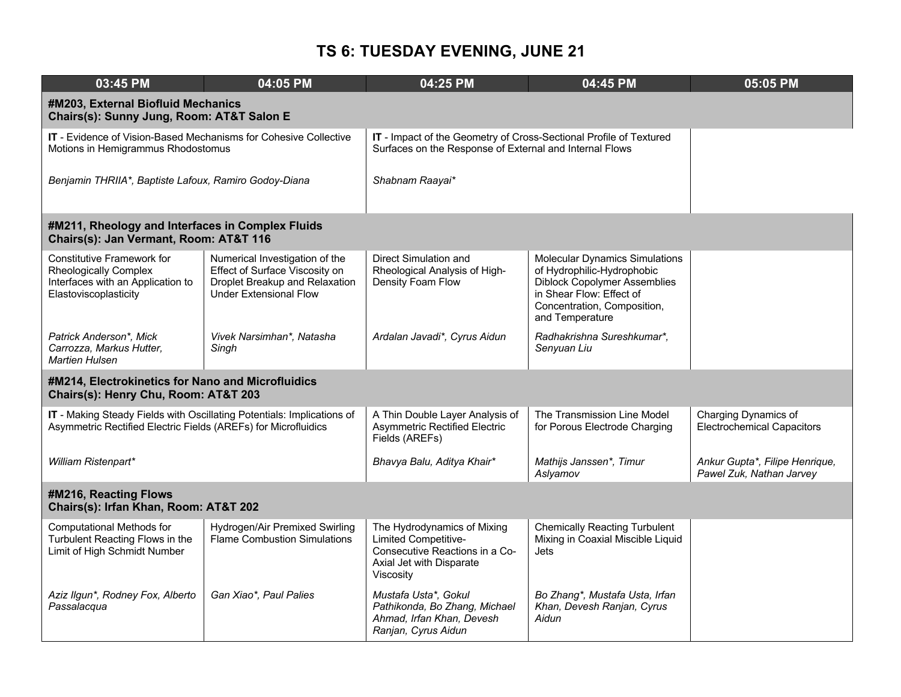# TS 6: TUESDAY EVENING, JUNE 21

| 03:45 PM | 04:05 PM | 04:25 PM | 04:45 PM | 05:05 PM |
|---|---|---|---|---|
| **#M203, External Biofluid Mechanics<br>Chairs(s): Sunny Jung, Room: AT&T Salon E** | | | | |
| **IT** - Evidence of Vision-Based Mechanisms for Cohesive Collective Motions in Hemigrammus Rhodostomus<br><br>*Benjamin THRIIA*, Baptiste Lafoux, Ramiro Godoy-Diana* | | **IT** - Impact of the Geometry of Cross-Sectional Profile of Textured Surfaces on the Response of External and Internal Flows<br><br>*Shabnam Raayai** | | |
| **#M211, Rheology and Interfaces in Complex Fluids<br>Chairs(s): Jan Vermant, Room: AT&T 116** | | | | |
| Constitutive Framework for Rheologically Complex Interfaces with an Application to Elastoviscoplasticity<br><br>*Patrick Anderson*, Mick Carrozza, Markus Hutter, Martien Hulsen* | Numerical Investigation of the Effect of Surface Viscosity on Droplet Breakup and Relaxation Under Extensional Flow<br><br>*Vivek Narsimhan*, Natasha Singh* | Direct Simulation and Rheological Analysis of High-Density Foam Flow<br><br>*Ardalan Javadi*, Cyrus Aidun* | Molecular Dynamics Simulations of Hydrophilic-Hydrophobic Diblock Copolymer Assemblies in Shear Flow: Effect of Concentration, Composition, and Temperature<br><br>*Radhakrishna Sureshkumar*, Senyuan Liu* | |
| **#M214, Electrokinetics for Nano and Microfluidics<br>Chairs(s): Henry Chu, Room: AT&T 203** | | | | |
| **IT** - Making Steady Fields with Oscillating Potentials: Implications of Asymmetric Rectified Electric Fields (AREFs) for Microfluidics<br><br>*William Ristenpart** | | A Thin Double Layer Analysis of Asymmetric Rectified Electric Fields (AREFs)<br><br>*Bhavya Balu, Aditya Khair** | The Transmission Line Model for Porous Electrode Charging<br><br>*Mathijs Janssen*, Timur Aslyamov* | Charging Dynamics of Electrochemical Capacitors<br><br>*Ankur Gupta*, Filipe Henrique, Pawel Zuk, Nathan Jarvey* |
| **#M216, Reacting Flows<br>Chairs(s): Irfan Khan, Room: AT&T 202** | | | | |
| Computational Methods for Turbulent Reacting Flows in the Limit of High Schmidt Number<br><br>*Aziz Ilgun*, Rodney Fox, Alberto Passalacqua* | Hydrogen/Air Premixed Swirling Flame Combustion Simulations<br><br>*Gan Xiao*, Paul Palies* | The Hydrodynamics of Mixing Limited Competitive-Consecutive Reactions in a Co-Axial Jet with Disparate Viscosity<br><br>*Mustafa Usta*, Gokul Pathikonda, Bo Zhang, Michael Ahmad, Irfan Khan, Devesh Ranjan, Cyrus Aidun* | Chemically Reacting Turbulent Mixing in Coaxial Miscible Liquid Jets<br><br>*Bo Zhang*, Mustafa Usta, Irfan Khan, Devesh Ranjan, Cyrus Aidun* | |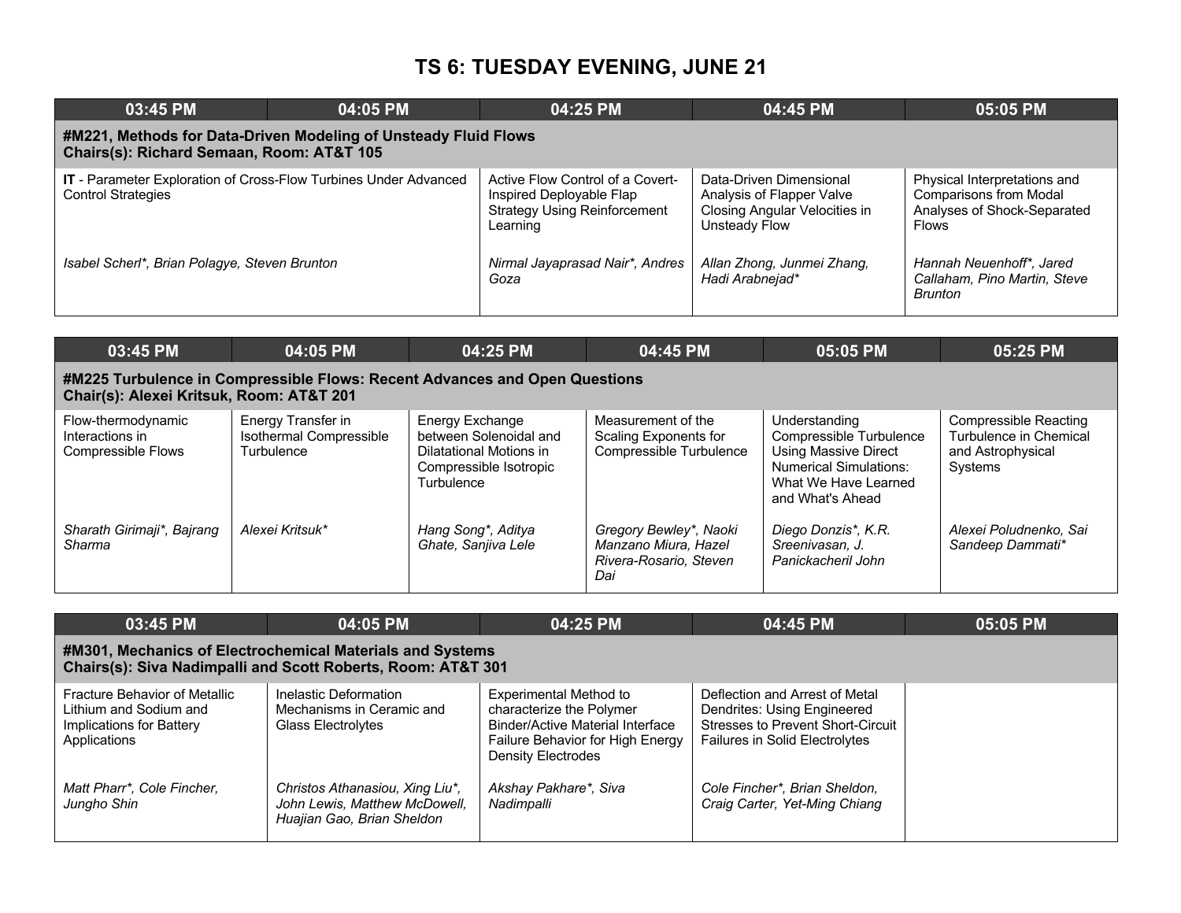# TS 6: TUESDAY EVENING, JUNE 21

| 03:45 PM | 04:05 PM | 04:25 PM | 04:45 PM | 05:05 PM |
|---|---|---|---|---|
| **#M221, Methods for Data-Driven Modeling of Unsteady Fluid Flows<br>Chairs(s): Richard Semaan, Room: AT&T 105** | | | | |
| **IT** - Parameter Exploration of Cross-Flow Turbines Under Advanced Control Strategies<br><br>*Isabel Scherl*, Brian Polagye, Steven Brunton* | | Active Flow Control of a Covert-Inspired Deployable Flap Strategy Using Reinforcement Learning<br><br>*Nirmal Jayaprasad Nair*, Andres Goza* | Data-Driven Dimensional Analysis of Flapper Valve Closing Angular Velocities in Unsteady Flow<br><br>*Allan Zhong, Junmei Zhang, Hadi Arabnejad** | Physical Interpretations and Comparisons from Modal Analyses of Shock-Separated Flows<br><br>*Hannah Neuenhoff*, Jared Callaham, Pino Martin, Steve Brunton* |

| 03:45 PM | 04:05 PM | 04:25 PM | 04:45 PM | 05:05 PM | 05:25 PM |
|---|---|---|---|---|---|
| **#M225 Turbulence in Compressible Flows: Recent Advances and Open Questions<br>Chair(s): Alexei Kritsuk, Room: AT&T 201** | | | | | |
| Flow-thermodynamic Interactions in Compressible Flows<br><br>*Sharath Girimaji*, Bajrang Sharma* | Energy Transfer in Isothermal Compressible Turbulence<br><br>*Alexei Kritsuk** | Energy Exchange between Solenoidal and Dilatational Motions in Compressible Isotropic Turbulence<br><br>*Hang Song*, Aditya Ghate, Sanjiva Lele* | Measurement of the Scaling Exponents for Compressible Turbulence<br><br>*Gregory Bewley*, Naoki Manzano Miura, Hazel Rivera-Rosario, Steven Dai* | Understanding Compressible Turbulence Using Massive Direct Numerical Simulations: What We Have Learned and What's Ahead<br><br>*Diego Donzis*, K.R. Sreenivasan, J. Panickacheril John* | Compressible Reacting Turbulence in Chemical and Astrophysical Systems<br><br>*Alexei Poludnenko, Sai Sandeep Dammati** |

| 03:45 PM | 04:05 PM | 04:25 PM | 04:45 PM | 05:05 PM |
|---|---|---|---|---|
| **#M301, Mechanics of Electrochemical Materials and Systems<br>Chairs(s): Siva Nadimpalli and Scott Roberts, Room: AT&T 301** | | | | |
| Fracture Behavior of Metallic Lithium and Sodium and Implications for Battery Applications<br><br>*Matt Pharr*, Cole Fincher, Jungho Shin* | Inelastic Deformation Mechanisms in Ceramic and Glass Electrolytes<br><br>*Christos Athanasiou, Xing Liu*, John Lewis, Matthew McDowell, Huajian Gao, Brian Sheldon* | Experimental Method to characterize the Polymer Binder/Active Material Interface Failure Behavior for High Energy Density Electrodes<br><br>*Akshay Pakhare*, Siva Nadimpalli* | Deflection and Arrest of Metal Dendrites: Using Engineered Stresses to Prevent Short-Circuit Failures in Solid Electrolytes<br><br>*Cole Fincher*, Brian Sheldon, Craig Carter, Yet-Ming Chiang* | |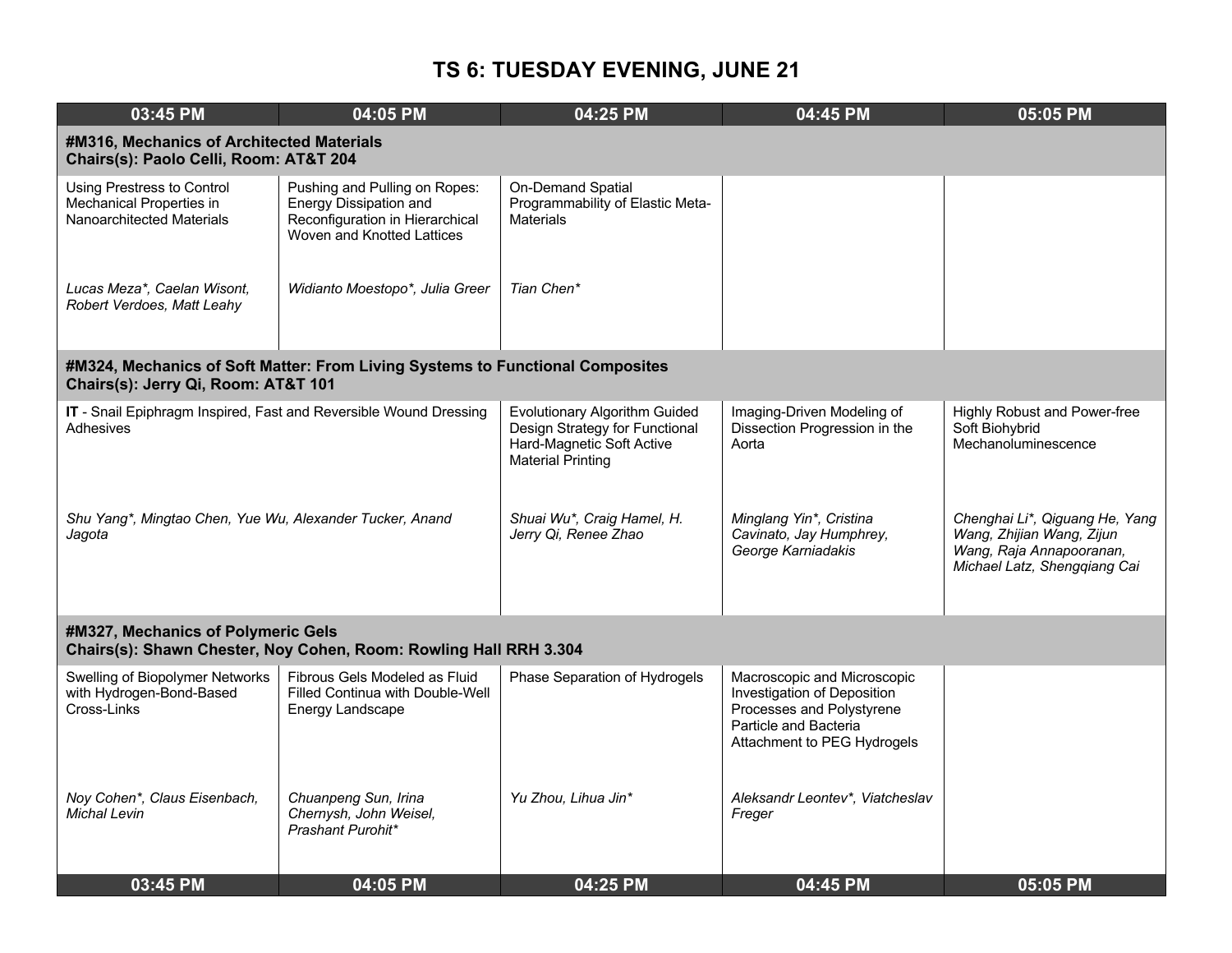# TS 6: TUESDAY EVENING, JUNE 21

| 03:45 PM | 04:05 PM | 04:25 PM | 04:45 PM | 05:05 PM |
|---|---|---|---|---|
| **#M316, Mechanics of Architected Materials<br>Chairs(s): Paolo Celli, Room: AT&T 204** | | | | |
| Using Prestress to Control Mechanical Properties in Nanoarchitected Materials<br><br>*Lucas Meza*, Caelan Wisont, Robert Verdoes, Matt Leahy* | Pushing and Pulling on Ropes: Energy Dissipation and Reconfiguration in Hierarchical Woven and Knotted Lattices<br><br>*Widianto Moestopo*, Julia Greer* | On-Demand Spatial Programmability of Elastic Meta-Materials<br><br>*Tian Chen** | | |
| **#M324, Mechanics of Soft Matter: From Living Systems to Functional Composites<br>Chairs(s): Jerry Qi, Room: AT&T 101** | | | | |
| **IT** - Snail Epiphragm Inspired, Fast and Reversible Wound Dressing Adhesives<br><br>*Shu Yang*, Mingtao Chen, Yue Wu, Alexander Tucker, Anand Jagota* | | Evolutionary Algorithm Guided Design Strategy for Functional Hard-Magnetic Soft Active Material Printing<br><br>*Shuai Wu*, Craig Hamel, H. Jerry Qi, Renee Zhao* | Imaging-Driven Modeling of Dissection Progression in the Aorta<br><br>*Minglang Yin*, Cristina Cavinato, Jay Humphrey, George Karniadakis* | Highly Robust and Power-free Soft Biohybrid Mechanoluminescence<br><br>*Chenghai Li*, Qiguang He, Yang Wang, Zhijian Wang, Zijun Wang, Raja Annapooranan, Michael Latz, Shengqiang Cai* |
| **#M327, Mechanics of Polymeric Gels<br>Chairs(s): Shawn Chester, Noy Cohen, Room: Rowling Hall RRH 3.304** | | | | |
| Swelling of Biopolymer Networks with Hydrogen-Bond-Based Cross-Links<br><br>*Noy Cohen*, Claus Eisenbach, Michal Levin* | Fibrous Gels Modeled as Fluid Filled Continua with Double-Well Energy Landscape<br><br>*Chuanpeng Sun, Irina Chernysh, John Weisel, Prashant Purohit** | Phase Separation of Hydrogels<br><br>*Yu Zhou, Lihua Jin** | Macroscopic and Microscopic Investigation of Deposition Processes and Polystyrene Particle and Bacteria Attachment to PEG Hydrogels<br><br>*Aleksandr Leontev*, Viatcheslav Freger* | |
| **03:45 PM** | **04:05 PM** | **04:25 PM** | **04:45 PM** | **05:05 PM** |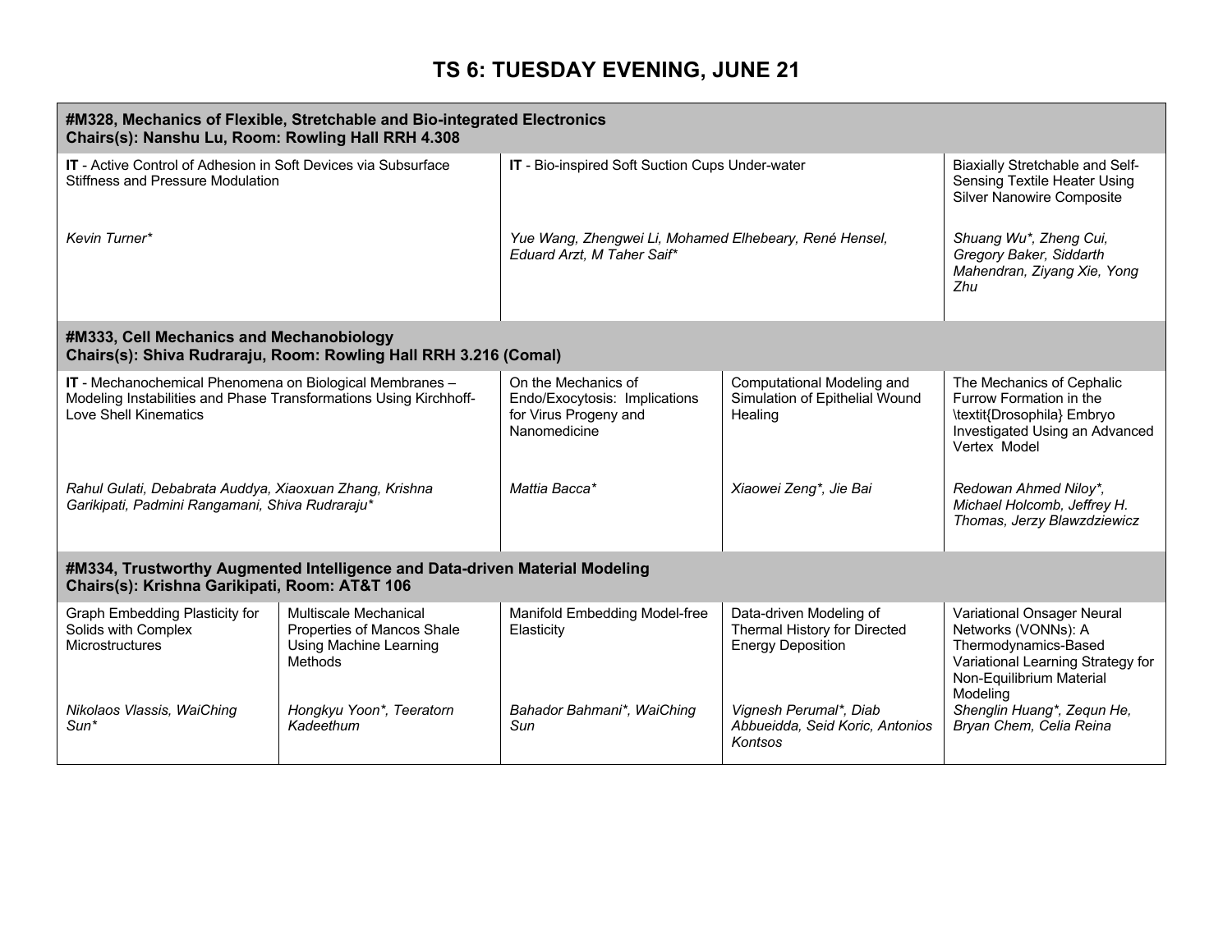# TS 6: TUESDAY EVENING, JUNE 21

## #M328, Mechanics of Flexible, Stretchable and Bio-integrated Electronics
**Chairs(s): Nanshu Lu, Room: Rowling Hall RRH 4.308**

| Title | Authors |
|---|---|
| **IT** - Active Control of Adhesion in Soft Devices via Subsurface Stiffness and Pressure Modulation | *Kevin Turner** |
| **IT** - Bio-inspired Soft Suction Cups Under-water | *Yue Wang, Zhengwei Li, Mohamed Elhebeary, René Hensel, Eduard Arzt, M Taher Saif** |
| Biaxially Stretchable and Self-Sensing Textile Heater Using Silver Nanowire Composite | *Shuang Wu*, Zheng Cui, Gregory Baker, Siddarth Mahendran, Ziyang Xie, Yong Zhu* |

## #M333, Cell Mechanics and Mechanobiology
**Chairs(s): Shiva Rudraraju, Room: Rowling Hall RRH 3.216 (Comal)**

| Title | Authors |
|---|---|
| **IT** - Mechanochemical Phenomena on Biological Membranes – Modeling Instabilities and Phase Transformations Using Kirchhoff-Love Shell Kinematics | *Rahul Gulati, Debabrata Auddya, Xiaoxuan Zhang, Krishna Garikipati, Padmini Rangamani, Shiva Rudraraju** |
| On the Mechanics of Endo/Exocytosis: Implications for Virus Progeny and Nanomedicine | *Mattia Bacca** |
| Computational Modeling and Simulation of Epithelial Wound Healing | *Xiaowei Zeng*, Jie Bai* |
| The Mechanics of Cephalic Furrow Formation in the \textit{Drosophila} Embryo Investigated Using an Advanced Vertex Model | *Redowan Ahmed Niloy*, Michael Holcomb, Jeffrey H. Thomas, Jerzy Blawzdziewicz* |

## #M334, Trustworthy Augmented Intelligence and Data-driven Material Modeling
**Chairs(s): Krishna Garikipati, Room: AT&T 106**

| Title | Authors |
|---|---|
| Graph Embedding Plasticity for Solids with Complex Microstructures | *Nikolaos Vlassis, WaiChing Sun** |
| Multiscale Mechanical Properties of Mancos Shale Using Machine Learning Methods | *Hongkyu Yoon*, Teeratorn Kadeethum* |
| Manifold Embedding Model-free Elasticity | *Bahador Bahmani*, WaiChing Sun* |
| Data-driven Modeling of Thermal History for Directed Energy Deposition | *Vignesh Perumal*, Diab Abbueidda, Seid Koric, Antonios Kontsos* |
| Variational Onsager Neural Networks (VONNs): A Thermodynamics-Based Variational Learning Strategy for Non-Equilibrium Material Modeling | *Shenglin Huang*, Zequn He, Bryan Chem, Celia Reina* |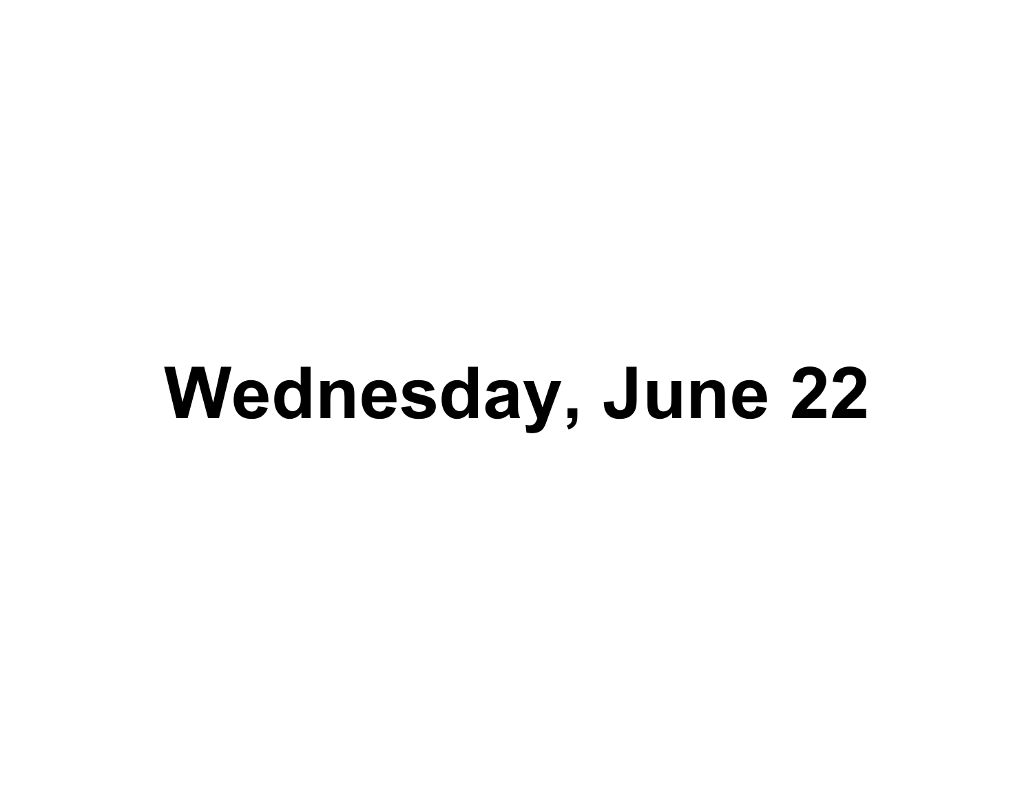# Wednesday, June 22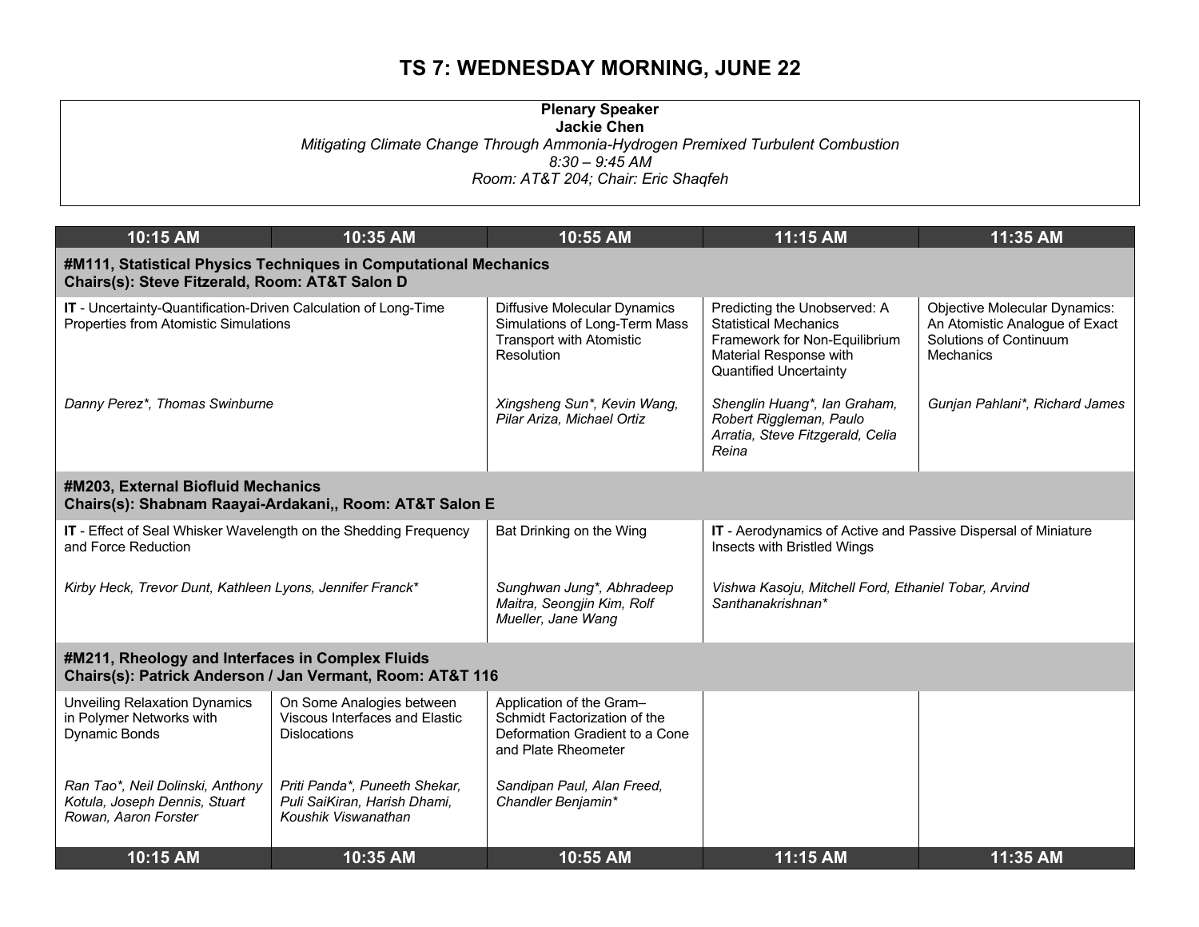# TS 7: WEDNESDAY MORNING, JUNE 22

**Plenary Speaker**
**Jackie Chen**
*Mitigating Climate Change Through Ammonia-Hydrogen Premixed Turbulent Combustion*
*8:30 – 9:45 AM*
*Room: AT&T 204; Chair: Eric Shaqfeh*

| 10:15 AM | 10:35 AM | 10:55 AM | 11:15 AM | 11:35 AM |
|---|---|---|---|---|
| **#M111, Statistical Physics Techniques in Computational Mechanics<br>Chairs(s): Steve Fitzerald, Room: AT&T Salon D** | | | | |
| **IT** - Uncertainty-Quantification-Driven Calculation of Long-Time Properties from Atomistic Simulations<br><br>*Danny Perez\*, Thomas Swinburne* | | Diffusive Molecular Dynamics Simulations of Long-Term Mass Transport with Atomistic Resolution<br><br>*Xingsheng Sun\*, Kevin Wang, Pilar Ariza, Michael Ortiz* | Predicting the Unobserved: A Statistical Mechanics Framework for Non-Equilibrium Material Response with Quantified Uncertainty<br><br>*Shenglin Huang\*, Ian Graham, Robert Riggleman, Paulo Arratia, Steve Fitzgerald, Celia Reina* | Objective Molecular Dynamics: An Atomistic Analogue of Exact Solutions of Continuum Mechanics<br><br>*Gunjan Pahlani\*, Richard James* |
| **#M203, External Biofluid Mechanics<br>Chairs(s): Shabnam Raayai-Ardakani,, Room: AT&T Salon E** | | | | |
| **IT** - Effect of Seal Whisker Wavelength on the Shedding Frequency and Force Reduction<br><br>*Kirby Heck, Trevor Dunt, Kathleen Lyons, Jennifer Franck\** | | Bat Drinking on the Wing<br><br>*Sunghwan Jung\*, Abhradeep Maitra, Seongjin Kim, Rolf Mueller, Jane Wang* | **IT** - Aerodynamics of Active and Passive Dispersal of Miniature Insects with Bristled Wings<br><br>*Vishwa Kasoju, Mitchell Ford, Ethaniel Tobar, Arvind Santhanakrishnan\** | |
| **#M211, Rheology and Interfaces in Complex Fluids<br>Chairs(s): Patrick Anderson / Jan Vermant, Room: AT&T 116** | | | | |
| Unveiling Relaxation Dynamics in Polymer Networks with Dynamic Bonds<br><br>*Ran Tao\*, Neil Dolinski, Anthony Kotula, Joseph Dennis, Stuart Rowan, Aaron Forster* | On Some Analogies between Viscous Interfaces and Elastic Dislocations<br><br>*Priti Panda\*, Puneeth Shekar, Puli SaiKiran, Harish Dhami, Koushik Viswanathan* | Application of the Gram–Schmidt Factorization of the Deformation Gradient to a Cone and Plate Rheometer<br><br>*Sandipan Paul, Alan Freed, Chandler Benjamin\** | | |
| **10:15 AM** | **10:35 AM** | **10:55 AM** | **11:15 AM** | **11:35 AM** |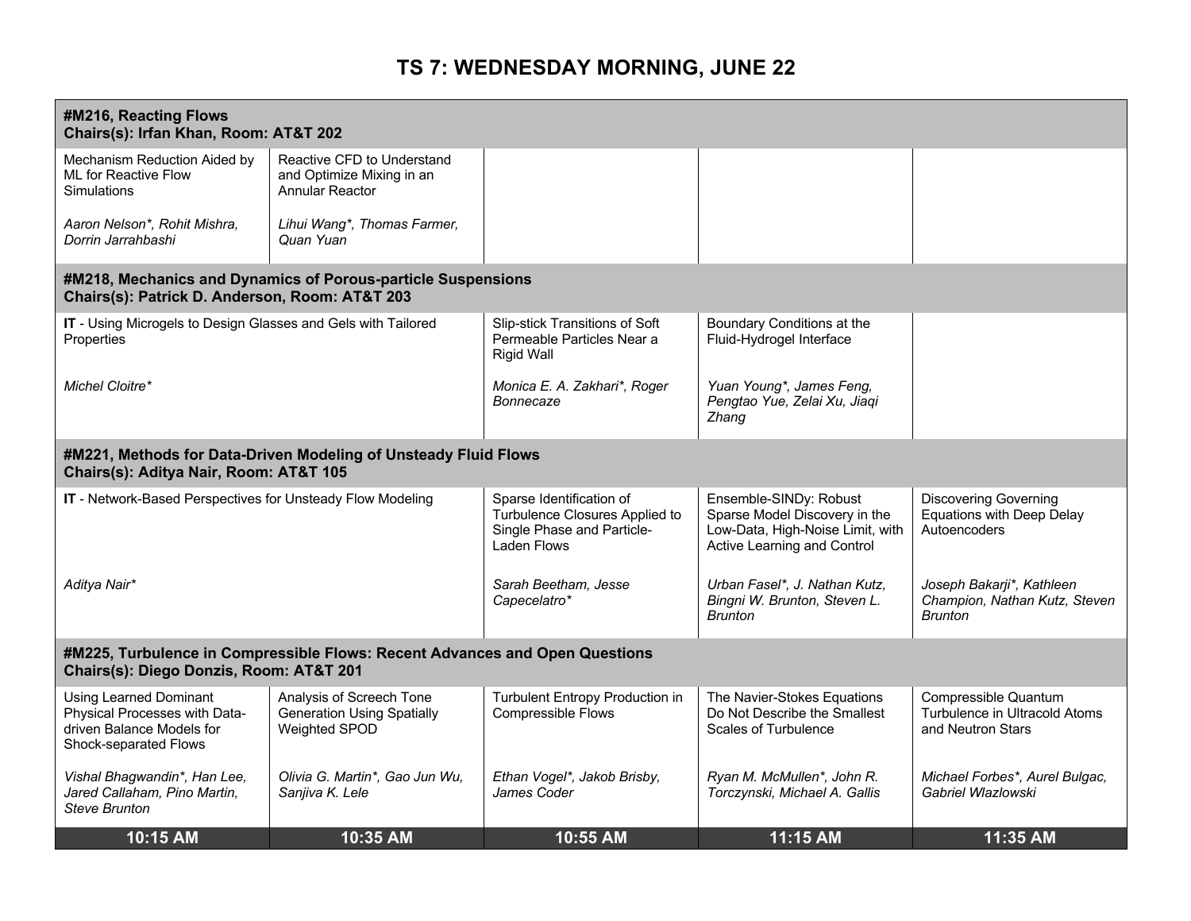# TS 7: WEDNESDAY MORNING, JUNE 22

| 10:15 AM | 10:35 AM | 10:55 AM | 11:15 AM | 11:35 AM |
|---|---|---|---|---|
| **#M216, Reacting Flows<br>Chairs(s): Irfan Khan, Room: AT&T 202** | | | | |
| Mechanism Reduction Aided by ML for Reactive Flow Simulations<br><br>*Aaron Nelson*, Rohit Mishra, Dorrin Jarrahbashi* | Reactive CFD to Understand and Optimize Mixing in an Annular Reactor<br><br>*Lihui Wang*, Thomas Farmer, Quan Yuan* | | | |
| **#M218, Mechanics and Dynamics of Porous-particle Suspensions<br>Chairs(s): Patrick D. Anderson, Room: AT&T 203** | | | | |
| **IT** - Using Microgels to Design Glasses and Gels with Tailored Properties<br><br>*Michel Cloitre** | | Slip-stick Transitions of Soft Permeable Particles Near a Rigid Wall<br><br>*Monica E. A. Zakhari*, Roger Bonnecaze* | Boundary Conditions at the Fluid-Hydrogel Interface<br><br>*Yuan Young*, James Feng, Pengtao Yue, Zelai Xu, Jiaqi Zhang* | |
| **#M221, Methods for Data-Driven Modeling of Unsteady Fluid Flows<br>Chairs(s): Aditya Nair, Room: AT&T 105** | | | | |
| **IT** - Network-Based Perspectives for Unsteady Flow Modeling<br><br>*Aditya Nair** | | Sparse Identification of Turbulence Closures Applied to Single Phase and Particle-Laden Flows<br><br>*Sarah Beetham, Jesse Capecelatro** | Ensemble-SINDy: Robust Sparse Model Discovery in the Low-Data, High-Noise Limit, with Active Learning and Control<br><br>*Urban Fasel*, J. Nathan Kutz, Bingni W. Brunton, Steven L. Brunton* | Discovering Governing Equations with Deep Delay Autoencoders<br><br>*Joseph Bakarji*, Kathleen Champion, Nathan Kutz, Steven Brunton* |
| **#M225, Turbulence in Compressible Flows: Recent Advances and Open Questions<br>Chairs(s): Diego Donzis, Room: AT&T 201** | | | | |
| Using Learned Dominant Physical Processes with Data-driven Balance Models for Shock-separated Flows<br><br>*Vishal Bhagwandin*, Han Lee, Jared Callaham, Pino Martin, Steve Brunton* | Analysis of Screech Tone Generation Using Spatially Weighted SPOD<br><br>*Olivia G. Martin*, Gao Jun Wu, Sanjiva K. Lele* | Turbulent Entropy Production in Compressible Flows<br><br>*Ethan Vogel*, Jakob Brisby, James Coder* | The Navier-Stokes Equations Do Not Describe the Smallest Scales of Turbulence<br><br>*Ryan M. McMullen*, John R. Torczynski, Michael A. Gallis* | Compressible Quantum Turbulence in Ultracold Atoms and Neutron Stars<br><br>*Michael Forbes*, Aurel Bulgac, Gabriel Wlazlowski* |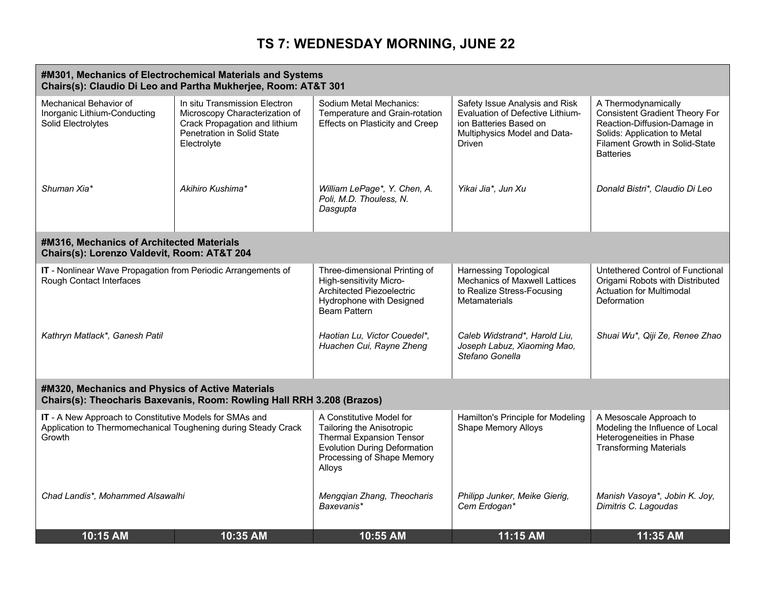# TS 7: WEDNESDAY MORNING, JUNE 22

| 10:15 AM | 10:35 AM | 10:55 AM | 11:15 AM | 11:35 AM |
|---|---|---|---|---|
| **#M301, Mechanics of Electrochemical Materials and Systems<br>Chairs(s): Claudio Di Leo and Partha Mukherjee, Room: AT&T 301** | | | | |
| Mechanical Behavior of Inorganic Lithium-Conducting Solid Electrolytes<br><br>*Shuman Xia** | In situ Transmission Electron Microscopy Characterization of Crack Propagation and lithium Penetration in Solid State Electrolyte<br><br>*Akihiro Kushima** | Sodium Metal Mechanics: Temperature and Grain-rotation Effects on Plasticity and Creep<br><br>*William LePage*, Y. Chen, A. Poli, M.D. Thouless, N. Dasgupta* | Safety Issue Analysis and Risk Evaluation of Defective Lithium-ion Batteries Based on Multiphysics Model and Data-Driven<br><br>*Yikai Jia*, Jun Xu* | A Thermodynamically Consistent Gradient Theory For Reaction-Diffusion-Damage in Solids: Application to Metal Filament Growth in Solid-State Batteries<br><br>*Donald Bistri*, Claudio Di Leo* |
| **#M316, Mechanics of Architected Materials<br>Chairs(s): Lorenzo Valdevit, Room: AT&T 204** | | | | |
| **IT** - Nonlinear Wave Propagation from Periodic Arrangements of Rough Contact Interfaces<br><br>*Kathryn Matlack*, Ganesh Patil* | | Three-dimensional Printing of High-sensitivity Micro-Architected Piezoelectric Hydrophone with Designed Beam Pattern<br><br>*Haotian Lu, Victor Couedel*, Huachen Cui, Rayne Zheng* | Harnessing Topological Mechanics of Maxwell Lattices to Realize Stress-Focusing Metamaterials<br><br>*Caleb Widstrand*, Harold Liu, Joseph Labuz, Xiaoming Mao, Stefano Gonella* | Untethered Control of Functional Origami Robots with Distributed Actuation for Multimodal Deformation<br><br>*Shuai Wu*, Qiji Ze, Renee Zhao* |
| **#M320, Mechanics and Physics of Active Materials<br>Chairs(s): Theocharis Baxevanis, Room: Rowling Hall RRH 3.208 (Brazos)** | | | | |
| **IT** - A New Approach to Constitutive Models for SMAs and Application to Thermomechanical Toughening during Steady Crack Growth<br><br>*Chad Landis*, Mohammed Alsawalhi* | | A Constitutive Model for Tailoring the Anisotropic Thermal Expansion Tensor Evolution During Deformation Processing of Shape Memory Alloys<br><br>*Mengqian Zhang, Theocharis Baxevanis** | Hamilton's Principle for Modeling Shape Memory Alloys<br><br>*Philipp Junker, Meike Gierig, Cem Erdogan** | A Mesoscale Approach to Modeling the Influence of Local Heterogeneities in Phase Transforming Materials<br><br>*Manish Vasoya*, Jobin K. Joy, Dimitris C. Lagoudas* |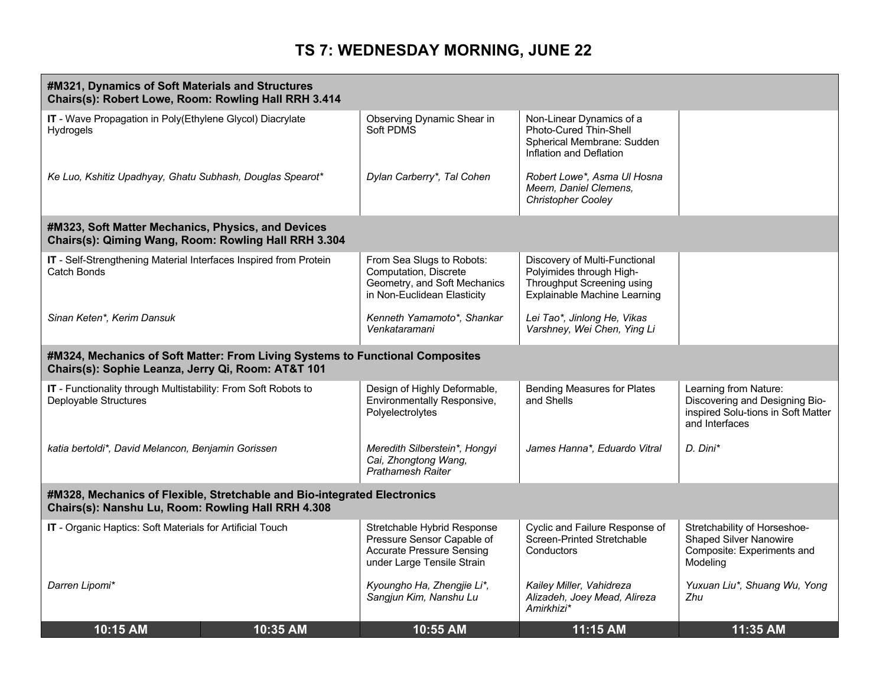# TS 7: WEDNESDAY MORNING, JUNE 22

| 10:15 AM | 10:35 AM | 10:55 AM | 11:15 AM | 11:35 AM |
|---|---|---|---|---|
| **#M321, Dynamics of Soft Materials and Structures<br>Chairs(s): Robert Lowe, Room: Rowling Hall RRH 3.414** | | | | |
| **IT** - Wave Propagation in Poly(Ethylene Glycol) Diacrylate Hydrogels<br><br>*Ke Luo, Kshitiz Upadhyay, Ghatu Subhash, Douglas Spearot** | | Observing Dynamic Shear in Soft PDMS<br><br>*Dylan Carberry*, Tal Cohen* | Non-Linear Dynamics of a Photo-Cured Thin-Shell Spherical Membrane: Sudden Inflation and Deflation<br><br>*Robert Lowe*, Asma Ul Hosna Meem, Daniel Clemens, Christopher Cooley* | |
| **#M323, Soft Matter Mechanics, Physics, and Devices<br>Chairs(s): Qiming Wang, Room: Rowling Hall RRH 3.304** | | | | |
| **IT** - Self-Strengthening Material Interfaces Inspired from Protein Catch Bonds<br><br>*Sinan Keten*, Kerim Dansuk* | | From Sea Slugs to Robots: Computation, Discrete Geometry, and Soft Mechanics in Non-Euclidean Elasticity<br><br>*Kenneth Yamamoto*, Shankar Venkataramani* | Discovery of Multi-Functional Polyimides through High-Throughput Screening using Explainable Machine Learning<br><br>*Lei Tao*, Jinlong He, Vikas Varshney, Wei Chen, Ying Li* | |
| **#M324, Mechanics of Soft Matter: From Living Systems to Functional Composites<br>Chairs(s): Sophie Leanza, Jerry Qi, Room: AT&T 101** | | | | |
| **IT** - Functionality through Multistability: From Soft Robots to Deployable Structures<br><br>*katia bertoldi*, David Melancon, Benjamin Gorissen* | | Design of Highly Deformable, Environmentally Responsive, Polyelectrolytes<br><br>*Meredith Silberstein*, Hongyi Cai, Zhongtong Wang, Prathamesh Raiter* | Bending Measures for Plates and Shells<br><br>*James Hanna*, Eduardo Vitral* | Learning from Nature: Discovering and Designing Bio-inspired Solu-tions in Soft Matter and Interfaces<br><br>*D. Dini** |
| **#M328, Mechanics of Flexible, Stretchable and Bio-integrated Electronics<br>Chairs(s): Nanshu Lu, Room: Rowling Hall RRH 4.308** | | | | |
| **IT** - Organic Haptics: Soft Materials for Artificial Touch<br><br>*Darren Lipomi** | | Stretchable Hybrid Response Pressure Sensor Capable of Accurate Pressure Sensing under Large Tensile Strain<br><br>*Kyoungho Ha, Zhengjie Li*, Sangjun Kim, Nanshu Lu* | Cyclic and Failure Response of Screen-Printed Stretchable Conductors<br><br>*Kailey Miller, Vahidreza Alizadeh, Joey Mead, Alireza Amirkhizi** | Stretchability of Horseshoe-Shaped Silver Nanowire Composite: Experiments and Modeling<br><br>*Yuxuan Liu*, Shuang Wu, Yong Zhu* |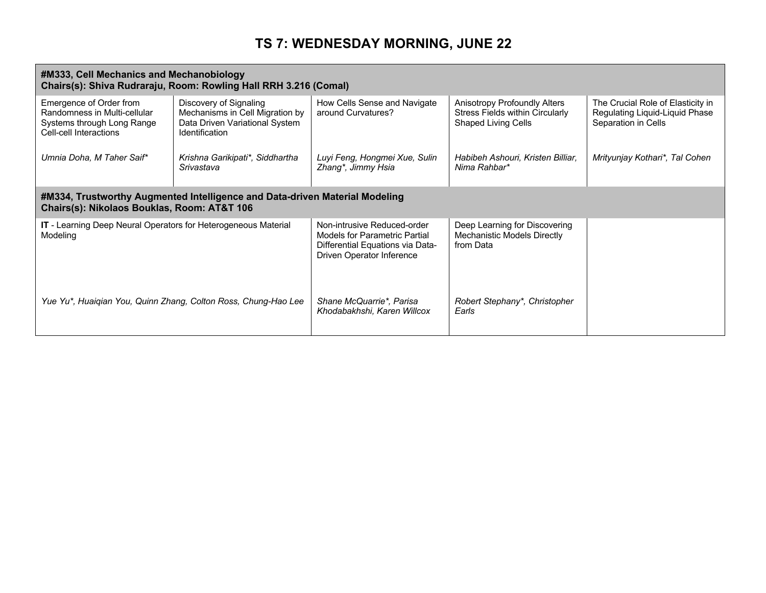# TS 7: WEDNESDAY MORNING, JUNE 22

| **#M333, Cell Mechanics and Mechanobiology**<br>**Chairs(s): Shiva Rudraraju, Room: Rowling Hall RRH 3.216 (Comal)** | | | | |
|---|---|---|---|---|
| Emergence of Order from Randomness in Multi-cellular Systems through Long Range Cell-cell Interactions<br><br>*Umnia Doha, M Taher Saif** | Discovery of Signaling Mechanisms in Cell Migration by Data Driven Variational System Identification<br><br>*Krishna Garikipati*, Siddhartha Srivastava* | How Cells Sense and Navigate around Curvatures?<br><br>*Luyi Feng, Hongmei Xue, Sulin Zhang*, Jimmy Hsia* | Anisotropy Profoundly Alters Stress Fields within Circularly Shaped Living Cells<br><br>*Habibeh Ashouri, Kristen Billiar, Nima Rahbar** | The Crucial Role of Elasticity in Regulating Liquid-Liquid Phase Separation in Cells<br><br>*Mrityunjay Kothari*, Tal Cohen* |

| **#M334, Trustworthy Augmented Intelligence and Data-driven Material Modeling**<br>**Chairs(s): Nikolaos Bouklas, Room: AT&T 106** | | | |
|---|---|---|---|
| **IT** - Learning Deep Neural Operators for Heterogeneous Material Modeling<br><br>*Yue Yu*, Huaiqian You, Quinn Zhang, Colton Ross, Chung-Hao Lee* | Non-intrusive Reduced-order Models for Parametric Partial Differential Equations via Data-Driven Operator Inference<br><br>*Shane McQuarrie*, Parisa Khodabakhshi, Karen Willcox* | Deep Learning for Discovering Mechanistic Models Directly from Data<br><br>*Robert Stephany*, Christopher Earls* | |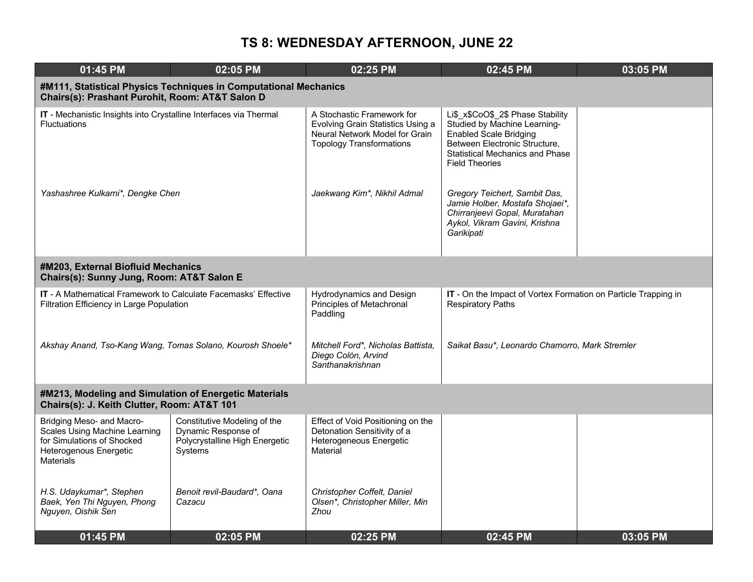# TS 8: WEDNESDAY AFTERNOON, JUNE 22

| 01:45 PM | 02:05 PM | 02:25 PM | 02:45 PM | 03:05 PM |
|---|---|---|---|---|
| **#M111, Statistical Physics Techniques in Computational Mechanics<br>Chairs(s): Prashant Purohit, Room: AT&T Salon D** | | | | |
| **IT** - Mechanistic Insights into Crystalline Interfaces via Thermal Fluctuations<br><br>*Yashashree Kulkarni*, Dengke Chen* | | A Stochastic Framework for Evolving Grain Statistics Using a Neural Network Model for Grain Topology Transformations<br><br>*Jaekwang Kim*, Nikhil Admal* | $Li_xCoO_2$ Phase Stability Studied by Machine Learning-Enabled Scale Bridging Between Electronic Structure, Statistical Mechanics and Phase Field Theories<br><br>*Gregory Teichert, Sambit Das, Jamie Holber, Mostafa Shojaei*, Chirranjeevi Gopal, Muratahan Aykol, Vikram Gavini, Krishna Garikipati* | |
| **#M203, External Biofluid Mechanics<br>Chairs(s): Sunny Jung, Room: AT&T Salon E** | | | | |
| **IT** - A Mathematical Framework to Calculate Facemasks' Effective Filtration Efficiency in Large Population<br><br>*Akshay Anand, Tso-Kang Wang, Tomas Solano, Kourosh Shoele** | | Hydrodynamics and Design Principles of Metachronal Paddling<br><br>*Mitchell Ford*, Nicholas Battista, Diego Colón, Arvind Santhanakrishnan* | **IT** - On the Impact of Vortex Formation on Particle Trapping in Respiratory Paths<br><br>*Saikat Basu*, Leonardo Chamorro, Mark Stremler* | |
| **#M213, Modeling and Simulation of Energetic Materials<br>Chairs(s): J. Keith Clutter, Room: AT&T 101** | | | | |
| Bridging Meso- and Macro-Scales Using Machine Learning for Simulations of Shocked Heterogenous Energetic Materials<br><br>*H.S. Udaykumar*, Stephen Baek, Yen Thi Nguyen, Phong Nguyen, Oishik Sen* | Constitutive Modeling of the Dynamic Response of Polycrystalline High Energetic Systems<br><br>*Benoit revil-Baudard*, Oana Cazacu* | Effect of Void Positioning on the Detonation Sensitivity of a Heterogeneous Energetic Material<br><br>*Christopher Coffelt, Daniel Olsen*, Christopher Miller, Min Zhou* | | |
| **01:45 PM** | **02:05 PM** | **02:25 PM** | **02:45 PM** | **03:05 PM** |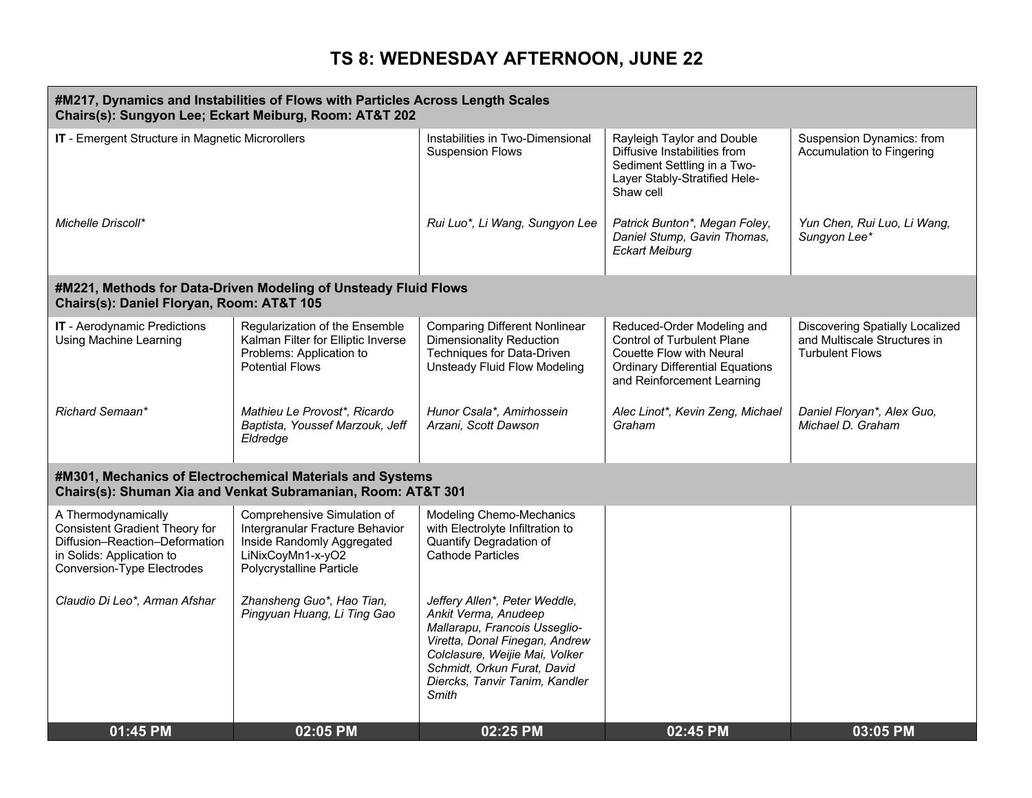# TS 8: WEDNESDAY AFTERNOON, JUNE 22

| 01:45 PM | 02:05 PM | 02:25 PM | 02:45 PM | 03:05 PM |
|---|---|---|---|---|
| **#M217, Dynamics and Instabilities of Flows with Particles Across Length Scales**<br>**Chairs(s): Sungyon Lee; Eckart Meiburg, Room: AT&T 202** | | | | |
| **IT** - Emergent Structure in Magnetic Microrollers<br><br>*Michelle Driscoll** | | Instabilities in Two-Dimensional Suspension Flows<br><br>*Rui Luo*, Li Wang, Sungyon Lee* | Rayleigh Taylor and Double Diffusive Instabilities from Sediment Settling in a Two-Layer Stably-Stratified Hele-Shaw cell<br><br>*Patrick Bunton*, Megan Foley, Daniel Stump, Gavin Thomas, Eckart Meiburg* | Suspension Dynamics: from Accumulation to Fingering<br><br>*Yun Chen, Rui Luo, Li Wang, Sungyon Lee** |
| **#M221, Methods for Data-Driven Modeling of Unsteady Fluid Flows**<br>**Chairs(s): Daniel Floryan, Room: AT&T 105** | | | | |
| **IT** - Aerodynamic Predictions Using Machine Learning<br><br>*Richard Semaan** | Regularization of the Ensemble Kalman Filter for Elliptic Inverse Problems: Application to Potential Flows<br><br>*Mathieu Le Provost*, Ricardo Baptista, Youssef Marzouk, Jeff Eldredge* | Comparing Different Nonlinear Dimensionality Reduction Techniques for Data-Driven Unsteady Fluid Flow Modeling<br><br>*Hunor Csala*, Amirhossein Arzani, Scott Dawson* | Reduced-Order Modeling and Control of Turbulent Plane Couette Flow with Neural Ordinary Differential Equations and Reinforcement Learning<br><br>*Alec Linot*, Kevin Zeng, Michael Graham* | Discovering Spatially Localized and Multiscale Structures in Turbulent Flows<br><br>*Daniel Floryan*, Alex Guo, Michael D. Graham* |
| **#M301, Mechanics of Electrochemical Materials and Systems**<br>**Chairs(s): Shuman Xia and Venkat Subramanian, Room: AT&T 301** | | | | |
| A Thermodynamically Consistent Gradient Theory for Diffusion–Reaction–Deformation in Solids: Application to Conversion-Type Electrodes<br><br>*Claudio Di Leo*, Arman Afshar* | Comprehensive Simulation of Intergranular Fracture Behavior Inside Randomly Aggregated LiNixCoyMn1-x-yO2 Polycrystalline Particle<br><br>*Zhansheng Guo*, Hao Tian, Pingyuan Huang, Li Ting Gao* | Modeling Chemo-Mechanics with Electrolyte Infiltration to Quantify Degradation of Cathode Particles<br><br>*Jeffery Allen*, Peter Weddle, Ankit Verma, Anudeep Mallarapu, Francois Usseglio-Viretta, Donal Finegan, Andrew Colclasure, Weijie Mai, Volker Schmidt, Orkun Furat, David Diercks, Tanvir Tanim, Kandler Smith* | | |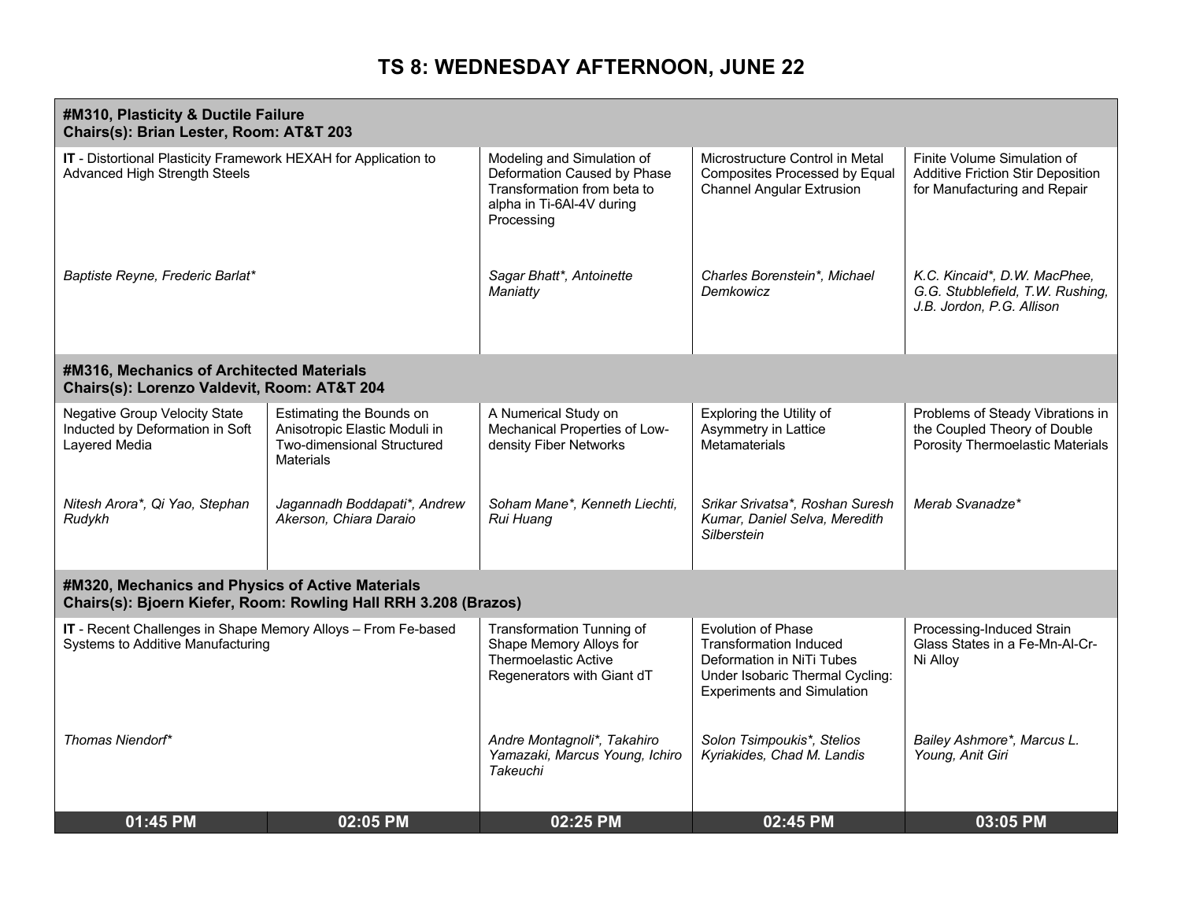# TS 8: WEDNESDAY AFTERNOON, JUNE 22

| 01:45 PM | 02:05 PM | 02:25 PM | 02:45 PM | 03:05 PM |
|---|---|---|---|---|
| **#M310, Plasticity & Ductile Failure**<br>**Chairs(s): Brian Lester, Room: AT&T 203** | | | | |
| **IT** - Distortional Plasticity Framework HEXAH for Application to Advanced High Strength Steels<br><br>*Baptiste Reyne, Frederic Barlat** | | Modeling and Simulation of Deformation Caused by Phase Transformation from beta to alpha in Ti-6Al-4V during Processing<br><br>*Sagar Bhatt*, Antoinette Maniatty* | Microstructure Control in Metal Composites Processed by Equal Channel Angular Extrusion<br><br>*Charles Borenstein*, Michael Demkowicz* | Finite Volume Simulation of Additive Friction Stir Deposition for Manufacturing and Repair<br><br>*K.C. Kincaid*, D.W. MacPhee, G.G. Stubblefield, T.W. Rushing, J.B. Jordon, P.G. Allison* |
| **#M316, Mechanics of Architected Materials**<br>**Chairs(s): Lorenzo Valdevit, Room: AT&T 204** | | | | |
| Negative Group Velocity State Inducted by Deformation in Soft Layered Media<br><br>*Nitesh Arora*, Qi Yao, Stephan Rudykh* | Estimating the Bounds on Anisotropic Elastic Moduli in Two-dimensional Structured Materials<br><br>*Jagannadh Boddapati*, Andrew Akerson, Chiara Daraio* | A Numerical Study on Mechanical Properties of Low-density Fiber Networks<br><br>*Soham Mane*, Kenneth Liechti, Rui Huang* | Exploring the Utility of Asymmetry in Lattice Metamaterials<br><br>*Srikar Srivatsa*, Roshan Suresh Kumar, Daniel Selva, Meredith Silberstein* | Problems of Steady Vibrations in the Coupled Theory of Double Porosity Thermoelastic Materials<br><br>*Merab Svanadze** |
| **#M320, Mechanics and Physics of Active Materials**<br>**Chairs(s): Bjoern Kiefer, Room: Rowling Hall RRH 3.208 (Brazos)** | | | | |
| **IT** - Recent Challenges in Shape Memory Alloys – From Fe-based Systems to Additive Manufacturing<br><br>*Thomas Niendorf** | | Transformation Tunning of Shape Memory Alloys for Thermoelastic Active Regenerators with Giant dT<br><br>*Andre Montagnoli*, Takahiro Yamazaki, Marcus Young, Ichiro Takeuchi* | Evolution of Phase Transformation Induced Deformation in NiTi Tubes Under Isobaric Thermal Cycling: Experiments and Simulation<br><br>*Solon Tsimpoukis*, Stelios Kyriakides, Chad M. Landis* | Processing-Induced Strain Glass States in a Fe-Mn-Al-Cr-Ni Alloy<br><br>*Bailey Ashmore*, Marcus L. Young, Anit Giri* |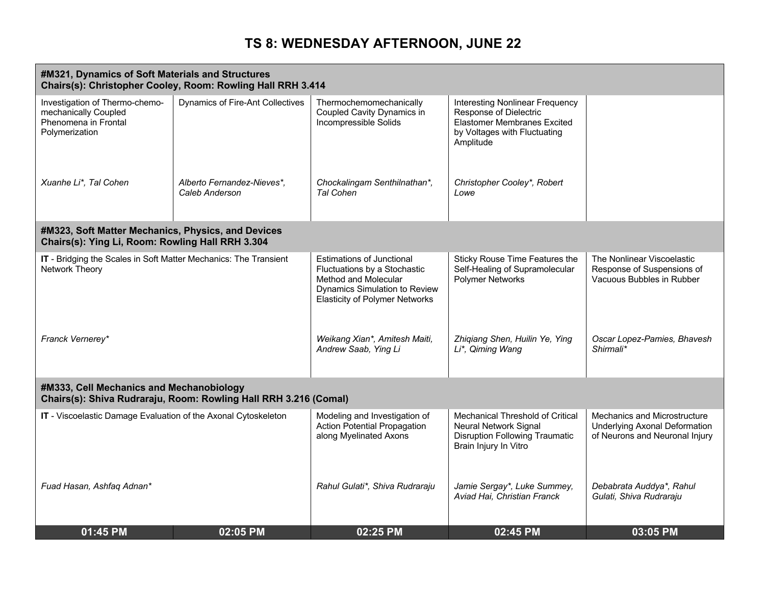# TS 8: WEDNESDAY AFTERNOON, JUNE 22

| 01:45 PM | 02:05 PM | 02:25 PM | 02:45 PM | 03:05 PM |
|---|---|---|---|---|
| **#M321, Dynamics of Soft Materials and Structures** **Chairs(s): Christopher Cooley, Room: Rowling Hall RRH 3.414** | | | | |
| Investigation of Thermo-chemo-mechanically Coupled Phenomena in Frontal Polymerization *Xuanhe Li*, Tal Cohen* | Dynamics of Fire-Ant Collectives *Alberto Fernandez-Nieves*, Caleb Anderson* | Thermochemomechanically Coupled Cavity Dynamics in Incompressible Solids *Chockalingam Senthilnathan*, Tal Cohen* | Interesting Nonlinear Frequency Response of Dielectric Elastomer Membranes Excited by Voltages with Fluctuating Amplitude *Christopher Cooley*, Robert Lowe* | |
| **#M323, Soft Matter Mechanics, Physics, and Devices** **Chairs(s): Ying Li, Room: Rowling Hall RRH 3.304** | | | | |
| **IT** - Bridging the Scales in Soft Matter Mechanics: The Transient Network Theory *Franck Vernerey** | | Estimations of Junctional Fluctuations by a Stochastic Method and Molecular Dynamics Simulation to Review Elasticity of Polymer Networks *Weikang Xian*, Amitesh Maiti, Andrew Saab, Ying Li* | Sticky Rouse Time Features the Self-Healing of Supramolecular Polymer Networks *Zhiqiang Shen, Huilin Ye, Ying Li*, Qiming Wang* | The Nonlinear Viscoelastic Response of Suspensions of Vacuous Bubbles in Rubber *Oscar Lopez-Pamies, Bhavesh Shirmali** |
| **#M333, Cell Mechanics and Mechanobiology** **Chairs(s): Shiva Rudraraju, Room: Rowling Hall RRH 3.216 (Comal)** | | | | |
| **IT** - Viscoelastic Damage Evaluation of the Axonal Cytoskeleton *Fuad Hasan, Ashfaq Adnan** | | Modeling and Investigation of Action Potential Propagation along Myelinated Axons *Rahul Gulati*, Shiva Rudraraju* | Mechanical Threshold of Critical Neural Network Signal Disruption Following Traumatic Brain Injury In Vitro *Jamie Sergay*, Luke Summey, Aviad Hai, Christian Franck* | Mechanics and Microstructure Underlying Axonal Deformation of Neurons and Neuronal Injury *Debabrata Auddya*, Rahul Gulati, Shiva Rudraraju* |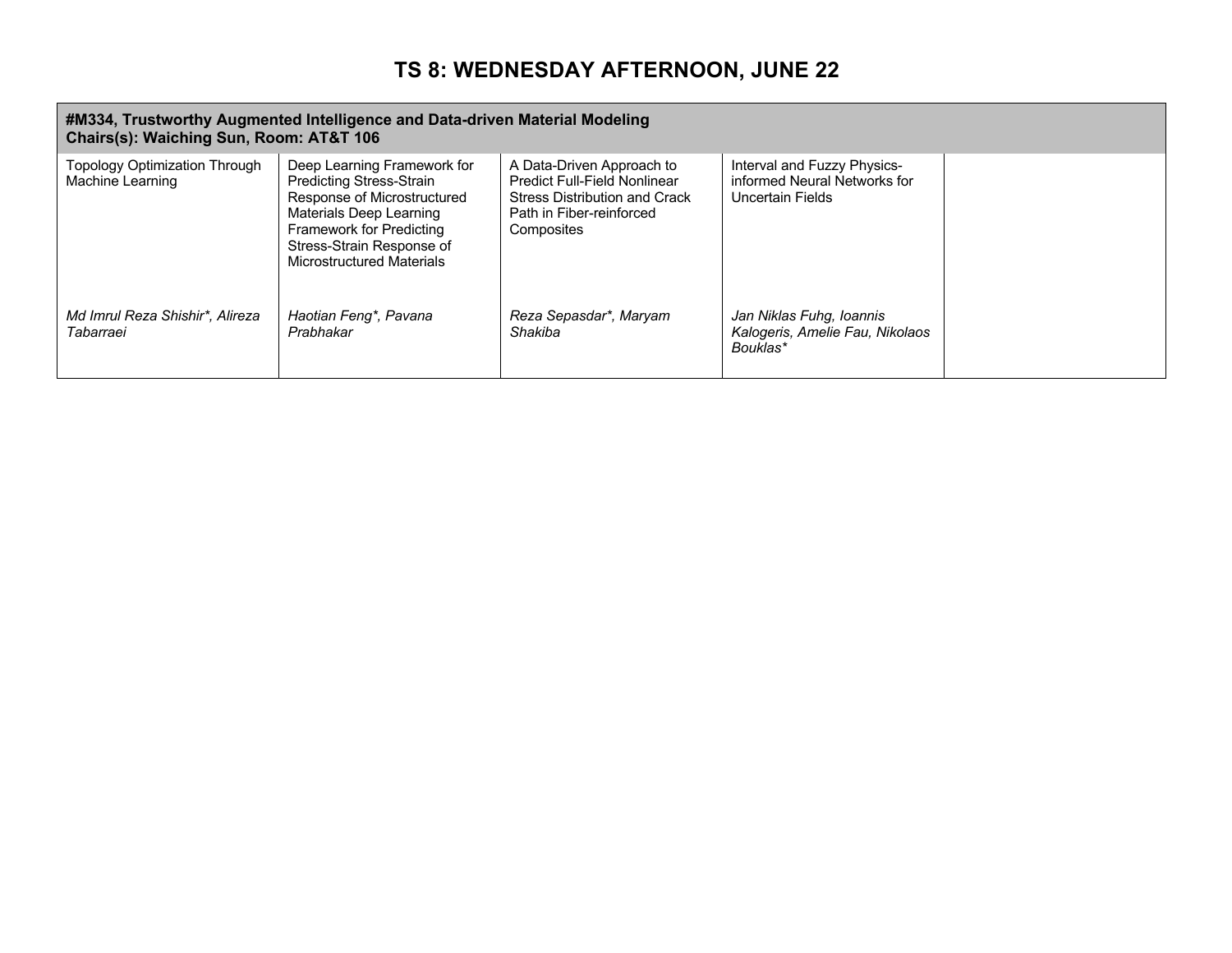# TS 8: WEDNESDAY AFTERNOON, JUNE 22

| **#M334, Trustworthy Augmented Intelligence and Data-driven Material Modeling<br>Chairs(s): Waiching Sun, Room: AT&T 106** | | | | |
|---|---|---|---|---|
| Topology Optimization Through Machine Learning<br><br>*Md Imrul Reza Shishir*, Alireza Tabarraei* | Deep Learning Framework for Predicting Stress-Strain Response of Microstructured Materials Deep Learning Framework for Predicting Stress-Strain Response of Microstructured Materials<br><br>*Haotian Feng*, Pavana Prabhakar* | A Data-Driven Approach to Predict Full-Field Nonlinear Stress Distribution and Crack Path in Fiber-reinforced Composites<br><br>*Reza Sepasdar*, Maryam Shakiba* | Interval and Fuzzy Physics-informed Neural Networks for Uncertain Fields<br><br>*Jan Niklas Fuhg, Ioannis Kalogeris, Amelie Fau, Nikolaos Bouklas** | |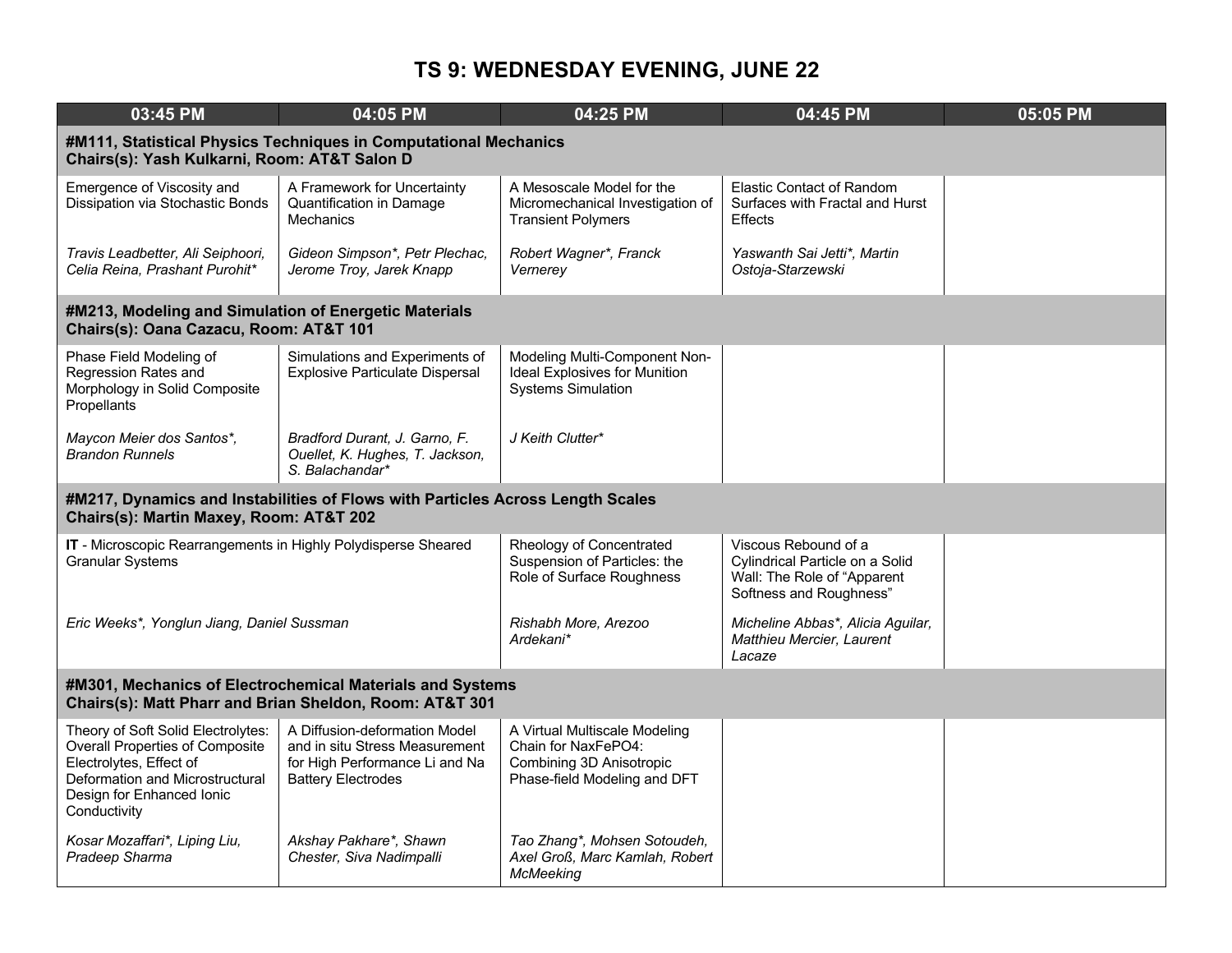# TS 9: WEDNESDAY EVENING, JUNE 22

| 03:45 PM | 04:05 PM | 04:25 PM | 04:45 PM | 05:05 PM |
|---|---|---|---|---|
| **#M111, Statistical Physics Techniques in Computational Mechanics<br>Chairs(s): Yash Kulkarni, Room: AT&T Salon D** | | | | |
| Emergence of Viscosity and Dissipation via Stochastic Bonds<br><br>*Travis Leadbetter, Ali Seiphoori, Celia Reina, Prashant Purohit** | A Framework for Uncertainty Quantification in Damage Mechanics<br><br>*Gideon Simpson*, Petr Plechac, Jerome Troy, Jarek Knapp* | A Mesoscale Model for the Micromechanical Investigation of Transient Polymers<br><br>*Robert Wagner*, Franck Vernerey* | Elastic Contact of Random Surfaces with Fractal and Hurst Effects<br><br>*Yaswanth Sai Jetti*, Martin Ostoja-Starzewski* | |
| **#M213, Modeling and Simulation of Energetic Materials<br>Chairs(s): Oana Cazacu, Room: AT&T 101** | | | | |
| Phase Field Modeling of Regression Rates and Morphology in Solid Composite Propellants<br><br>*Maycon Meier dos Santos*, Brandon Runnels* | Simulations and Experiments of Explosive Particulate Dispersal<br><br>*Bradford Durant, J. Garno, F. Ouellet, K. Hughes, T. Jackson, S. Balachandar** | Modeling Multi-Component Non-Ideal Explosives for Munition Systems Simulation<br><br>*J Keith Clutter** | | |
| **#M217, Dynamics and Instabilities of Flows with Particles Across Length Scales<br>Chairs(s): Martin Maxey, Room: AT&T 202** | | | | |
| **IT** - Microscopic Rearrangements in Highly Polydisperse Sheared Granular Systems<br><br>*Eric Weeks*, Yonglun Jiang, Daniel Sussman* | | Rheology of Concentrated Suspension of Particles: the Role of Surface Roughness<br><br>*Rishabh More, Arezoo Ardekani** | Viscous Rebound of a Cylindrical Particle on a Solid Wall: The Role of "Apparent Softness and Roughness"<br><br>*Micheline Abbas*, Alicia Aguilar, Matthieu Mercier, Laurent Lacaze* | |
| **#M301, Mechanics of Electrochemical Materials and Systems<br>Chairs(s): Matt Pharr and Brian Sheldon, Room: AT&T 301** | | | | |
| Theory of Soft Solid Electrolytes: Overall Properties of Composite Electrolytes, Effect of Deformation and Microstructural Design for Enhanced Ionic Conductivity<br><br>*Kosar Mozaffari*, Liping Liu, Pradeep Sharma* | A Diffusion-deformation Model and in situ Stress Measurement for High Performance Li and Na Battery Electrodes<br><br>*Akshay Pakhare*, Shawn Chester, Siva Nadimpalli* | A Virtual Multiscale Modeling Chain for NaxFePO4: Combining 3D Anisotropic Phase-field Modeling and DFT<br><br>*Tao Zhang*, Mohsen Sotoudeh, Axel Groß, Marc Kamlah, Robert McMeeking* | | |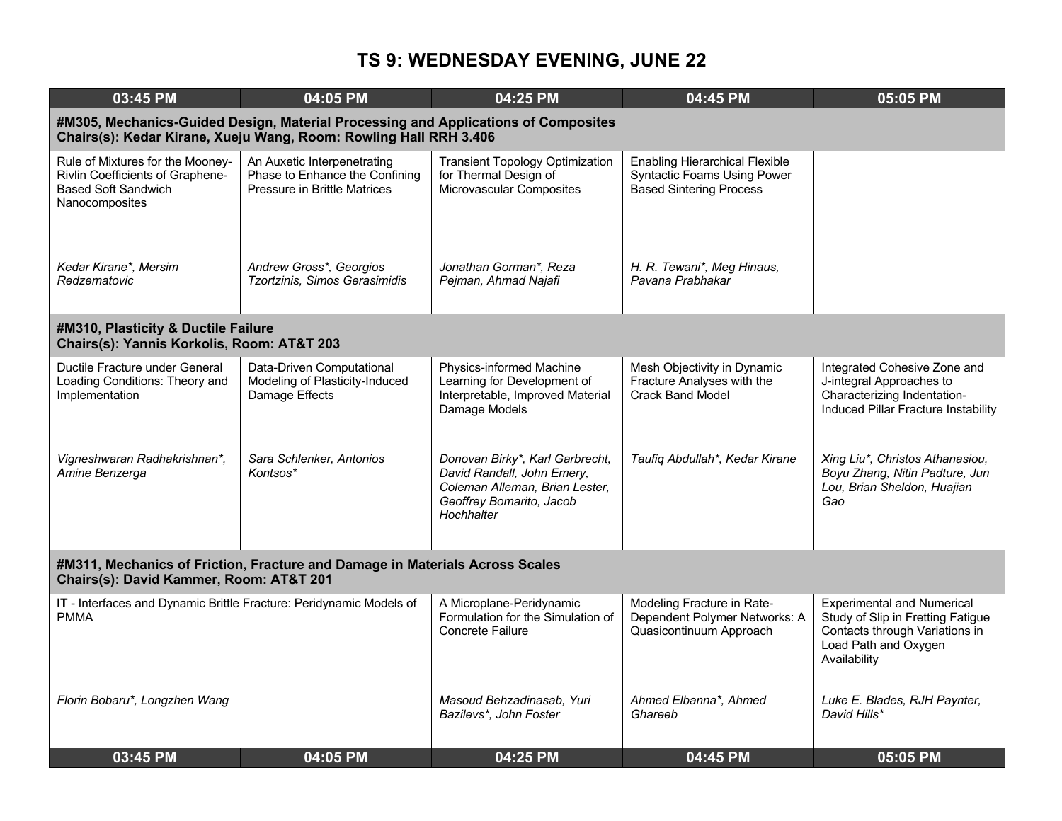# TS 9: WEDNESDAY EVENING, JUNE 22

| 03:45 PM | 04:05 PM | 04:25 PM | 04:45 PM | 05:05 PM |
|---|---|---|---|---|
| **#M305, Mechanics-Guided Design, Material Processing and Applications of Composites<br>Chairs(s): Kedar Kirane, Xueju Wang, Room: Rowling Hall RRH 3.406** | | | | |
| Rule of Mixtures for the Mooney-Rivlin Coefficients of Graphene-Based Soft Sandwich Nanocomposites<br><br>*Kedar Kirane*, Mersim Redzematovic* | An Auxetic Interpenetrating Phase to Enhance the Confining Pressure in Brittle Matrices<br><br>*Andrew Gross*, Georgios Tzortzinis, Simos Gerasimidis* | Transient Topology Optimization for Thermal Design of Microvascular Composites<br><br>*Jonathan Gorman*, Reza Pejman, Ahmad Najafi* | Enabling Hierarchical Flexible Syntactic Foams Using Power Based Sintering Process<br><br>*H. R. Tewani*, Meg Hinaus, Pavana Prabhakar* | |
| **#M310, Plasticity & Ductile Failure<br>Chairs(s): Yannis Korkolis, Room: AT&T 203** | | | | |
| Ductile Fracture under General Loading Conditions: Theory and Implementation<br><br>*Vigneshwaran Radhakrishnan*, Amine Benzerga* | Data-Driven Computational Modeling of Plasticity-Induced Damage Effects<br><br>*Sara Schlenker, Antonios Kontsos** | Physics-informed Machine Learning for Development of Interpretable, Improved Material Damage Models<br><br>*Donovan Birky*, Karl Garbrecht, David Randall, John Emery, Coleman Alleman, Brian Lester, Geoffrey Bomarito, Jacob Hochhalter* | Mesh Objectivity in Dynamic Fracture Analyses with the Crack Band Model<br><br>*Taufiq Abdullah*, Kedar Kirane* | Integrated Cohesive Zone and J-integral Approaches to Characterizing Indentation-Induced Pillar Fracture Instability<br><br>*Xing Liu*, Christos Athanasiou, Boyu Zhang, Nitin Padture, Jun Lou, Brian Sheldon, Huajian Gao* |
| **#M311, Mechanics of Friction, Fracture and Damage in Materials Across Scales<br>Chairs(s): David Kammer, Room: AT&T 201** | | | | |
| **IT** - Interfaces and Dynamic Brittle Fracture: Peridynamic Models of PMMA<br><br>*Florin Bobaru*, Longzhen Wang* | | A Microplane-Peridynamic Formulation for the Simulation of Concrete Failure<br><br>*Masoud Behzadinasab, Yuri Bazilevs*, John Foster* | Modeling Fracture in Rate-Dependent Polymer Networks: A Quasicontinuum Approach<br><br>*Ahmed Elbanna*, Ahmed Ghareeb* | Experimental and Numerical Study of Slip in Fretting Fatigue Contacts through Variations in Load Path and Oxygen Availability<br><br>*Luke E. Blades, RJH Paynter, David Hills** |
| 03:45 PM | 04:05 PM | 04:25 PM | 04:45 PM | 05:05 PM |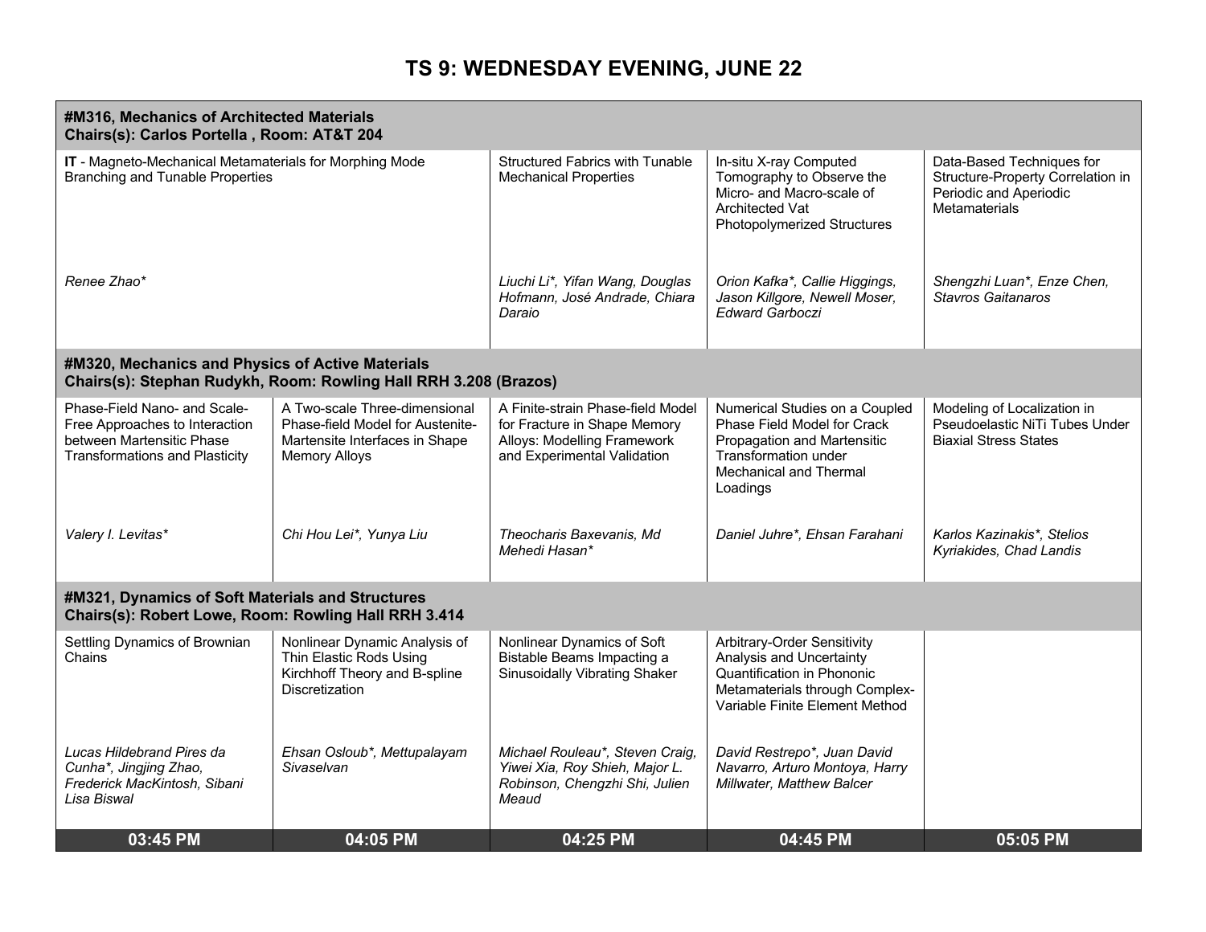# TS 9: WEDNESDAY EVENING, JUNE 22

## #M316, Mechanics of Architected Materials
**Chairs(s): Carlos Portella , Room: AT&T 204**

| 03:45 PM | 04:05 PM | 04:25 PM | 04:45 PM | 05:05 PM |
|---|---|---|---|---|
| **IT** - Magneto-Mechanical Metamaterials for Morphing Mode Branching and Tunable Properties<br><br>*Renee Zhao** | | Structured Fabrics with Tunable Mechanical Properties<br><br>*Liuchi Li*, Yifan Wang, Douglas Hofmann, José Andrade, Chiara Daraio* | In-situ X-ray Computed Tomography to Observe the Micro- and Macro-scale of Architected Vat Photopolymerized Structures<br><br>*Orion Kafka*, Callie Higgings, Jason Killgore, Newell Moser, Edward Garboczi* | Data-Based Techniques for Structure-Property Correlation in Periodic and Aperiodic Metamaterials<br><br>*Shengzhi Luan*, Enze Chen, Stavros Gaitanaros* |

## #M320, Mechanics and Physics of Active Materials
**Chairs(s): Stephan Rudykh, Room: Rowling Hall RRH 3.208 (Brazos)**

| 03:45 PM | 04:05 PM | 04:25 PM | 04:45 PM | 05:05 PM |
|---|---|---|---|---|
| Phase-Field Nano- and Scale-Free Approaches to Interaction between Martensitic Phase Transformations and Plasticity<br><br>*Valery I. Levitas** | A Two-scale Three-dimensional Phase-field Model for Austenite-Martensite Interfaces in Shape Memory Alloys<br><br>*Chi Hou Lei*, Yunya Liu* | A Finite-strain Phase-field Model for Fracture in Shape Memory Alloys: Modelling Framework and Experimental Validation<br><br>*Theocharis Baxevanis, Md Mehedi Hasan** | Numerical Studies on a Coupled Phase Field Model for Crack Propagation and Martensitic Transformation under Mechanical and Thermal Loadings<br><br>*Daniel Juhre*, Ehsan Farahani* | Modeling of Localization in Pseudoelastic NiTi Tubes Under Biaxial Stress States<br><br>*Karlos Kazinakis*, Stelios Kyriakides, Chad Landis* |

## #M321, Dynamics of Soft Materials and Structures
**Chairs(s): Robert Lowe, Room: Rowling Hall RRH 3.414**

| 03:45 PM | 04:05 PM | 04:25 PM | 04:45 PM | 05:05 PM |
|---|---|---|---|---|
| Settling Dynamics of Brownian Chains<br><br>*Lucas Hildebrand Pires da Cunha*, Jingjing Zhao, Frederick MacKintosh, Sibani Lisa Biswal* | Nonlinear Dynamic Analysis of Thin Elastic Rods Using Kirchhoff Theory and B-spline Discretization<br><br>*Ehsan Osloub*, Mettupalayam Sivaselvan* | Nonlinear Dynamics of Soft Bistable Beams Impacting a Sinusoidally Vibrating Shaker<br><br>*Michael Rouleau*, Steven Craig, Yiwei Xia, Roy Shieh, Major L. Robinson, Chengzhi Shi, Julien Meaud* | Arbitrary-Order Sensitivity Analysis and Uncertainty Quantification in Phononic Metamaterials through Complex-Variable Finite Element Method<br><br>*David Restrepo*, Juan David Navarro, Arturo Montoya, Harry Millwater, Matthew Balcer* | |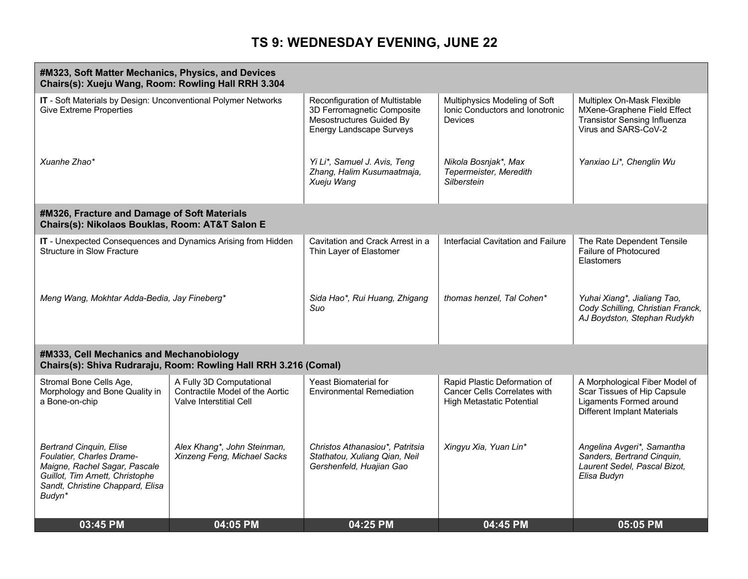# TS 9: WEDNESDAY EVENING, JUNE 22

| 03:45 PM | 04:05 PM | 04:25 PM | 04:45 PM | 05:05 PM |
|---|---|---|---|---|
| **#M323, Soft Matter Mechanics, Physics, and Devices Chairs(s): Xueju Wang, Room: Rowling Hall RRH 3.304** | | | | |
| **IT** - Soft Materials by Design: Unconventional Polymer Networks Give Extreme Properties<br><br>*Xuanhe Zhao** | | Reconfiguration of Multistable 3D Ferromagnetic Composite Mesostructures Guided By Energy Landscape Surveys<br><br>*Yi Li*, Samuel J. Avis, Teng Zhang, Halim Kusumaatmaja, Xueju Wang* | Multiphysics Modeling of Soft Ionic Conductors and Ionotronic Devices<br><br>*Nikola Bosnjak*, Max Tepermeister, Meredith Silberstein* | Multiplex On-Mask Flexible MXene-Graphene Field Effect Transistor Sensing Influenza Virus and SARS-CoV-2<br><br>*Yanxiao Li*, Chenglin Wu* |
| **#M326, Fracture and Damage of Soft Materials Chairs(s): Nikolaos Bouklas, Room: AT&T Salon E** | | | | |
| **IT** - Unexpected Consequences and Dynamics Arising from Hidden Structure in Slow Fracture<br><br>*Meng Wang, Mokhtar Adda-Bedia, Jay Fineberg** | | Cavitation and Crack Arrest in a Thin Layer of Elastomer<br><br>*Sida Hao*, Rui Huang, Zhigang Suo* | Interfacial Cavitation and Failure<br><br>*thomas henzel, Tal Cohen** | The Rate Dependent Tensile Failure of Photocured Elastomers<br><br>*Yuhai Xiang*, Jialiang Tao, Cody Schilling, Christian Franck, AJ Boydston, Stephan Rudykh* |
| **#M333, Cell Mechanics and Mechanobiology Chairs(s): Shiva Rudraraju, Room: Rowling Hall RRH 3.216 (Comal)** | | | | |
| Stromal Bone Cells Age, Morphology and Bone Quality in a Bone-on-chip<br><br>*Bertrand Cinquin, Elise Foulatier, Charles Drame-Maigne, Rachel Sagar, Pascale Guillot, Tim Arnett, Christophe Sandt, Christine Chappard, Elisa Budyn** | A Fully 3D Computational Contractile Model of the Aortic Valve Interstitial Cell<br><br>*Alex Khang*, John Steinman, Xinzeng Feng, Michael Sacks* | Yeast Biomaterial for Environmental Remediation<br><br>*Christos Athanasiou*, Patritsia Stathatou, Xuliang Qian, Neil Gershenfeld, Huajian Gao* | Rapid Plastic Deformation of Cancer Cells Correlates with High Metastatic Potential<br><br>*Xingyu Xia, Yuan Lin** | A Morphological Fiber Model of Scar Tissues of Hip Capsule Ligaments Formed around Different Implant Materials<br><br>*Angelina Avgeri*, Samantha Sanders, Bertrand Cinquin, Laurent Sedel, Pascal Bizot, Elisa Budyn* |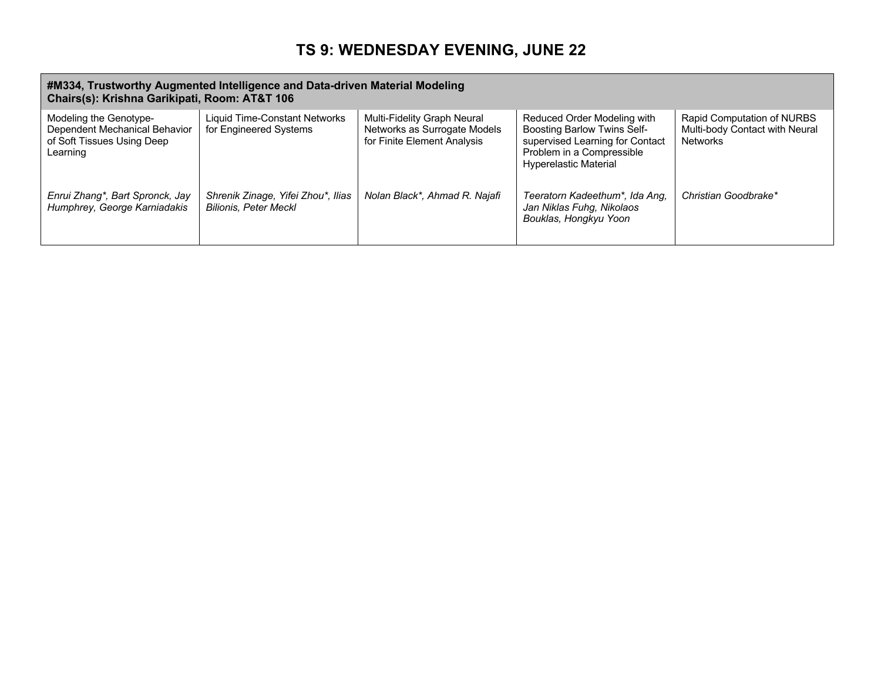# TS 9: WEDNESDAY EVENING, JUNE 22

| **#M334, Trustworthy Augmented Intelligence and Data-driven Material Modeling<br>Chairs(s): Krishna Garikipati, Room: AT&T 106** | | | | |
|---|---|---|---|---|
| Modeling the Genotype-Dependent Mechanical Behavior of Soft Tissues Using Deep Learning<br><br>*Enrui Zhang*, Bart Spronck, Jay Humphrey, George Karniadakis* | Liquid Time-Constant Networks for Engineered Systems<br><br>*Shrenik Zinage, Yifei Zhou*, Ilias Bilionis, Peter Meckl* | Multi-Fidelity Graph Neural Networks as Surrogate Models for Finite Element Analysis<br><br>*Nolan Black*, Ahmad R. Najafi* | Reduced Order Modeling with Boosting Barlow Twins Self-supervised Learning for Contact Problem in a Compressible Hyperelastic Material<br><br>*Teeratorn Kadeethum*, Ida Ang, Jan Niklas Fuhg, Nikolaos Bouklas, Hongkyu Yoon* | Rapid Computation of NURBS Multi-body Contact with Neural Networks<br><br>*Christian Goodbrake** |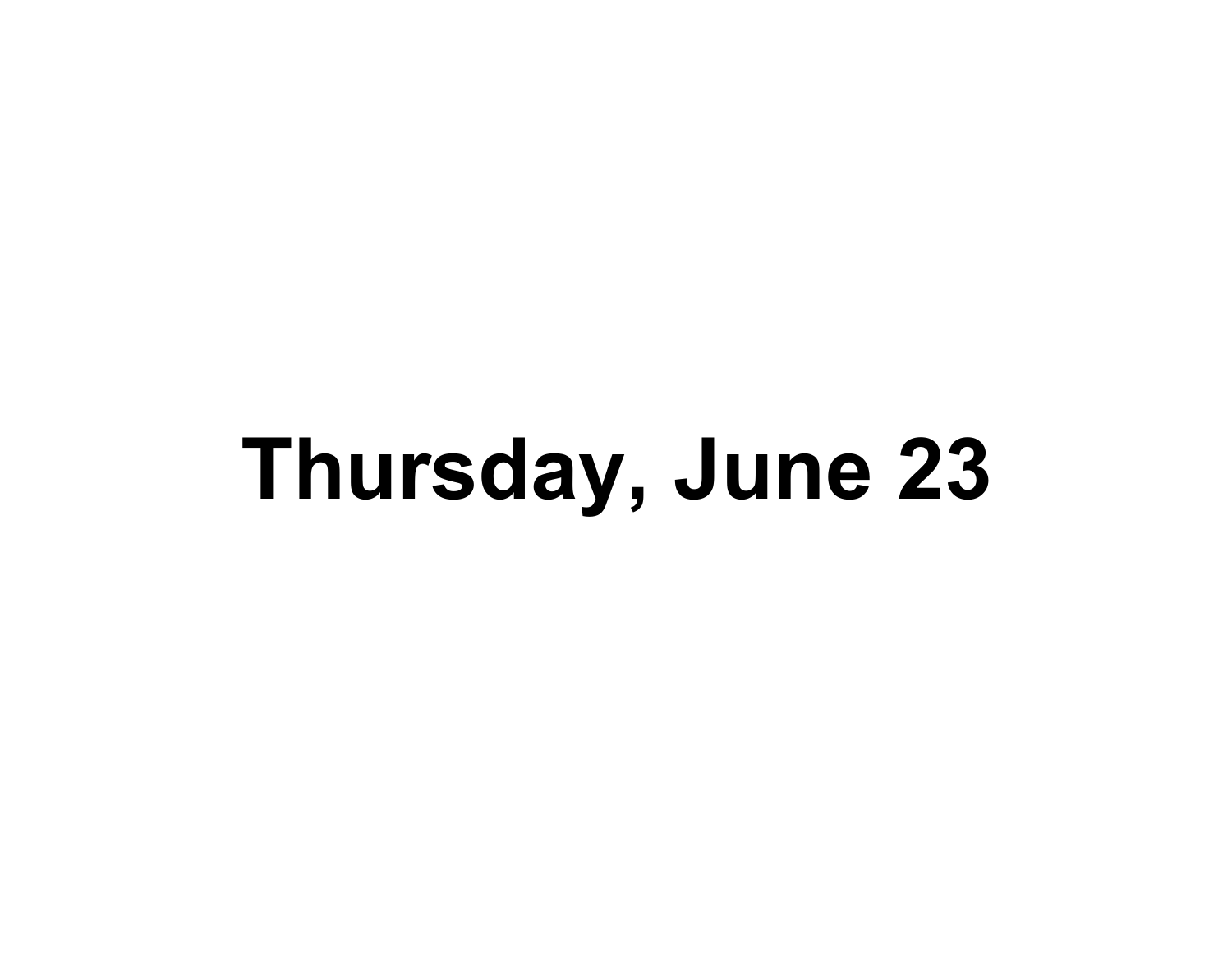# Thursday, June 23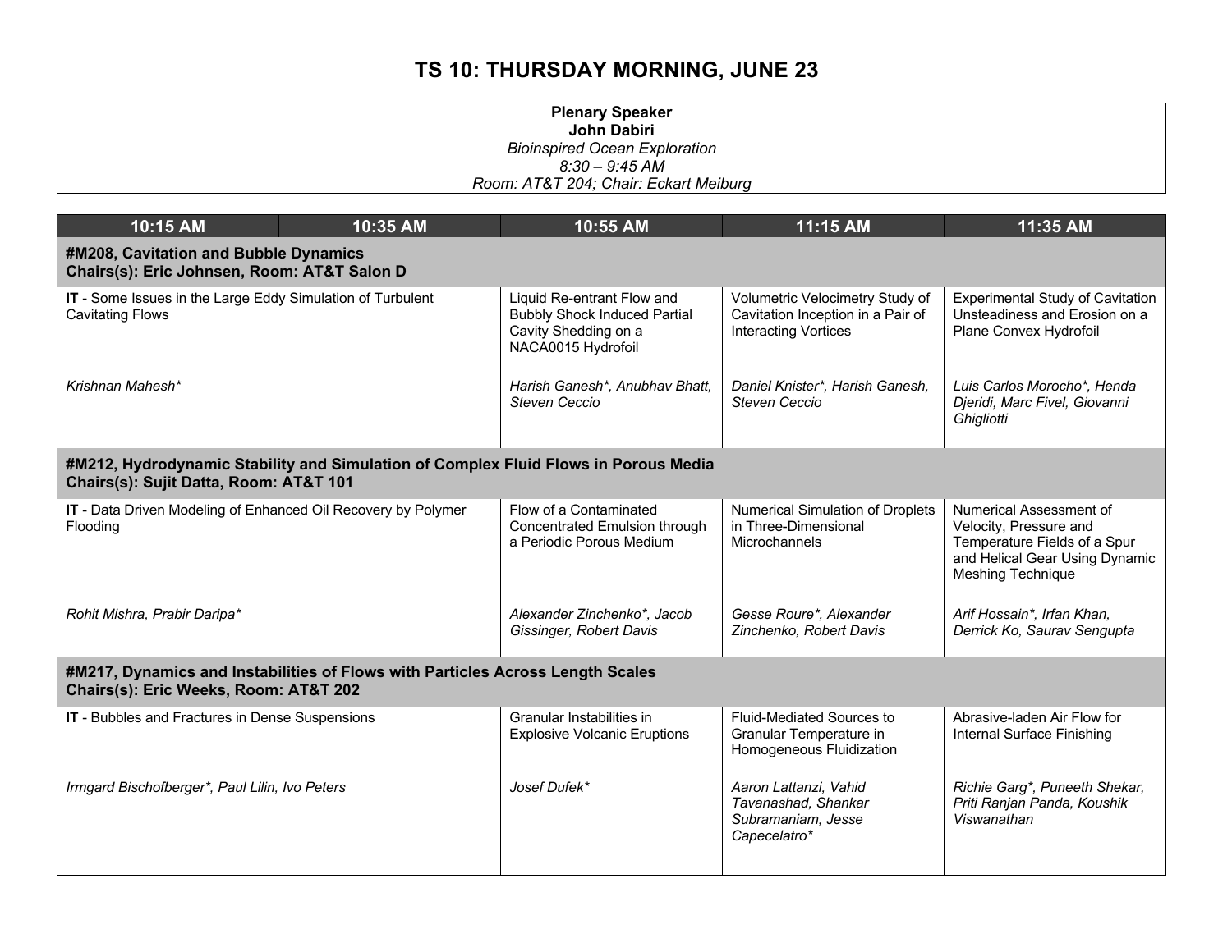# TS 10: THURSDAY MORNING, JUNE 23

**Plenary Speaker**
**John Dabiri**
*Bioinspired Ocean Exploration*
*8:30 – 9:45 AM*
*Room: AT&T 204; Chair: Eckart Meiburg*

| 10:15 AM | 10:35 AM | 10:55 AM | 11:15 AM | 11:35 AM |
|---|---|---|---|---|
| **#M208, Cavitation and Bubble Dynamics**<br>**Chairs(s): Eric Johnsen, Room: AT&T Salon D** | | | | |
| **IT** - Some Issues in the Large Eddy Simulation of Turbulent Cavitating Flows<br><br>*Krishnan Mahesh** | | Liquid Re-entrant Flow and Bubbly Shock Induced Partial Cavity Shedding on a NACA0015 Hydrofoil<br><br>*Harish Ganesh*, Anubhav Bhatt, Steven Ceccio* | Volumetric Velocimetry Study of Cavitation Inception in a Pair of Interacting Vortices<br><br>*Daniel Knister*, Harish Ganesh, Steven Ceccio* | Experimental Study of Cavitation Unsteadiness and Erosion on a Plane Convex Hydrofoil<br><br>*Luis Carlos Morocho*, Henda Djeridi, Marc Fivel, Giovanni Ghigliotti* |
| **#M212, Hydrodynamic Stability and Simulation of Complex Fluid Flows in Porous Media**<br>**Chairs(s): Sujit Datta, Room: AT&T 101** | | | | |
| **IT** - Data Driven Modeling of Enhanced Oil Recovery by Polymer Flooding<br><br>*Rohit Mishra, Prabir Daripa** | | Flow of a Contaminated Concentrated Emulsion through a Periodic Porous Medium<br><br>*Alexander Zinchenko*, Jacob Gissinger, Robert Davis* | Numerical Simulation of Droplets in Three-Dimensional Microchannels<br><br>*Gesse Roure*, Alexander Zinchenko, Robert Davis* | Numerical Assessment of Velocity, Pressure and Temperature Fields of a Spur and Helical Gear Using Dynamic Meshing Technique<br><br>*Arif Hossain*, Irfan Khan, Derrick Ko, Saurav Sengupta* |
| **#M217, Dynamics and Instabilities of Flows with Particles Across Length Scales**<br>**Chairs(s): Eric Weeks, Room: AT&T 202** | | | | |
| **IT** - Bubbles and Fractures in Dense Suspensions<br><br>*Irmgard Bischofberger*, Paul Lilin, Ivo Peters* | | Granular Instabilities in Explosive Volcanic Eruptions<br><br>*Josef Dufek** | Fluid-Mediated Sources to Granular Temperature in Homogeneous Fluidization<br><br>*Aaron Lattanzi, Vahid Tavanashad, Shankar Subramaniam, Jesse Capecelatro** | Abrasive-laden Air Flow for Internal Surface Finishing<br><br>*Richie Garg*, Puneeth Shekar, Priti Ranjan Panda, Koushik Viswanathan* |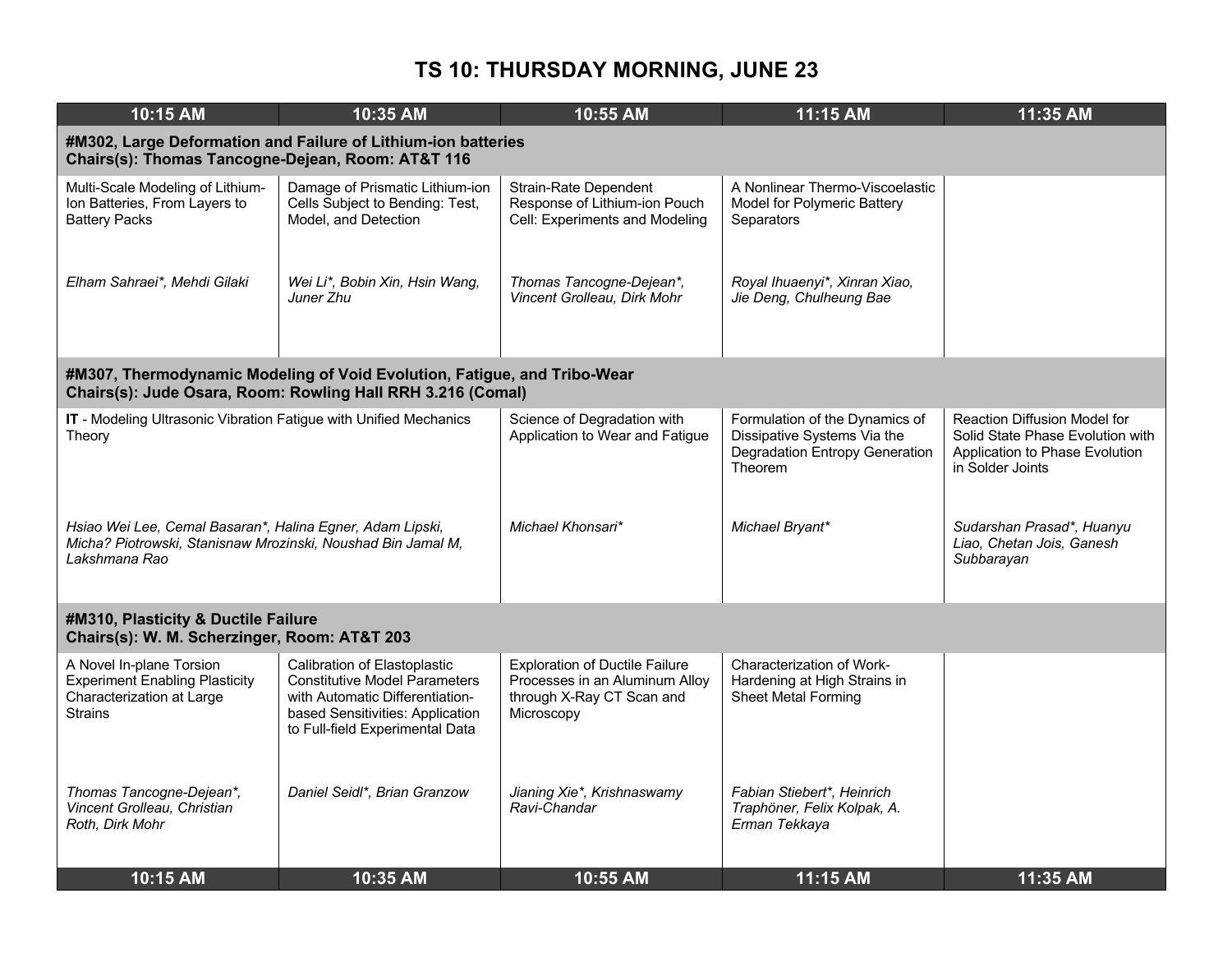# TS 10: THURSDAY MORNING, JUNE 23

| 10:15 AM | 10:35 AM | 10:55 AM | 11:15 AM | 11:35 AM |
|---|---|---|---|---|
| **#M302, Large Deformation and Failure of Lithium-ion batteries Chairs(s): Thomas Tancogne-Dejean, Room: AT&T 116** | | | | |
| Multi-Scale Modeling of Lithium-Ion Batteries, From Layers to Battery Packs<br><br>*Elham Sahraei*, Mehdi Gilaki* | Damage of Prismatic Lithium-ion Cells Subject to Bending: Test, Model, and Detection<br><br>*Wei Li*, Bobin Xin, Hsin Wang, Juner Zhu* | Strain-Rate Dependent Response of Lithium-ion Pouch Cell: Experiments and Modeling<br><br>*Thomas Tancogne-Dejean*, Vincent Grolleau, Dirk Mohr* | A Nonlinear Thermo-Viscoelastic Model for Polymeric Battery Separators<br><br>*Royal Ihuaenyi*, Xinran Xiao, Jie Deng, Chulheung Bae* | |
| **#M307, Thermodynamic Modeling of Void Evolution, Fatigue, and Tribo-Wear Chairs(s): Jude Osara, Room: Rowling Hall RRH 3.216 (Comal)** | | | | |
| **IT** - Modeling Ultrasonic Vibration Fatigue with Unified Mechanics Theory<br><br>*Hsiao Wei Lee, Cemal Basaran*, Halina Egner, Adam Lipski, Micha? Piotrowski, Stanisnaw Mrozinski, Noushad Bin Jamal M, Lakshmana Rao* | | Science of Degradation with Application to Wear and Fatigue<br><br>*Michael Khonsari** | Formulation of the Dynamics of Dissipative Systems Via the Degradation Entropy Generation Theorem<br><br>*Michael Bryant** | Reaction Diffusion Model for Solid State Phase Evolution with Application to Phase Evolution in Solder Joints<br><br>*Sudarshan Prasad*, Huanyu Liao, Chetan Jois, Ganesh Subbarayan* |
| **#M310, Plasticity & Ductile Failure Chairs(s): W. M. Scherzinger, Room: AT&T 203** | | | | |
| A Novel In-plane Torsion Experiment Enabling Plasticity Characterization at Large Strains<br><br>*Thomas Tancogne-Dejean*, Vincent Grolleau, Christian Roth, Dirk Mohr* | Calibration of Elastoplastic Constitutive Model Parameters with Automatic Differentiation-based Sensitivities: Application to Full-field Experimental Data<br><br>*Daniel Seidl*, Brian Granzow* | Exploration of Ductile Failure Processes in an Aluminum Alloy through X-Ray CT Scan and Microscopy<br><br>*Jianing Xie*, Krishnaswamy Ravi-Chandar* | Characterization of Work-Hardening at High Strains in Sheet Metal Forming<br><br>*Fabian Stiebert*, Heinrich Traphöner, Felix Kolpak, A. Erman Tekkaya* | |
| 10:15 AM | 10:35 AM | 10:55 AM | 11:15 AM | 11:35 AM |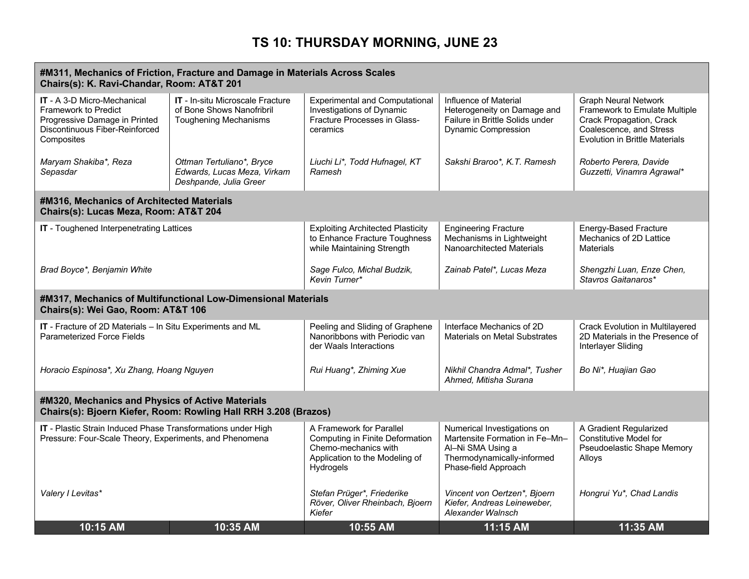# TS 10: THURSDAY MORNING, JUNE 23

| 10:15 AM | 10:35 AM | 10:55 AM | 11:15 AM | 11:35 AM |
|---|---|---|---|---|
| **#M311, Mechanics of Friction, Fracture and Damage in Materials Across Scales**<br>**Chairs(s): K. Ravi-Chandar, Room: AT&T 201** | | | | |
| **IT** - A 3-D Micro-Mechanical Framework to Predict Progressive Damage in Printed Discontinuous Fiber-Reinforced Composites<br><br>*Maryam Shakiba\*, Reza Sepasdar* | **IT** - In-situ Microscale Fracture of Bone Shows Nanofribril Toughening Mechanisms<br><br>*Ottman Tertuliano\*, Bryce Edwards, Lucas Meza, Virkam Deshpande, Julia Greer* | Experimental and Computational Investigations of Dynamic Fracture Processes in Glass-ceramics<br><br>*Liuchi Li\*, Todd Hufnagel, KT Ramesh* | Influence of Material Heterogeneity on Damage and Failure in Brittle Solids under Dynamic Compression<br><br>*Sakshi Braroo\*, K.T. Ramesh* | Graph Neural Network Framework to Emulate Multiple Crack Propagation, Crack Coalescence, and Stress Evolution in Brittle Materials<br><br>*Roberto Perera, Davide Guzzetti, Vinamra Agrawal\** |
| **#M316, Mechanics of Architected Materials**<br>**Chairs(s): Lucas Meza, Room: AT&T 204** | | | | |
| **IT** - Toughened Interpenetrating Lattices<br><br>*Brad Boyce\*, Benjamin White* | | Exploiting Architected Plasticity to Enhance Fracture Toughness while Maintaining Strength<br><br>*Sage Fulco, Michal Budzik, Kevin Turner\** | Engineering Fracture Mechanisms in Lightweight Nanoarchitected Materials<br><br>*Zainab Patel\*, Lucas Meza* | Energy-Based Fracture Mechanics of 2D Lattice Materials<br><br>*Shengzhi Luan, Enze Chen, Stavros Gaitanaros\** |
| **#M317, Mechanics of Multifunctional Low-Dimensional Materials**<br>**Chairs(s): Wei Gao, Room: AT&T 106** | | | | |
| **IT** - Fracture of 2D Materials – In Situ Experiments and ML Parameterized Force Fields<br><br>*Horacio Espinosa\*, Xu Zhang, Hoang Nguyen* | | Peeling and Sliding of Graphene Nanoribbons with Periodic van der Waals Interactions<br><br>*Rui Huang\*, Zhiming Xue* | Interface Mechanics of 2D Materials on Metal Substrates<br><br>*Nikhil Chandra Admal\*, Tusher Ahmed, Mitisha Surana* | Crack Evolution in Multilayered 2D Materials in the Presence of Interlayer Sliding<br><br>*Bo Ni\*, Huajian Gao* |
| **#M320, Mechanics and Physics of Active Materials**<br>**Chairs(s): Bjoern Kiefer, Room: Rowling Hall RRH 3.208 (Brazos)** | | | | |
| **IT** - Plastic Strain Induced Phase Transformations under High Pressure: Four-Scale Theory, Experiments, and Phenomena<br><br>*Valery I Levitas\** | | A Framework for Parallel Computing in Finite Deformation Chemo-mechanics with Application to the Modeling of Hydrogels<br><br>*Stefan Prüger\*, Friederike Röver, Oliver Rheinbach, Bjoern Kiefer* | Numerical Investigations on Martensite Formation in Fe–Mn–Al–Ni SMA Using a Thermodynamically-informed Phase-field Approach<br><br>*Vincent von Oertzen\*, Bjoern Kiefer, Andreas Leineweber, Alexander Walnsch* | A Gradient Regularized Constitutive Model for Pseudoelastic Shape Memory Alloys<br><br>*Hongrui Yu\*, Chad Landis* |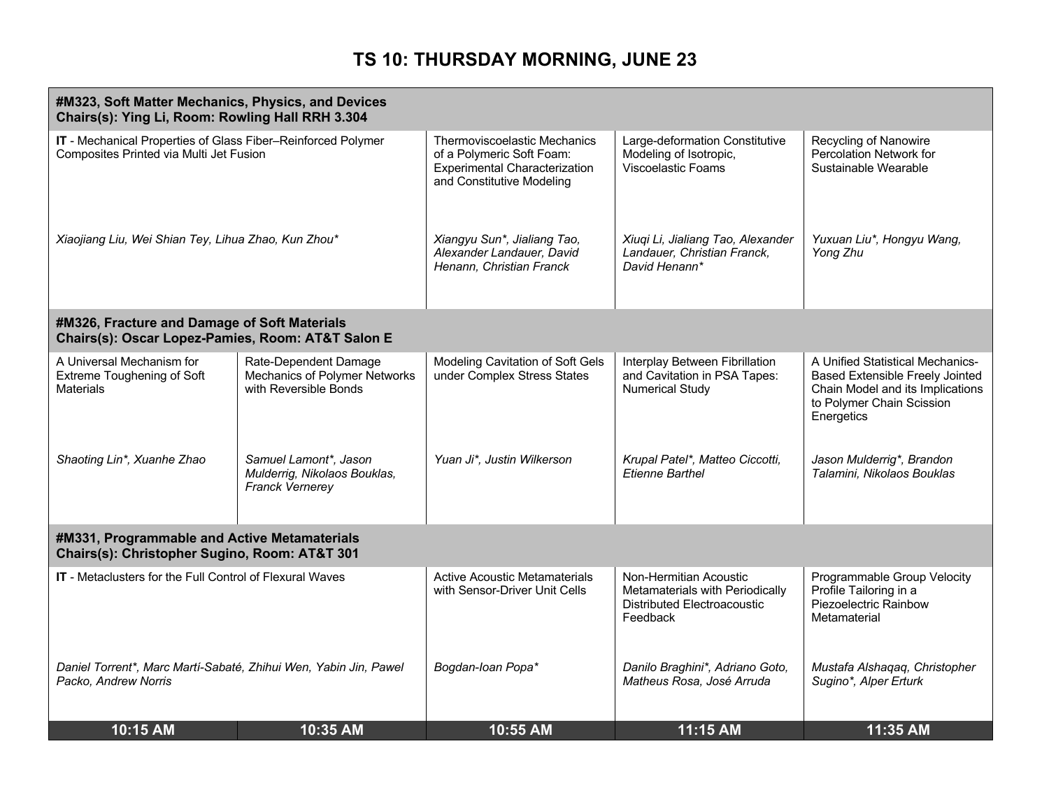# TS 10: THURSDAY MORNING, JUNE 23

| 10:15 AM | 10:35 AM | 10:55 AM | 11:15 AM | 11:35 AM |
|---|---|---|---|---|
| **#M323, Soft Matter Mechanics, Physics, and Devices<br>Chairs(s): Ying Li, Room: Rowling Hall RRH 3.304** | | | | |
| **IT** - Mechanical Properties of Glass Fiber–Reinforced Polymer Composites Printed via Multi Jet Fusion<br><br>*Xiaojiang Liu, Wei Shian Tey, Lihua Zhao, Kun Zhou** | | Thermoviscoelastic Mechanics of a Polymeric Soft Foam: Experimental Characterization and Constitutive Modeling<br><br>*Xiangyu Sun*, Jialiang Tao, Alexander Landauer, David Henann, Christian Franck* | Large-deformation Constitutive Modeling of Isotropic, Viscoelastic Foams<br><br>*Xiuqi Li, Jialiang Tao, Alexander Landauer, Christian Franck, David Henann** | Recycling of Nanowire Percolation Network for Sustainable Wearable<br><br>*Yuxuan Liu*, Hongyu Wang, Yong Zhu* |
| **#M326, Fracture and Damage of Soft Materials<br>Chairs(s): Oscar Lopez-Pamies, Room: AT&T Salon E** | | | | |
| A Universal Mechanism for Extreme Toughening of Soft Materials<br><br>*Shaoting Lin*, Xuanhe Zhao* | Rate-Dependent Damage Mechanics of Polymer Networks with Reversible Bonds<br><br>*Samuel Lamont*, Jason Mulderrig, Nikolaos Bouklas, Franck Vernerey* | Modeling Cavitation of Soft Gels under Complex Stress States<br><br>*Yuan Ji*, Justin Wilkerson* | Interplay Between Fibrillation and Cavitation in PSA Tapes: Numerical Study<br><br>*Krupal Patel*, Matteo Ciccotti, Etienne Barthel* | A Unified Statistical Mechanics-Based Extensible Freely Jointed Chain Model and its Implications to Polymer Chain Scission Energetics<br><br>*Jason Mulderrig*, Brandon Talamini, Nikolaos Bouklas* |
| **#M331, Programmable and Active Metamaterials<br>Chairs(s): Christopher Sugino, Room: AT&T 301** | | | | |
| **IT** - Metaclusters for the Full Control of Flexural Waves<br><br>*Daniel Torrent*, Marc Martí-Sabaté, Zhihui Wen, Yabin Jin, Pawel Packo, Andrew Norris* | | Active Acoustic Metamaterials with Sensor-Driver Unit Cells<br><br>*Bogdan-Ioan Popa** | Non-Hermitian Acoustic Metamaterials with Periodically Distributed Electroacoustic Feedback<br><br>*Danilo Braghini*, Adriano Goto, Matheus Rosa, José Arruda* | Programmable Group Velocity Profile Tailoring in a Piezoelectric Rainbow Metamaterial<br><br>*Mustafa Alshaqaq, Christopher Sugino*, Alper Erturk* |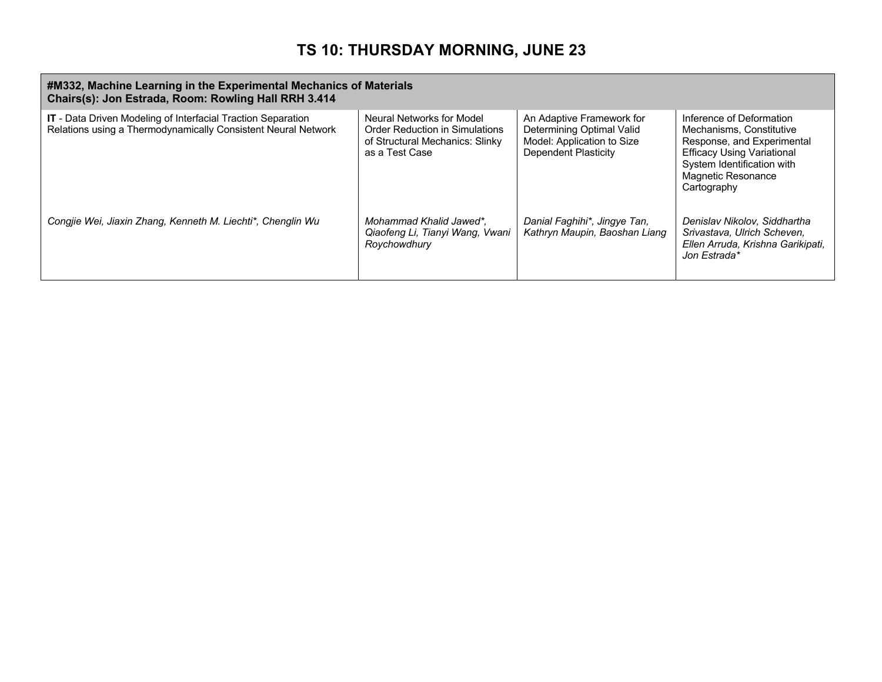# TS 10: THURSDAY MORNING, JUNE 23

| **#M332, Machine Learning in the Experimental Mechanics of Materials<br>Chairs(s): Jon Estrada, Room: Rowling Hall RRH 3.414** | | | |
|---|---|---|---|
| **IT** - Data Driven Modeling of Interfacial Traction Separation Relations using a Thermodynamically Consistent Neural Network<br><br>*Congjie Wei, Jiaxin Zhang, Kenneth M. Liechti*, Chenglin Wu* | Neural Networks for Model Order Reduction in Simulations of Structural Mechanics: Slinky as a Test Case<br><br>*Mohammad Khalid Jawed*, Qiaofeng Li, Tianyi Wang, Vwani Roychowdhury* | An Adaptive Framework for Determining Optimal Valid Model: Application to Size Dependent Plasticity<br><br>*Danial Faghihi*, Jingye Tan, Kathryn Maupin, Baoshan Liang* | Inference of Deformation Mechanisms, Constitutive Response, and Experimental Efficacy Using Variational System Identification with Magnetic Resonance Cartography<br><br>*Denislav Nikolov, Siddhartha Srivastava, Ulrich Scheven, Ellen Arruda, Krishna Garikipati, Jon Estrada** |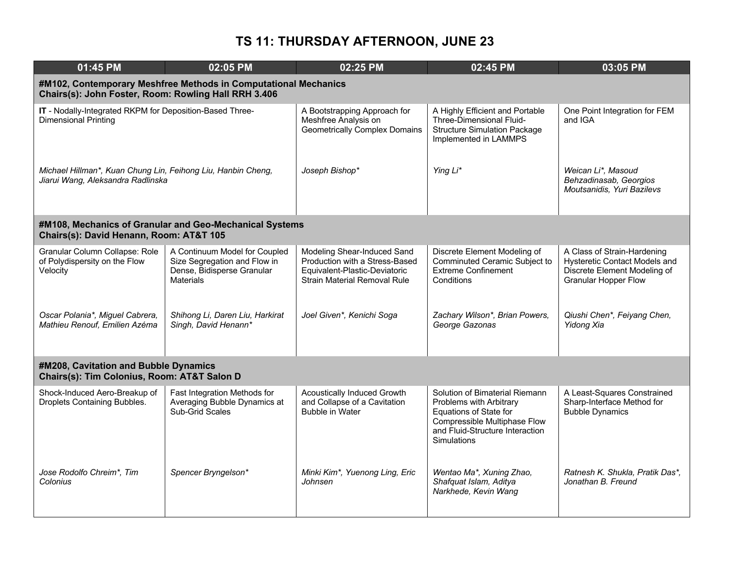# TS 11: THURSDAY AFTERNOON, JUNE 23

| 01:45 PM | 02:05 PM | 02:25 PM | 02:45 PM | 03:05 PM |
|---|---|---|---|---|
| **#M102, Contemporary Meshfree Methods in Computational Mechanics**<br>**Chairs(s): John Foster, Room: Rowling Hall RRH 3.406** | | | | |
| **IT** - Nodally-Integrated RKPM for Deposition-Based Three-Dimensional Printing<br><br>*Michael Hillman\*, Kuan Chung Lin, Feihong Liu, Hanbin Cheng, Jiarui Wang, Aleksandra Radlinska* | | A Bootstrapping Approach for Meshfree Analysis on Geometrically Complex Domains<br><br>*Joseph Bishop\** | A Highly Efficient and Portable Three-Dimensional Fluid-Structure Simulation Package Implemented in LAMMPS<br><br>*Ying Li\** | One Point Integration for FEM and IGA<br><br>*Weican Li\*, Masoud Behzadinasab, Georgios Moutsanidis, Yuri Bazilevs* |
| **#M108, Mechanics of Granular and Geo-Mechanical Systems**<br>**Chairs(s): David Henann, Room: AT&T 105** | | | | |
| Granular Column Collapse: Role of Polydispersity on the Flow Velocity<br><br>*Oscar Polania\*, Miguel Cabrera, Mathieu Renouf, Emilien Azéma* | A Continuum Model for Coupled Size Segregation and Flow in Dense, Bidisperse Granular Materials<br><br>*Shihong Li, Daren Liu, Harkirat Singh, David Henann\** | Modeling Shear-Induced Sand Production with a Stress-Based Equivalent-Plastic-Deviatoric Strain Material Removal Rule<br><br>*Joel Given\*, Kenichi Soga* | Discrete Element Modeling of Comminuted Ceramic Subject to Extreme Confinement Conditions<br><br>*Zachary Wilson\*, Brian Powers, George Gazonas* | A Class of Strain-Hardening Hysteretic Contact Models and Discrete Element Modeling of Granular Hopper Flow<br><br>*Qiushi Chen\*, Feiyang Chen, Yidong Xia* |
| **#M208, Cavitation and Bubble Dynamics**<br>**Chairs(s): Tim Colonius, Room: AT&T Salon D** | | | | |
| Shock-Induced Aero-Breakup of Droplets Containing Bubbles.<br><br>*Jose Rodolfo Chreim\*, Tim Colonius* | Fast Integration Methods for Averaging Bubble Dynamics at Sub-Grid Scales<br><br>*Spencer Bryngelson\** | Acoustically Induced Growth and Collapse of a Cavitation Bubble in Water<br><br>*Minki Kim\*, Yuenong Ling, Eric Johnsen* | Solution of Bimaterial Riemann Problems with Arbitrary Equations of State for Compressible Multiphase Flow and Fluid-Structure Interaction Simulations<br><br>*Wentao Ma\*, Xuning Zhao, Shafquat Islam, Aditya Narkhede, Kevin Wang* | A Least-Squares Constrained Sharp-Interface Method for Bubble Dynamics<br><br>*Ratnesh K. Shukla, Pratik Das\*, Jonathan B. Freund* |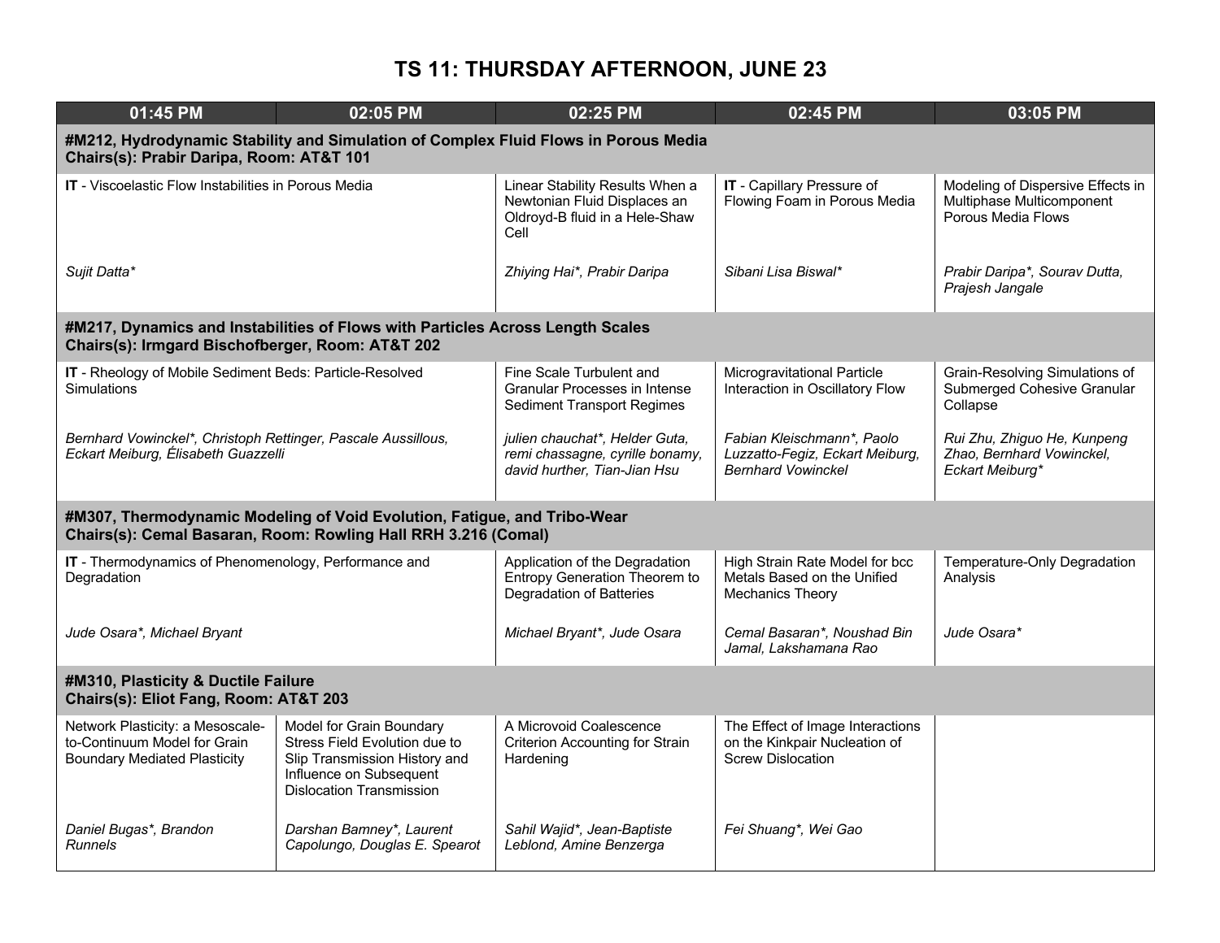# TS 11: THURSDAY AFTERNOON, JUNE 23

| 01:45 PM | 02:05 PM | 02:25 PM | 02:45 PM | 03:05 PM |
|---|---|---|---|---|
| **#M212, Hydrodynamic Stability and Simulation of Complex Fluid Flows in Porous Media<br>Chairs(s): Prabir Daripa, Room: AT&T 101** | | | | |
| **IT** - Viscoelastic Flow Instabilities in Porous Media<br><br>*Sujit Datta** | | Linear Stability Results When a Newtonian Fluid Displaces an Oldroyd-B fluid in a Hele-Shaw Cell<br><br>*Zhiying Hai*, Prabir Daripa* | **IT** - Capillary Pressure of Flowing Foam in Porous Media<br><br>*Sibani Lisa Biswal** | Modeling of Dispersive Effects in Multiphase Multicomponent Porous Media Flows<br><br>*Prabir Daripa*, Sourav Dutta, Prajesh Jangale* |
| **#M217, Dynamics and Instabilities of Flows with Particles Across Length Scales<br>Chairs(s): Irmgard Bischofberger, Room: AT&T 202** | | | | |
| **IT** - Rheology of Mobile Sediment Beds: Particle-Resolved Simulations<br><br>*Bernhard Vowinckel*, Christoph Rettinger, Pascale Aussillous, Eckart Meiburg, Élisabeth Guazzelli* | | Fine Scale Turbulent and Granular Processes in Intense Sediment Transport Regimes<br><br>*julien chauchat*, Helder Guta, remi chassagne, cyrille bonamy, david hurther, Tian-Jian Hsu* | Microgravitational Particle Interaction in Oscillatory Flow<br><br>*Fabian Kleischmann*, Paolo Luzzatto-Fegiz, Eckart Meiburg, Bernhard Vowinckel* | Grain-Resolving Simulations of Submerged Cohesive Granular Collapse<br><br>*Rui Zhu, Zhiguo He, Kunpeng Zhao, Bernhard Vowinckel, Eckart Meiburg** |
| **#M307, Thermodynamic Modeling of Void Evolution, Fatigue, and Tribo-Wear<br>Chairs(s): Cemal Basaran, Room: Rowling Hall RRH 3.216 (Comal)** | | | | |
| **IT** - Thermodynamics of Phenomenology, Performance and Degradation<br><br>*Jude Osara*, Michael Bryant* | | Application of the Degradation Entropy Generation Theorem to Degradation of Batteries<br><br>*Michael Bryant*, Jude Osara* | High Strain Rate Model for bcc Metals Based on the Unified Mechanics Theory<br><br>*Cemal Basaran*, Noushad Bin Jamal, Lakshamana Rao* | Temperature-Only Degradation Analysis<br><br>*Jude Osara** |
| **#M310, Plasticity & Ductile Failure<br>Chairs(s): Eliot Fang, Room: AT&T 203** | | | | |
| Network Plasticity: a Mesoscale-to-Continuum Model for Grain Boundary Mediated Plasticity<br><br>*Daniel Bugas*, Brandon Runnels* | Model for Grain Boundary Stress Field Evolution due to Slip Transmission History and Influence on Subsequent Dislocation Transmission<br><br>*Darshan Bamney*, Laurent Capolungo, Douglas E. Spearot* | A Microvoid Coalescence Criterion Accounting for Strain Hardening<br><br>*Sahil Wajid*, Jean-Baptiste Leblond, Amine Benzerga* | The Effect of Image Interactions on the Kinkpair Nucleation of Screw Dislocation<br><br>*Fei Shuang*, Wei Gao* | |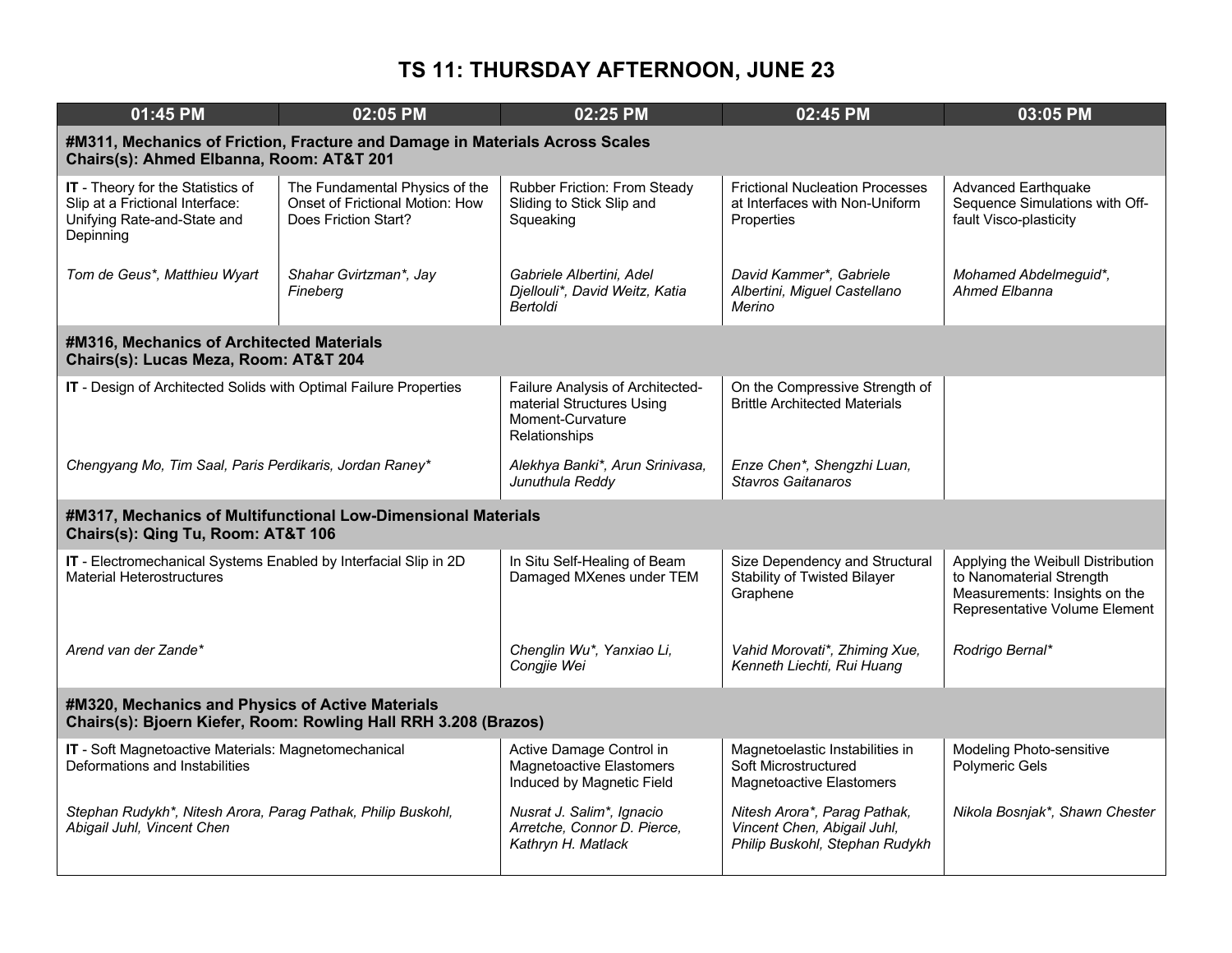# TS 11: THURSDAY AFTERNOON, JUNE 23

| 01:45 PM | 02:05 PM | 02:25 PM | 02:45 PM | 03:05 PM |
|---|---|---|---|---|
| **#M311, Mechanics of Friction, Fracture and Damage in Materials Across Scales Chairs(s): Ahmed Elbanna, Room: AT&T 201** | | | | |
| **IT** - Theory for the Statistics of Slip at a Frictional Interface: Unifying Rate-and-State and Depinning<br><br>*Tom de Geus*, Matthieu Wyart* | The Fundamental Physics of the Onset of Frictional Motion: How Does Friction Start?<br><br>*Shahar Gvirtzman*, Jay Fineberg* | Rubber Friction: From Steady Sliding to Stick Slip and Squeaking<br><br>*Gabriele Albertini, Adel Djellouli*, David Weitz, Katia Bertoldi* | Frictional Nucleation Processes at Interfaces with Non-Uniform Properties<br><br>*David Kammer*, Gabriele Albertini, Miguel Castellano Merino* | Advanced Earthquake Sequence Simulations with Off-fault Visco-plasticity<br><br>*Mohamed Abdelmeguid*, Ahmed Elbanna* |
| **#M316, Mechanics of Architected Materials Chairs(s): Lucas Meza, Room: AT&T 204** | | | | |
| **IT** - Design of Architected Solids with Optimal Failure Properties<br><br>*Chengyang Mo, Tim Saal, Paris Perdikaris, Jordan Raney** | | Failure Analysis of Architected-material Structures Using Moment-Curvature Relationships<br><br>*Alekhya Banki*, Arun Srinivasa, Junuthula Reddy* | On the Compressive Strength of Brittle Architected Materials<br><br>*Enze Chen*, Shengzhi Luan, Stavros Gaitanaros* | |
| **#M317, Mechanics of Multifunctional Low-Dimensional Materials Chairs(s): Qing Tu, Room: AT&T 106** | | | | |
| **IT** - Electromechanical Systems Enabled by Interfacial Slip in 2D Material Heterostructures<br><br>*Arend van der Zande** | | In Situ Self-Healing of Beam Damaged MXenes under TEM<br><br>*Chenglin Wu*, Yanxiao Li, Congjie Wei* | Size Dependency and Structural Stability of Twisted Bilayer Graphene<br><br>*Vahid Morovati*, Zhiming Xue, Kenneth Liechti, Rui Huang* | Applying the Weibull Distribution to Nanomaterial Strength Measurements: Insights on the Representative Volume Element<br><br>*Rodrigo Bernal** |
| **#M320, Mechanics and Physics of Active Materials Chairs(s): Bjoern Kiefer, Room: Rowling Hall RRH 3.208 (Brazos)** | | | | |
| **IT** - Soft Magnetoactive Materials: Magnetomechanical Deformations and Instabilities<br><br>*Stephan Rudykh*, Nitesh Arora, Parag Pathak, Philip Buskohl, Abigail Juhl, Vincent Chen* | | Active Damage Control in Magnetoactive Elastomers Induced by Magnetic Field<br><br>*Nusrat J. Salim*, Ignacio Arretche, Connor D. Pierce, Kathryn H. Matlack* | Magnetoelastic Instabilities in Soft Microstructured Magnetoactive Elastomers<br><br>*Nitesh Arora*, Parag Pathak, Vincent Chen, Abigail Juhl, Philip Buskohl, Stephan Rudykh* | Modeling Photo-sensitive Polymeric Gels<br><br>*Nikola Bosnjak*, Shawn Chester* |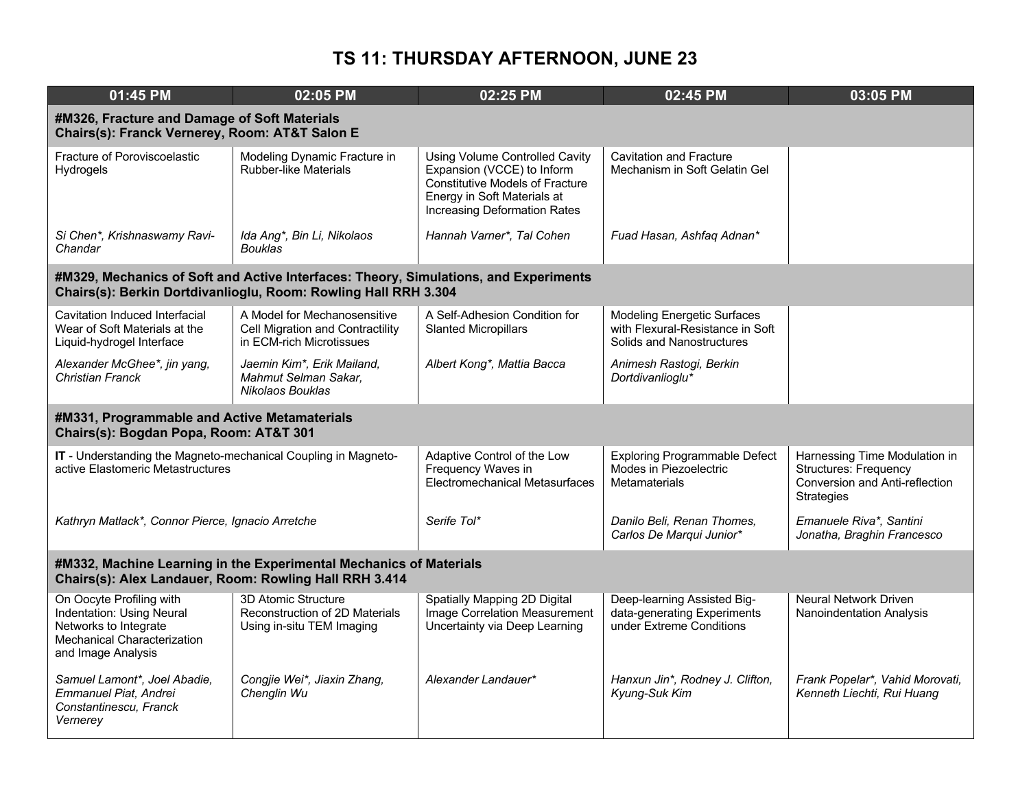# TS 11: THURSDAY AFTERNOON, JUNE 23

| 01:45 PM | 02:05 PM | 02:25 PM | 02:45 PM | 03:05 PM |
|---|---|---|---|---|
| **#M326, Fracture and Damage of Soft Materials<br>Chairs(s): Franck Vernerey, Room: AT&T Salon E** | | | | |
| Fracture of Poroviscoelastic Hydrogels<br><br>*Si Chen*, Krishnaswamy Ravi-Chandar* | Modeling Dynamic Fracture in Rubber-like Materials<br><br>*Ida Ang*, Bin Li, Nikolaos Bouklas* | Using Volume Controlled Cavity Expansion (VCCE) to Inform Constitutive Models of Fracture Energy in Soft Materials at Increasing Deformation Rates<br><br>*Hannah Varner*, Tal Cohen* | Cavitation and Fracture Mechanism in Soft Gelatin Gel<br><br>*Fuad Hasan, Ashfaq Adnan** | |
| **#M329, Mechanics of Soft and Active Interfaces: Theory, Simulations, and Experiments<br>Chairs(s): Berkin Dortdivanlioglu, Room: Rowling Hall RRH 3.304** | | | | |
| Cavitation Induced Interfacial Wear of Soft Materials at the Liquid-hydrogel Interface<br><br>*Alexander McGhee*, jin yang, Christian Franck* | A Model for Mechanosensitive Cell Migration and Contractility in ECM-rich Microtissues<br><br>*Jaemin Kim*, Erik Mailand, Mahmut Selman Sakar, Nikolaos Bouklas* | A Self-Adhesion Condition for Slanted Micropillars<br><br>*Albert Kong*, Mattia Bacca* | Modeling Energetic Surfaces with Flexural-Resistance in Soft Solids and Nanostructures<br><br>*Animesh Rastogi, Berkin Dortdivanlioglu** | |
| **#M331, Programmable and Active Metamaterials<br>Chairs(s): Bogdan Popa, Room: AT&T 301** | | | | |
| **IT** - Understanding the Magneto-mechanical Coupling in Magneto-active Elastomeric Metastructures<br><br>*Kathryn Matlack*, Connor Pierce, Ignacio Arretche* | | Adaptive Control of the Low Frequency Waves in Electromechanical Metasurfaces<br><br>*Serife Tol** | Exploring Programmable Defect Modes in Piezoelectric Metamaterials<br><br>*Danilo Beli, Renan Thomes, Carlos De Marqui Junior** | Harnessing Time Modulation in Structures: Frequency Conversion and Anti-reflection Strategies<br><br>*Emanuele Riva*, Santini Jonatha, Braghin Francesco* |
| **#M332, Machine Learning in the Experimental Mechanics of Materials<br>Chairs(s): Alex Landauer, Room: Rowling Hall RRH 3.414** | | | | |
| On Oocyte Profiling with Indentation: Using Neural Networks to Integrate Mechanical Characterization and Image Analysis<br><br>*Samuel Lamont*, Joel Abadie, Emmanuel Piat, Andrei Constantinescu, Franck Vernerey* | 3D Atomic Structure Reconstruction of 2D Materials Using in-situ TEM Imaging<br><br>*Congjie Wei*, Jiaxin Zhang, Chenglin Wu* | Spatially Mapping 2D Digital Image Correlation Measurement Uncertainty via Deep Learning<br><br>*Alexander Landauer** | Deep-learning Assisted Big-data-generating Experiments under Extreme Conditions<br><br>*Hanxun Jin*, Rodney J. Clifton, Kyung-Suk Kim* | Neural Network Driven Nanoindentation Analysis<br><br>*Frank Popelar*, Vahid Morovati, Kenneth Liechti, Rui Huang* |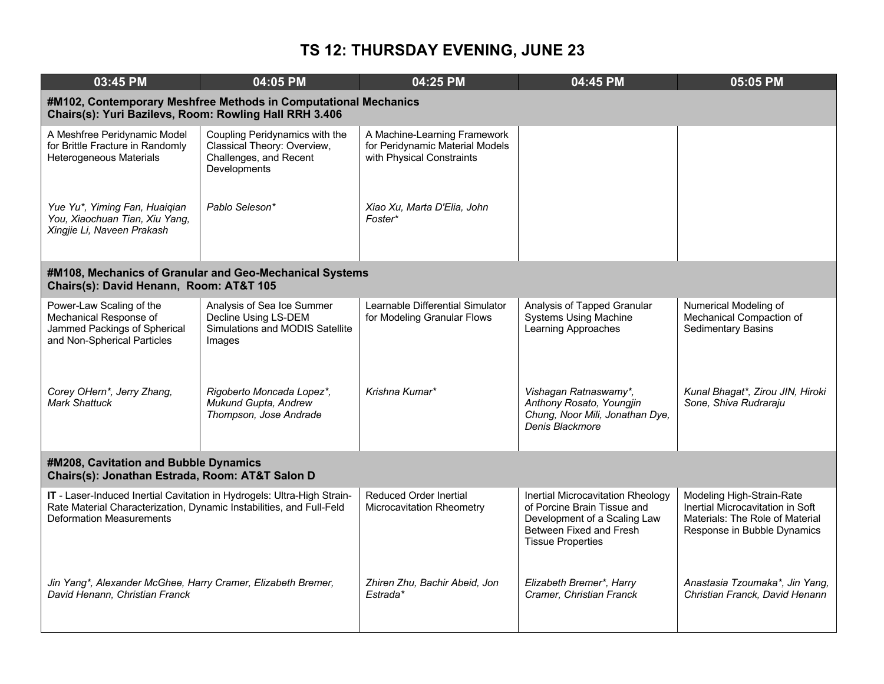# TS 12: THURSDAY EVENING, JUNE 23

| 03:45 PM | 04:05 PM | 04:25 PM | 04:45 PM | 05:05 PM |
|---|---|---|---|---|
| **#M102, Contemporary Meshfree Methods in Computational Mechanics<br>Chairs(s): Yuri Bazilevs, Room: Rowling Hall RRH 3.406** | | | | |
| A Meshfree Peridynamic Model for Brittle Fracture in Randomly Heterogeneous Materials<br><br>*Yue Yu\*, Yiming Fan, Huaiqian You, Xiaochuan Tian, Xiu Yang, Xingjie Li, Naveen Prakash* | Coupling Peridynamics with the Classical Theory: Overview, Challenges, and Recent Developments<br><br>*Pablo Seleson\** | A Machine-Learning Framework for Peridynamic Material Models with Physical Constraints<br><br>*Xiao Xu, Marta D'Elia, John Foster\** | | |
| **#M108, Mechanics of Granular and Geo-Mechanical Systems<br>Chairs(s): David Henann, Room: AT&T 105** | | | | |
| Power-Law Scaling of the Mechanical Response of Jammed Packings of Spherical and Non-Spherical Particles<br><br>*Corey OHern\*, Jerry Zhang, Mark Shattuck* | Analysis of Sea Ice Summer Decline Using LS-DEM Simulations and MODIS Satellite Images<br><br>*Rigoberto Moncada Lopez\*, Mukund Gupta, Andrew Thompson, Jose Andrade* | Learnable Differential Simulator for Modeling Granular Flows<br><br>*Krishna Kumar\** | Analysis of Tapped Granular Systems Using Machine Learning Approaches<br><br>*Vishagan Ratnaswamy\*, Anthony Rosato, Youngjin Chung, Noor Mili, Jonathan Dye, Denis Blackmore* | Numerical Modeling of Mechanical Compaction of Sedimentary Basins<br><br>*Kunal Bhagat\*, Zirou JIN, Hiroki Sone, Shiva Rudraraju* |
| **#M208, Cavitation and Bubble Dynamics<br>Chairs(s): Jonathan Estrada, Room: AT&T Salon D** | | | | |
| **IT** - Laser-Induced Inertial Cavitation in Hydrogels: Ultra-High Strain-Rate Material Characterization, Dynamic Instabilities, and Full-Feld Deformation Measurements<br><br>*Jin Yang\*, Alexander McGhee, Harry Cramer, Elizabeth Bremer, David Henann, Christian Franck* | | Reduced Order Inertial Microcavitation Rheometry<br><br>*Zhiren Zhu, Bachir Abeid, Jon Estrada\** | Inertial Microcavitation Rheology of Porcine Brain Tissue and Development of a Scaling Law Between Fixed and Fresh Tissue Properties<br><br>*Elizabeth Bremer\*, Harry Cramer, Christian Franck* | Modeling High-Strain-Rate Inertial Microcavitation in Soft Materials: The Role of Material Response in Bubble Dynamics<br><br>*Anastasia Tzoumaka\*, Jin Yang, Christian Franck, David Henann* |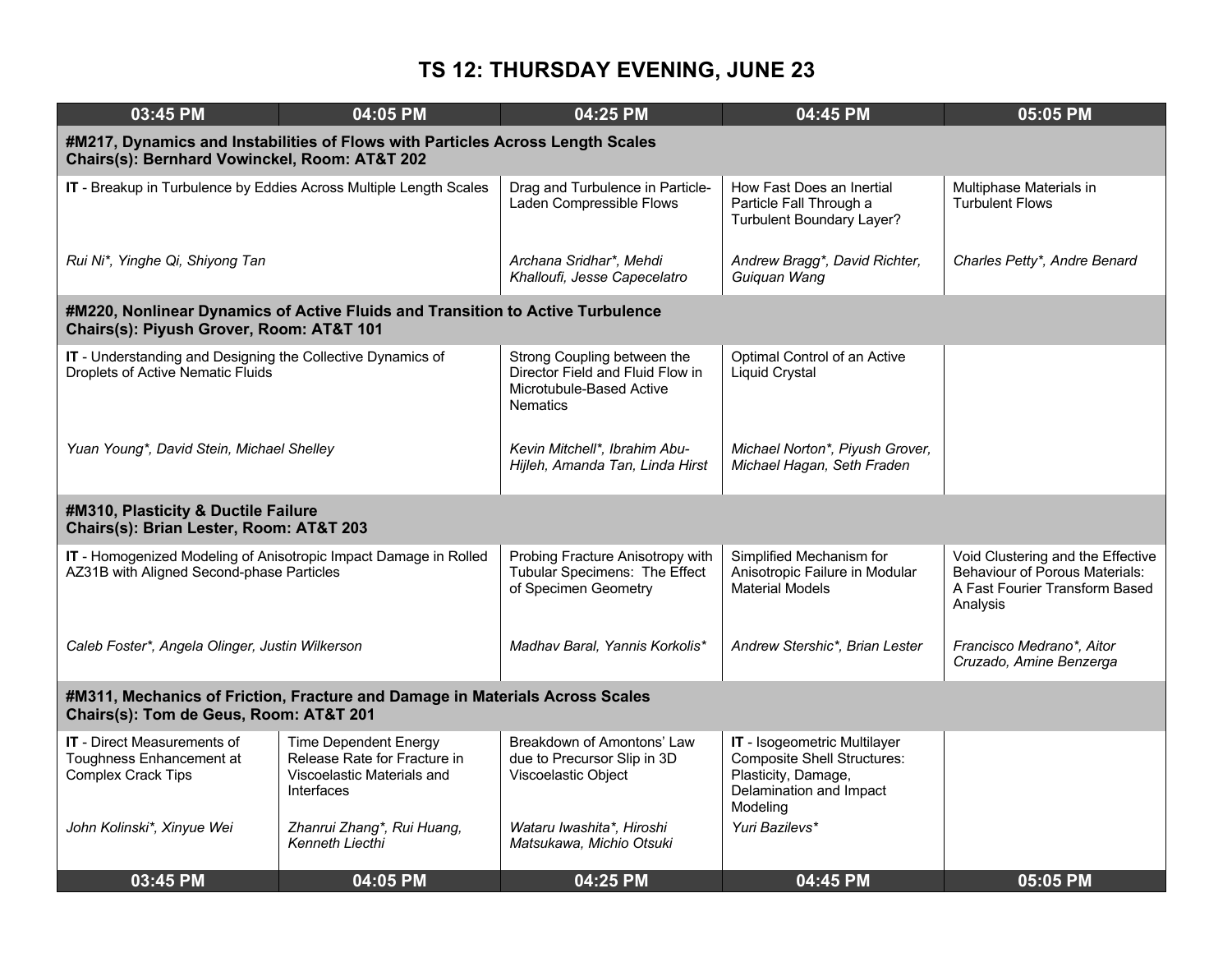# TS 12: THURSDAY EVENING, JUNE 23

| 03:45 PM | 04:05 PM | 04:25 PM | 04:45 PM | 05:05 PM |
|---|---|---|---|---|
| **#M217, Dynamics and Instabilities of Flows with Particles Across Length Scales<br>Chairs(s): Bernhard Vowinckel, Room: AT&T 202** | | | | |
| **IT** - Breakup in Turbulence by Eddies Across Multiple Length Scales<br><br>*Rui Ni\*, Yinghe Qi, Shiyong Tan* | | Drag and Turbulence in Particle-Laden Compressible Flows<br><br>*Archana Sridhar\*, Mehdi Khalloufi, Jesse Capecelatro* | How Fast Does an Inertial Particle Fall Through a Turbulent Boundary Layer?<br><br>*Andrew Bragg\*, David Richter, Guiquan Wang* | Multiphase Materials in Turbulent Flows<br><br>*Charles Petty\*, Andre Benard* |
| **#M220, Nonlinear Dynamics of Active Fluids and Transition to Active Turbulence<br>Chairs(s): Piyush Grover, Room: AT&T 101** | | | | |
| **IT** - Understanding and Designing the Collective Dynamics of Droplets of Active Nematic Fluids<br><br>*Yuan Young\*, David Stein, Michael Shelley* | | Strong Coupling between the Director Field and Fluid Flow in Microtubule-Based Active Nematics<br><br>*Kevin Mitchell\*, Ibrahim Abu-Hijleh, Amanda Tan, Linda Hirst* | Optimal Control of an Active Liquid Crystal<br><br>*Michael Norton\*, Piyush Grover, Michael Hagan, Seth Fraden* | |
| **#M310, Plasticity & Ductile Failure<br>Chairs(s): Brian Lester, Room: AT&T 203** | | | | |
| **IT** - Homogenized Modeling of Anisotropic Impact Damage in Rolled AZ31B with Aligned Second-phase Particles<br><br>*Caleb Foster\*, Angela Olinger, Justin Wilkerson* | | Probing Fracture Anisotropy with Tubular Specimens: The Effect of Specimen Geometry<br><br>*Madhav Baral, Yannis Korkolis\** | Simplified Mechanism for Anisotropic Failure in Modular Material Models<br><br>*Andrew Stershic\*, Brian Lester* | Void Clustering and the Effective Behaviour of Porous Materials: A Fast Fourier Transform Based Analysis<br><br>*Francisco Medrano\*, Aitor Cruzado, Amine Benzerga* |
| **#M311, Mechanics of Friction, Fracture and Damage in Materials Across Scales<br>Chairs(s): Tom de Geus, Room: AT&T 201** | | | | |
| **IT** - Direct Measurements of Toughness Enhancement at Complex Crack Tips<br><br>*John Kolinski\*, Xinyue Wei* | Time Dependent Energy Release Rate for Fracture in Viscoelastic Materials and Interfaces<br><br>*Zhanrui Zhang\*, Rui Huang, Kenneth Liechti* | Breakdown of Amontons' Law due to Precursor Slip in 3D Viscoelastic Object<br><br>*Wataru Iwashita\*, Hiroshi Matsukawa, Michio Otsuki* | **IT** - Isogeometric Multilayer Composite Shell Structures: Plasticity, Damage, Delamination and Impact Modeling<br><br>*Yuri Bazilevs\** | |
| 03:45 PM | 04:05 PM | 04:25 PM | 04:45 PM | 05:05 PM |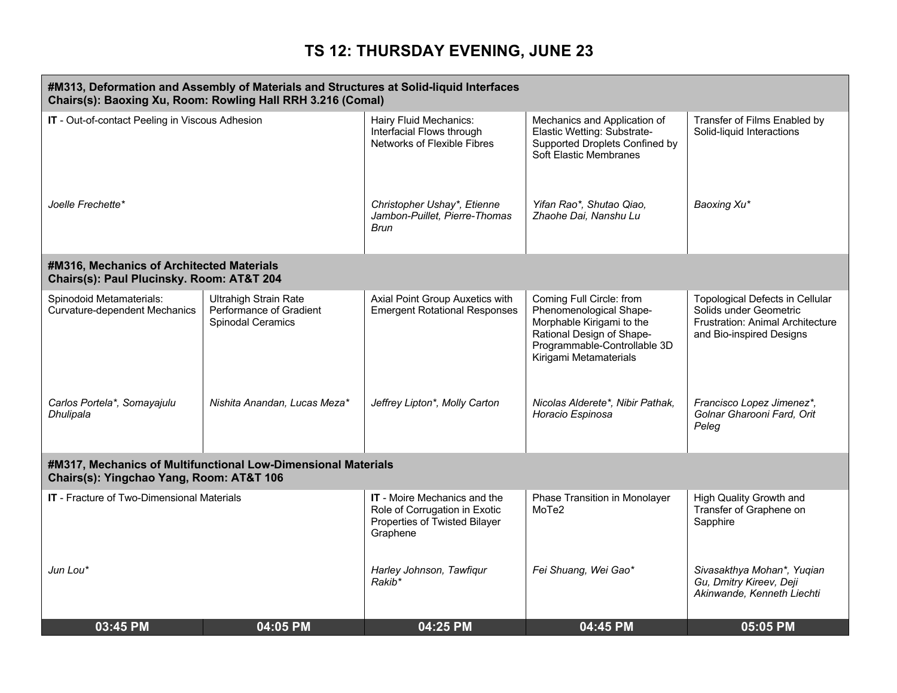# TS 12: THURSDAY EVENING, JUNE 23

| 03:45 PM | 04:05 PM | 04:25 PM | 04:45 PM | 05:05 PM |
|---|---|---|---|---|
| **#M313, Deformation and Assembly of Materials and Structures at Solid-liquid Interfaces**<br>**Chairs(s): Baoxing Xu, Room: Rowling Hall RRH 3.216 (Comal)** | | | | |
| **IT** - Out-of-contact Peeling in Viscous Adhesion<br><br>*Joelle Frechette** | | Hairy Fluid Mechanics: Interfacial Flows through Networks of Flexible Fibres<br><br>*Christopher Ushay*, Etienne Jambon-Puillet, Pierre-Thomas Brun* | Mechanics and Application of Elastic Wetting: Substrate-Supported Droplets Confined by Soft Elastic Membranes<br><br>*Yifan Rao*, Shutao Qiao, Zhaohe Dai, Nanshu Lu* | Transfer of Films Enabled by Solid-liquid Interactions<br><br>*Baoxing Xu** |
| **#M316, Mechanics of Architected Materials**<br>**Chairs(s): Paul Plucinsky. Room: AT&T 204** | | | | |
| Spinodoid Metamaterials: Curvature-dependent Mechanics<br><br>*Carlos Portela*, Somayajulu Dhulipala* | Ultrahigh Strain Rate Performance of Gradient Spinodal Ceramics<br><br>*Nishita Anandan, Lucas Meza** | Axial Point Group Auxetics with Emergent Rotational Responses<br><br>*Jeffrey Lipton*, Molly Carton* | Coming Full Circle: from Phenomenological Shape-Morphable Kirigami to the Rational Design of Shape-Programmable-Controllable 3D Kirigami Metamaterials<br><br>*Nicolas Alderete*, Nibir Pathak, Horacio Espinosa* | Topological Defects in Cellular Solids under Geometric Frustration: Animal Architecture and Bio-inspired Designs<br><br>*Francisco Lopez Jimenez*, Golnar Gharooni Fard, Orit Peleg* |
| **#M317, Mechanics of Multifunctional Low-Dimensional Materials**<br>**Chairs(s): Yingchao Yang, Room: AT&T 106** | | | | |
| **IT** - Fracture of Two-Dimensional Materials<br><br>*Jun Lou** | | **IT** - Moire Mechanics and the Role of Corrugation in Exotic Properties of Twisted Bilayer Graphene<br><br>*Harley Johnson, Tawfiqur Rakib** | Phase Transition in Monolayer MoTe2<br><br>*Fei Shuang, Wei Gao** | High Quality Growth and Transfer of Graphene on Sapphire<br><br>*Sivasakthya Mohan*, Yuqian Gu, Dmitry Kireev, Deji Akinwande, Kenneth Liechti* |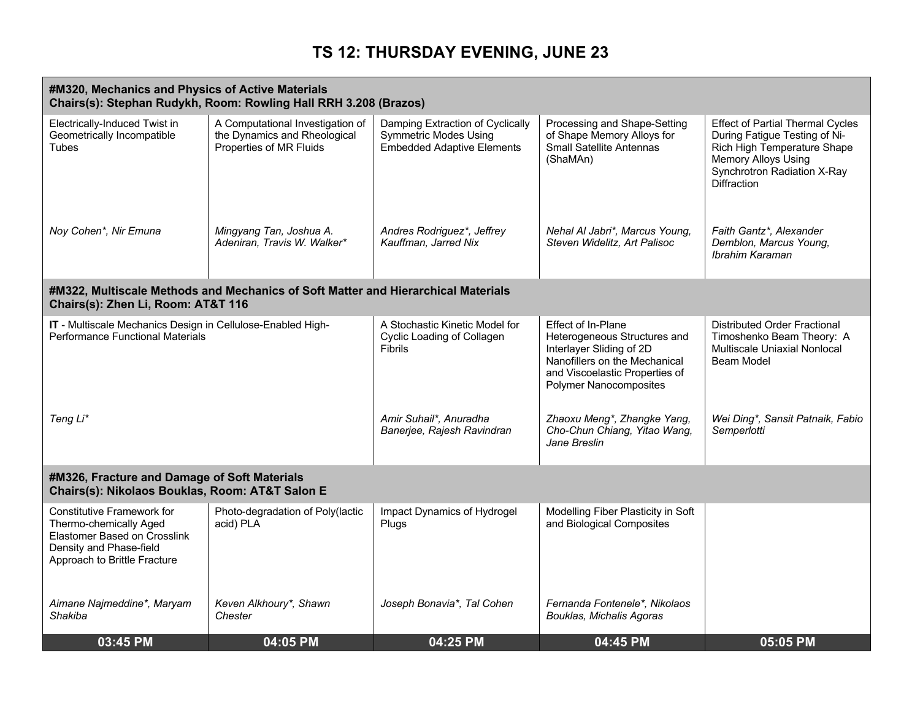# TS 12: THURSDAY EVENING, JUNE 23

| 03:45 PM | 04:05 PM | 04:25 PM | 04:45 PM | 05:05 PM |
|---|---|---|---|---|
| **#M320, Mechanics and Physics of Active Materials<br>Chairs(s): Stephan Rudykh, Room: Rowling Hall RRH 3.208 (Brazos)** | | | | |
| Electrically-Induced Twist in Geometrically Incompatible Tubes<br><br>*Noy Cohen\*, Nir Emuna* | A Computational Investigation of the Dynamics and Rheological Properties of MR Fluids<br><br>*Mingyang Tan, Joshua A. Adeniran, Travis W. Walker\** | Damping Extraction of Cyclically Symmetric Modes Using Embedded Adaptive Elements<br><br>*Andres Rodriguez\*, Jeffrey Kauffman, Jarred Nix* | Processing and Shape-Setting of Shape Memory Alloys for Small Satellite Antennas (ShaMAn)<br><br>*Nehal Al Jabri\*, Marcus Young, Steven Widelitz, Art Palisoc* | Effect of Partial Thermal Cycles During Fatigue Testing of Ni-Rich High Temperature Shape Memory Alloys Using Synchrotron Radiation X-Ray Diffraction<br><br>*Faith Gantz\*, Alexander Demblon, Marcus Young, Ibrahim Karaman* |
| **#M322, Multiscale Methods and Mechanics of Soft Matter and Hierarchical Materials<br>Chairs(s): Zhen Li, Room: AT&T 116** | | | | |
| **IT** - Multiscale Mechanics Design in Cellulose-Enabled High-Performance Functional Materials<br><br>*Teng Li\** | | A Stochastic Kinetic Model for Cyclic Loading of Collagen Fibrils<br><br>*Amir Suhail\*, Anuradha Banerjee, Rajesh Ravindran* | Effect of In-Plane Heterogeneous Structures and Interlayer Sliding of 2D Nanofillers on the Mechanical and Viscoelastic Properties of Polymer Nanocomposites<br><br>*Zhaoxu Meng\*, Zhangke Yang, Cho-Chun Chiang, Yitao Wang, Jane Breslin* | Distributed Order Fractional Timoshenko Beam Theory: A Multiscale Uniaxial Nonlocal Beam Model<br><br>*Wei Ding\*, Sansit Patnaik, Fabio Semperlotti* |
| **#M326, Fracture and Damage of Soft Materials<br>Chairs(s): Nikolaos Bouklas, Room: AT&T Salon E** | | | | |
| Constitutive Framework for Thermo-chemically Aged Elastomer Based on Crosslink Density and Phase-field Approach to Brittle Fracture<br><br>*Aimane Najmeddine\*, Maryam Shakiba* | Photo-degradation of Poly(lactic acid) PLA<br><br>*Keven Alkhoury\*, Shawn Chester* | Impact Dynamics of Hydrogel Plugs<br><br>*Joseph Bonavia\*, Tal Cohen* | Modelling Fiber Plasticity in Soft and Biological Composites<br><br>*Fernanda Fontenele\*, Nikolaos Bouklas, Michalis Agoras* | |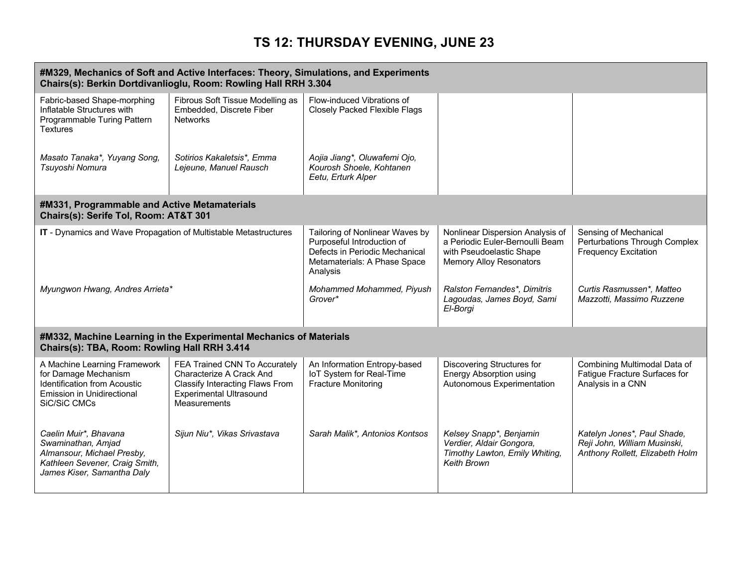# TS 12: THURSDAY EVENING, JUNE 23

| **#M329, Mechanics of Soft and Active Interfaces: Theory, Simulations, and Experiments**<br>**Chairs(s): Berkin Dortdivanlioglu, Room: Rowling Hall RRH 3.304** | | | | |
|---|---|---|---|---|
| Fabric-based Shape-morphing Inflatable Structures with Programmable Turing Pattern Textures<br><br>*Masato Tanaka\*, Yuyang Song, Tsuyoshi Nomura* | Fibrous Soft Tissue Modelling as Embedded, Discrete Fiber Networks<br><br>*Sotirios Kakaletsis\*, Emma Lejeune, Manuel Rausch* | Flow-induced Vibrations of Closely Packed Flexible Flags<br><br>*Aojia Jiang\*, Oluwafemi Ojo, Kourosh Shoele, Kohtanen Eetu, Erturk Alper* | | |
| **#M331, Programmable and Active Metamaterials**<br>**Chairs(s): Serife Tol, Room: AT&T 301** | | | | |
| **IT** - Dynamics and Wave Propagation of Multistable Metastructures<br><br>*Myungwon Hwang, Andres Arrieta\** | | Tailoring of Nonlinear Waves by Purposeful Introduction of Defects in Periodic Mechanical Metamaterials: A Phase Space Analysis<br><br>*Mohammed Mohammed, Piyush Grover\** | Nonlinear Dispersion Analysis of a Periodic Euler-Bernoulli Beam with Pseudoelastic Shape Memory Alloy Resonators<br><br>*Ralston Fernandes\*, Dimitris Lagoudas, James Boyd, Sami El-Borgi* | Sensing of Mechanical Perturbations Through Complex Frequency Excitation<br><br>*Curtis Rasmussen\*, Matteo Mazzotti, Massimo Ruzzene* |
| **#M332, Machine Learning in the Experimental Mechanics of Materials**<br>**Chairs(s): TBA, Room: Rowling Hall RRH 3.414** | | | | |
| A Machine Learning Framework for Damage Mechanism Identification from Acoustic Emission in Unidirectional SiC/SiC CMCs<br><br>*Caelin Muir\*, Bhavana Swaminathan, Amjad Almansour, Michael Presby, Kathleen Sevener, Craig Smith, James Kiser, Samantha Daly* | FEA Trained CNN To Accurately Characterize A Crack And Classify Interacting Flaws From Experimental Ultrasound Measurements<br><br>*Sijun Niu\*, Vikas Srivastava* | An Information Entropy-based IoT System for Real-Time Fracture Monitoring<br><br>*Sarah Malik\*, Antonios Kontsos* | Discovering Structures for Energy Absorption using Autonomous Experimentation<br><br>*Kelsey Snapp\*, Benjamin Verdier, Aldair Gongora, Timothy Lawton, Emily Whiting, Keith Brown* | Combining Multimodal Data of Fatigue Fracture Surfaces for Analysis in a CNN<br><br>*Katelyn Jones\*, Paul Shade, Reji John, William Musinski, Anthony Rollett, Elizabeth Holm* |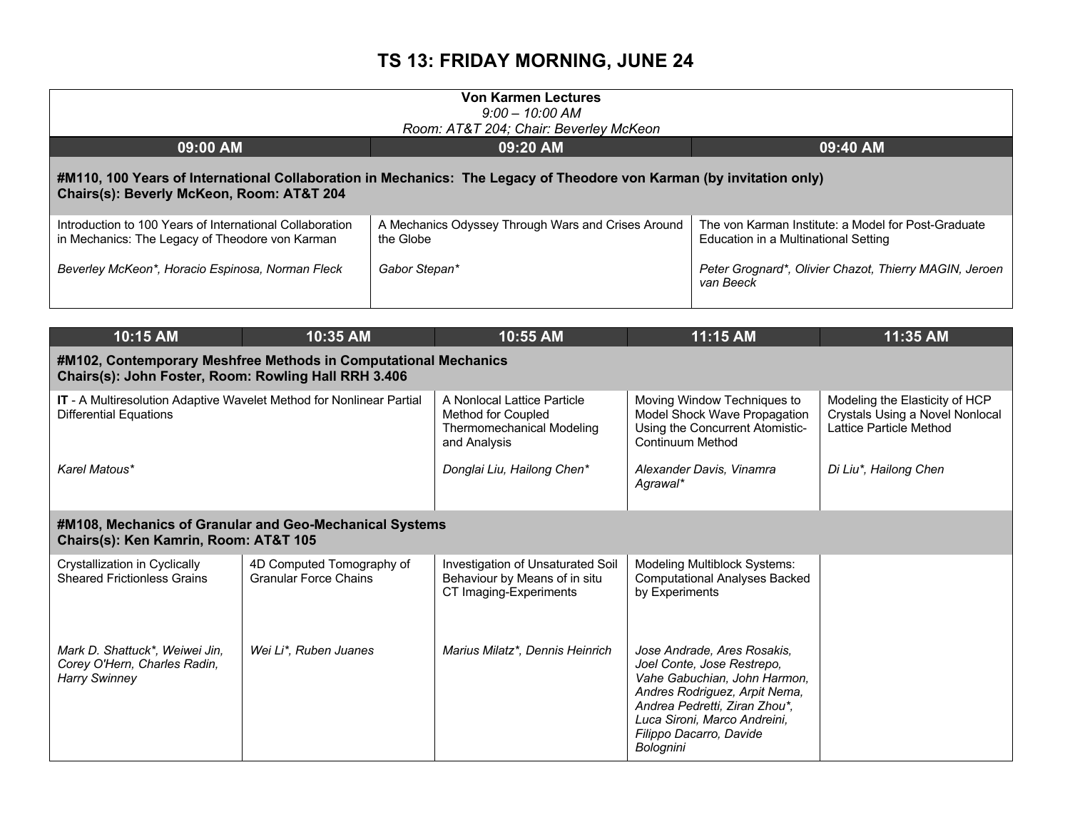# TS 13: FRIDAY MORNING, JUNE 24

**Von Karmen Lectures**
*9:00 – 10:00 AM*
*Room: AT&T 204; Chair: Beverley McKeon*

| 09:00 AM | 09:20 AM | 09:40 AM |
| --- | --- | --- |
| **#M110, 100 Years of International Collaboration in Mechanics: The Legacy of Theodore von Karman (by invitation only)<br>Chairs(s): Beverly McKeon, Room: AT&T 204** | | |
| Introduction to 100 Years of International Collaboration in Mechanics: The Legacy of Theodore von Karman<br><br>*Beverley McKeon*, Horacio Espinosa, Norman Fleck* | A Mechanics Odyssey Through Wars and Crises Around the Globe<br><br>*Gabor Stepan** | The von Karman Institute: a Model for Post-Graduate Education in a Multinational Setting<br><br>*Peter Grognard*, Olivier Chazot, Thierry MAGIN, Jeroen van Beeck* |

| 10:15 AM | 10:35 AM | 10:55 AM | 11:15 AM | 11:35 AM |
| --- | --- | --- | --- | --- |
| **#M102, Contemporary Meshfree Methods in Computational Mechanics<br>Chairs(s): John Foster, Room: Rowling Hall RRH 3.406** | | | | |
| **IT** - A Multiresolution Adaptive Wavelet Method for Nonlinear Partial Differential Equations<br><br>*Karel Matous** | | A Nonlocal Lattice Particle Method for Coupled Thermomechanical Modeling and Analysis<br><br>*Donglai Liu, Hailong Chen** | Moving Window Techniques to Model Shock Wave Propagation Using the Concurrent Atomistic-Continuum Method<br><br>*Alexander Davis, Vinamra Agrawal** | Modeling the Elasticity of HCP Crystals Using a Novel Nonlocal Lattice Particle Method<br><br>*Di Liu*, Hailong Chen* |
| **#M108, Mechanics of Granular and Geo-Mechanical Systems<br>Chairs(s): Ken Kamrin, Room: AT&T 105** | | | | |
| Crystallization in Cyclically Sheared Frictionless Grains<br><br>*Mark D. Shattuck*, Weiwei Jin, Corey O'Hern, Charles Radin, Harry Swinney* | 4D Computed Tomography of Granular Force Chains<br><br>*Wei Li*, Ruben Juanes* | Investigation of Unsaturated Soil Behaviour by Means of in situ CT Imaging-Experiments<br><br>*Marius Milatz*, Dennis Heinrich* | Modeling Multiblock Systems: Computational Analyses Backed by Experiments<br><br>*Jose Andrade, Ares Rosakis, Joel Conte, Jose Restrepo, Vahe Gabuchian, John Harmon, Andres Rodriguez, Arpit Nema, Andrea Pedretti, Ziran Zhou*, Luca Sironi, Marco Andreini, Filippo Dacarro, Davide Bolognini* | |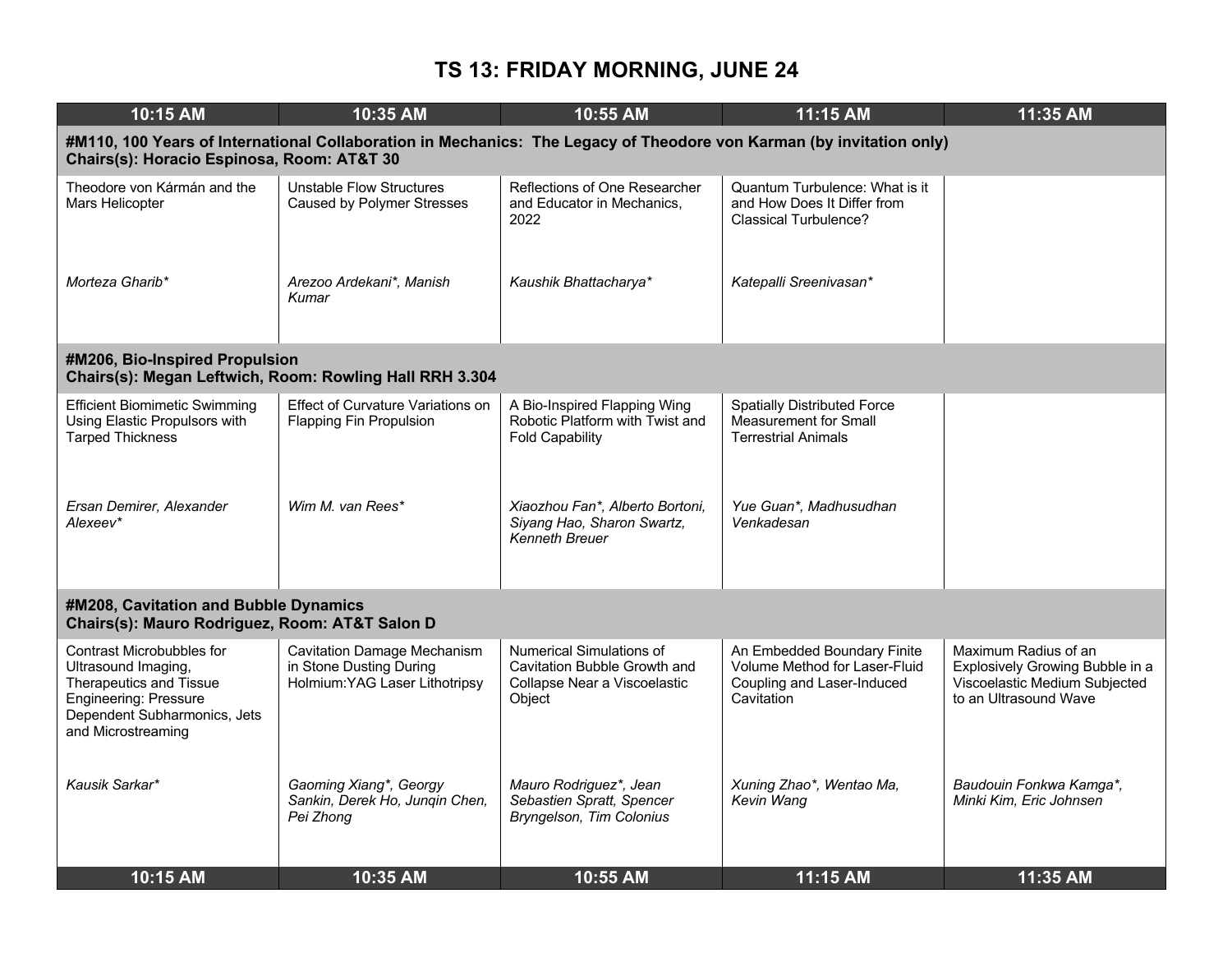# TS 13: FRIDAY MORNING, JUNE 24

| 10:15 AM | 10:35 AM | 10:55 AM | 11:15 AM | 11:35 AM |
|---|---|---|---|---|
| **#M110, 100 Years of International Collaboration in Mechanics: The Legacy of Theodore von Karman (by invitation only) Chairs(s): Horacio Espinosa, Room: AT&T 30** | | | | |
| Theodore von Kármán and the Mars Helicopter<br><br>*Morteza Gharib** | Unstable Flow Structures Caused by Polymer Stresses<br><br>*Arezoo Ardekani*, Manish Kumar* | Reflections of One Researcher and Educator in Mechanics, 2022<br><br>*Kaushik Bhattacharya** | Quantum Turbulence: What is it and How Does It Differ from Classical Turbulence?<br><br>*Katepalli Sreenivasan** | |
| **#M206, Bio-Inspired Propulsion Chairs(s): Megan Leftwich, Room: Rowling Hall RRH 3.304** | | | | |
| Efficient Biomimetic Swimming Using Elastic Propulsors with Tarped Thickness<br><br>*Ersan Demirer, Alexander Alexeev** | Effect of Curvature Variations on Flapping Fin Propulsion<br><br>*Wim M. van Rees** | A Bio-Inspired Flapping Wing Robotic Platform with Twist and Fold Capability<br><br>*Xiaozhou Fan*, Alberto Bortoni, Siyang Hao, Sharon Swartz, Kenneth Breuer* | Spatially Distributed Force Measurement for Small Terrestrial Animals<br><br>*Yue Guan*, Madhusudhan Venkadesan* | |
| **#M208, Cavitation and Bubble Dynamics Chairs(s): Mauro Rodriguez, Room: AT&T Salon D** | | | | |
| Contrast Microbubbles for Ultrasound Imaging, Therapeutics and Tissue Engineering: Pressure Dependent Subharmonics, Jets and Microstreaming<br><br>*Kausik Sarkar** | Cavitation Damage Mechanism in Stone Dusting During Holmium:YAG Laser Lithotripsy<br><br>*Gaoming Xiang*, Georgy Sankin, Derek Ho, Junqin Chen, Pei Zhong* | Numerical Simulations of Cavitation Bubble Growth and Collapse Near a Viscoelastic Object<br><br>*Mauro Rodriguez*, Jean Sebastien Spratt, Spencer Bryngelson, Tim Colonius* | An Embedded Boundary Finite Volume Method for Laser-Fluid Coupling and Laser-Induced Cavitation<br><br>*Xuning Zhao*, Wentao Ma, Kevin Wang* | Maximum Radius of an Explosively Growing Bubble in a Viscoelastic Medium Subjected to an Ultrasound Wave<br><br>*Baudouin Fonkwa Kamga*, Minki Kim, Eric Johnsen* |
| **10:15 AM** | **10:35 AM** | **10:55 AM** | **11:15 AM** | **11:35 AM** |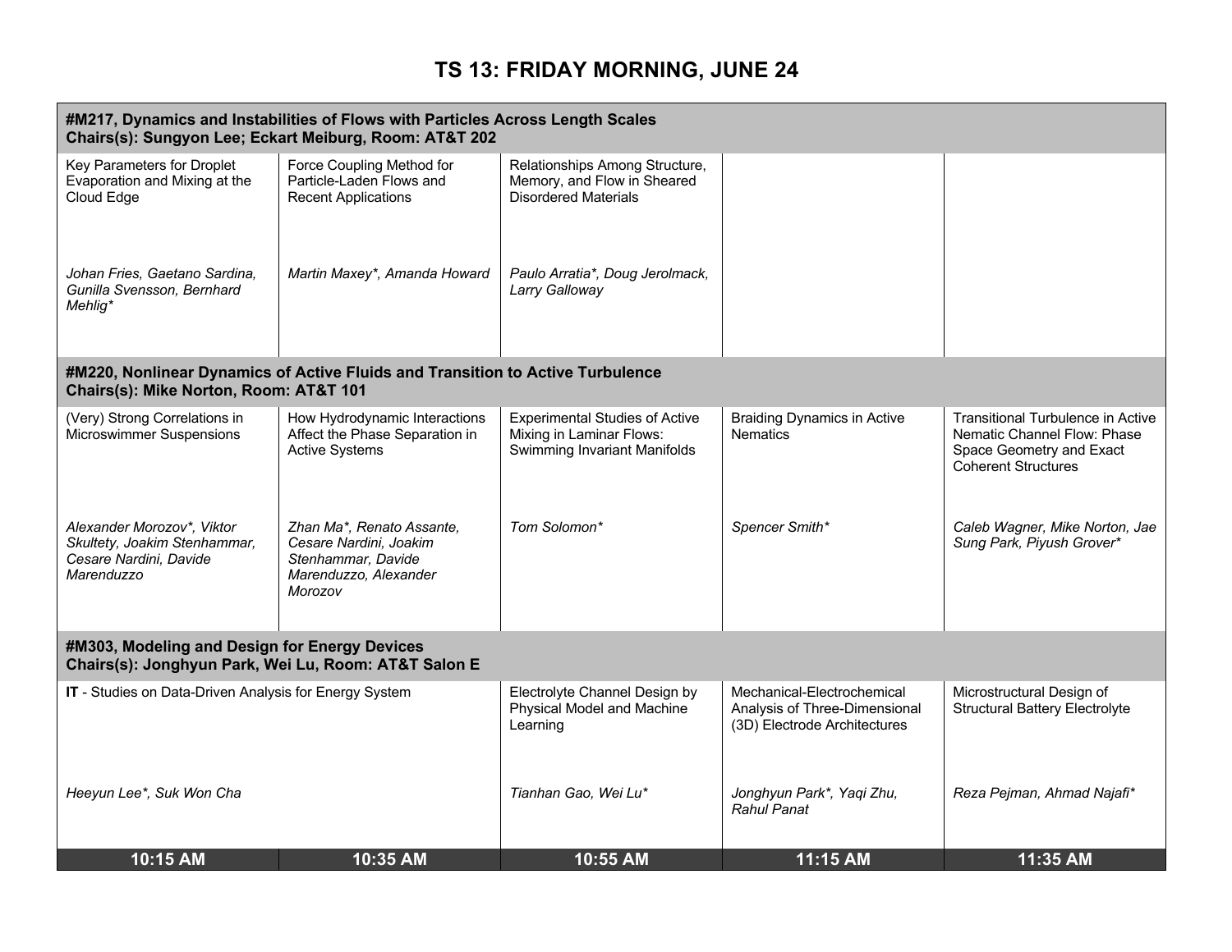# TS 13: FRIDAY MORNING, JUNE 24

| 10:15 AM | 10:35 AM | 10:55 AM | 11:15 AM | 11:35 AM |
|---|---|---|---|---|
| **#M217, Dynamics and Instabilities of Flows with Particles Across Length Scales<br>Chairs(s): Sungyon Lee; Eckart Meiburg, Room: AT&T 202** | | | | |
| Key Parameters for Droplet Evaporation and Mixing at the Cloud Edge<br><br>*Johan Fries, Gaetano Sardina, Gunilla Svensson, Bernhard Mehlig** | Force Coupling Method for Particle-Laden Flows and Recent Applications<br><br>*Martin Maxey*, Amanda Howard* | Relationships Among Structure, Memory, and Flow in Sheared Disordered Materials<br><br>*Paulo Arratia*, Doug Jerolmack, Larry Galloway* | | |
| **#M220, Nonlinear Dynamics of Active Fluids and Transition to Active Turbulence<br>Chairs(s): Mike Norton, Room: AT&T 101** | | | | |
| (Very) Strong Correlations in Microswimmer Suspensions<br><br>*Alexander Morozov*, Viktor Skultety, Joakim Stenhammar, Cesare Nardini, Davide Marenduzzo* | How Hydrodynamic Interactions Affect the Phase Separation in Active Systems<br><br>*Zhan Ma*, Renato Assante, Cesare Nardini, Joakim Stenhammar, Davide Marenduzzo, Alexander Morozov* | Experimental Studies of Active Mixing in Laminar Flows: Swimming Invariant Manifolds<br><br>*Tom Solomon** | Braiding Dynamics in Active Nematics<br><br>*Spencer Smith** | Transitional Turbulence in Active Nematic Channel Flow: Phase Space Geometry and Exact Coherent Structures<br><br>*Caleb Wagner, Mike Norton, Jae Sung Park, Piyush Grover** |
| **#M303, Modeling and Design for Energy Devices<br>Chairs(s): Jonghyun Park, Wei Lu, Room: AT&T Salon E** | | | | |
| **IT** - Studies on Data-Driven Analysis for Energy System<br><br>*Heeyun Lee*, Suk Won Cha* | | Electrolyte Channel Design by Physical Model and Machine Learning<br><br>*Tianhan Gao, Wei Lu** | Mechanical-Electrochemical Analysis of Three-Dimensional (3D) Electrode Architectures<br><br>*Jonghyun Park*, Yaqi Zhu, Rahul Panat* | Microstructural Design of Structural Battery Electrolyte<br><br>*Reza Pejman, Ahmad Najafi** |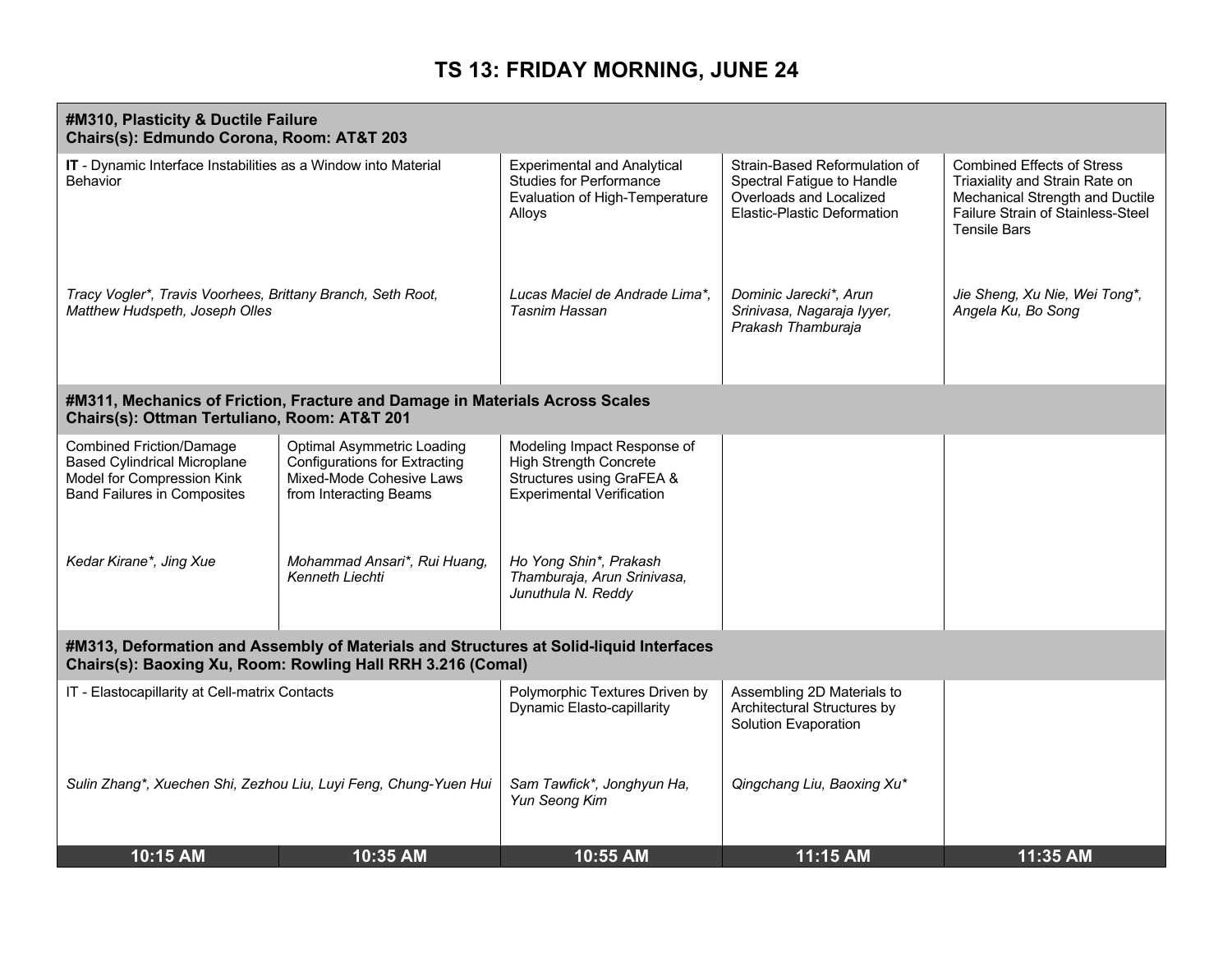# TS 13: FRIDAY MORNING, JUNE 24

| 10:15 AM | 10:35 AM | 10:55 AM | 11:15 AM | 11:35 AM |
|---|---|---|---|---|
| **#M310, Plasticity & Ductile Failure** **Chairs(s): Edmundo Corona, Room: AT&T 203** | | | | |
| **IT** - Dynamic Interface Instabilities as a Window into Material Behavior<br><br>*Tracy Vogler\*, Travis Voorhees, Brittany Branch, Seth Root, Matthew Hudspeth, Joseph Olles* | | Experimental and Analytical Studies for Performance Evaluation of High-Temperature Alloys<br><br>*Lucas Maciel de Andrade Lima\*, Tasnim Hassan* | Strain-Based Reformulation of Spectral Fatigue to Handle Overloads and Localized Elastic-Plastic Deformation<br><br>*Dominic Jarecki\*, Arun Srinivasa, Nagaraja Iyyer, Prakash Thamburaja* | Combined Effects of Stress Triaxiality and Strain Rate on Mechanical Strength and Ductile Failure Strain of Stainless-Steel Tensile Bars<br><br>*Jie Sheng, Xu Nie, Wei Tong\*, Angela Ku, Bo Song* |
| **#M311, Mechanics of Friction, Fracture and Damage in Materials Across Scales** **Chairs(s): Ottman Tertuliano, Room: AT&T 201** | | | | |
| Combined Friction/Damage Based Cylindrical Microplane Model for Compression Kink Band Failures in Composites<br><br>*Kedar Kirane\*, Jing Xue* | Optimal Asymmetric Loading Configurations for Extracting Mixed-Mode Cohesive Laws from Interacting Beams<br><br>*Mohammad Ansari\*, Rui Huang, Kenneth Liechti* | Modeling Impact Response of High Strength Concrete Structures using GraFEA & Experimental Verification<br><br>*Ho Yong Shin\*, Prakash Thamburaja, Arun Srinivasa, Junuthula N. Reddy* | | |
| **#M313, Deformation and Assembly of Materials and Structures at Solid-liquid Interfaces** **Chairs(s): Baoxing Xu, Room: Rowling Hall RRH 3.216 (Comal)** | | | | |
| IT - Elastocapillarity at Cell-matrix Contacts<br><br>*Sulin Zhang\*, Xuechen Shi, Zezhou Liu, Luyi Feng, Chung-Yuen Hui* | | Polymorphic Textures Driven by Dynamic Elasto-capillarity<br><br>*Sam Tawfick\*, Jonghyun Ha, Yun Seong Kim* | Assembling 2D Materials to Architectural Structures by Solution Evaporation<br><br>*Qingchang Liu, Baoxing Xu\** | |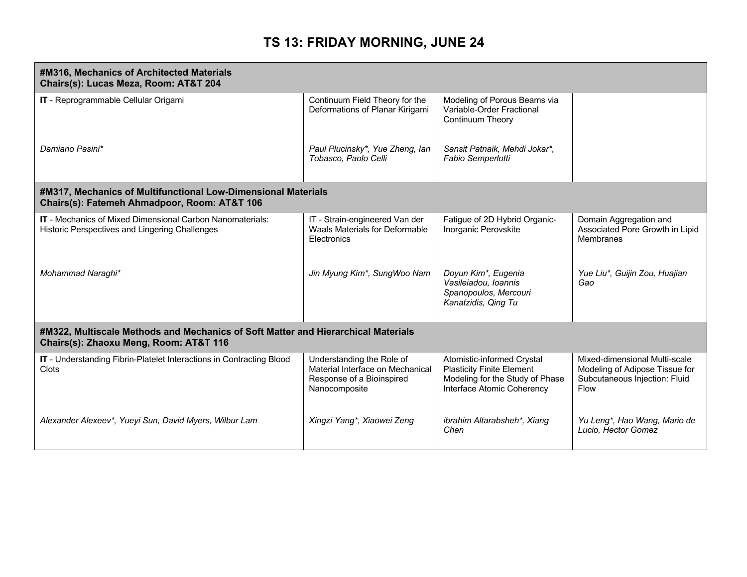# TS 13: FRIDAY MORNING, JUNE 24

| **#M316, Mechanics of Architected Materials**<br>**Chairs(s): Lucas Meza, Room: AT&T 204** | | | |
|---|---|---|---|
| **IT** - Reprogrammable Cellular Origami<br><br>*Damiano Pasini** | Continuum Field Theory for the Deformations of Planar Kirigami<br><br>*Paul Plucinsky*, Yue Zheng, Ian Tobasco, Paolo Celli* | Modeling of Porous Beams via Variable-Order Fractional Continuum Theory<br><br>*Sansit Patnaik, Mehdi Jokar*, Fabio Semperlotti* | |

| **#M317, Mechanics of Multifunctional Low-Dimensional Materials**<br>**Chairs(s): Fatemeh Ahmadpoor, Room: AT&T 106** | | | |
|---|---|---|---|
| **IT** - Mechanics of Mixed Dimensional Carbon Nanomaterials: Historic Perspectives and Lingering Challenges<br><br>*Mohammad Naraghi** | IT - Strain-engineered Van der Waals Materials for Deformable Electronics<br><br>*Jin Myung Kim*, SungWoo Nam* | Fatigue of 2D Hybrid Organic-Inorganic Perovskite<br><br>*Doyun Kim*, Eugenia Vasileiadou, Ioannis Spanopoulos, Mercouri Kanatzidis, Qing Tu* | Domain Aggregation and Associated Pore Growth in Lipid Membranes<br><br>*Yue Liu*, Guijin Zou, Huajian Gao* |

| **#M322, Multiscale Methods and Mechanics of Soft Matter and Hierarchical Materials**<br>**Chairs(s): Zhaoxu Meng, Room: AT&T 116** | | | |
|---|---|---|---|
| **IT** - Understanding Fibrin-Platelet Interactions in Contracting Blood Clots<br><br>*Alexander Alexeev*, Yueyi Sun, David Myers, Wilbur Lam* | Understanding the Role of Material Interface on Mechanical Response of a Bioinspired Nanocomposite<br><br>*Xingzi Yang*, Xiaowei Zeng* | Atomistic-informed Crystal Plasticity Finite Element Modeling for the Study of Phase Interface Atomic Coherency<br><br>*ibrahim Altarabsheh*, Xiang Chen* | Mixed-dimensional Multi-scale Modeling of Adipose Tissue for Subcutaneous Injection: Fluid Flow<br><br>*Yu Leng*, Hao Wang, Mario de Lucio, Hector Gomez* |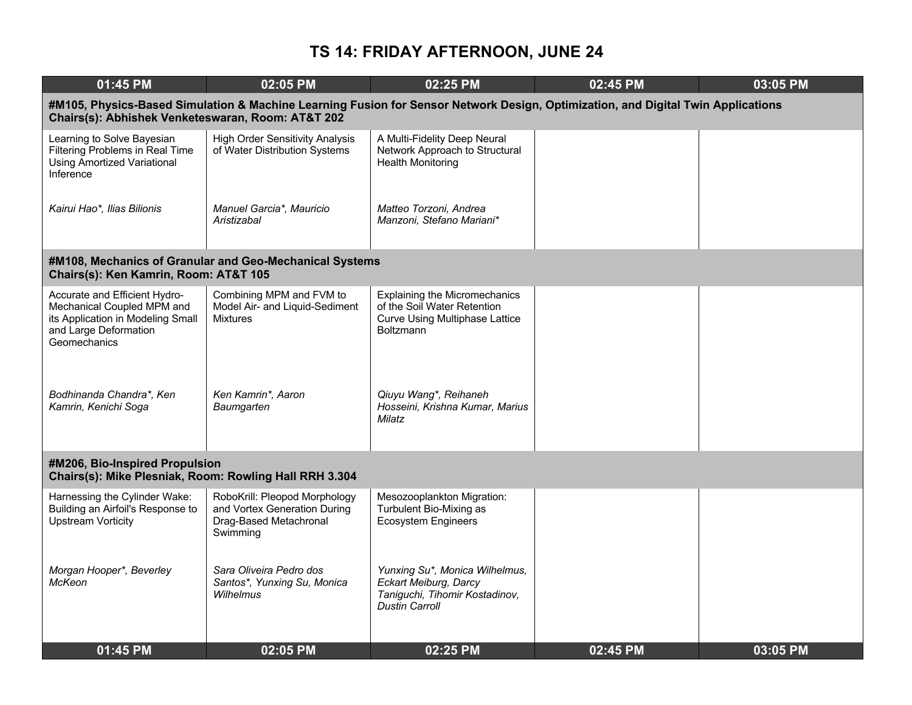# TS 14: FRIDAY AFTERNOON, JUNE 24

| 01:45 PM | 02:05 PM | 02:25 PM | 02:45 PM | 03:05 PM |
|---|---|---|---|---|
| **#M105, Physics-Based Simulation & Machine Learning Fusion for Sensor Network Design, Optimization, and Digital Twin Applications<br>Chairs(s): Abhishek Venketeswaran, Room: AT&T 202** | | | | |
| Learning to Solve Bayesian Filtering Problems in Real Time Using Amortized Variational Inference<br><br>*Kairui Hao*, Ilias Bilionis* | High Order Sensitivity Analysis of Water Distribution Systems<br><br>*Manuel Garcia*, Mauricio Aristizabal* | A Multi-Fidelity Deep Neural Network Approach to Structural Health Monitoring<br><br>*Matteo Torzoni, Andrea Manzoni, Stefano Mariani** | | |
| **#M108, Mechanics of Granular and Geo-Mechanical Systems<br>Chairs(s): Ken Kamrin, Room: AT&T 105** | | | | |
| Accurate and Efficient Hydro-Mechanical Coupled MPM and its Application in Modeling Small and Large Deformation Geomechanics<br><br>*Bodhinanda Chandra*, Ken Kamrin, Kenichi Soga* | Combining MPM and FVM to Model Air- and Liquid-Sediment Mixtures<br><br>*Ken Kamrin*, Aaron Baumgarten* | Explaining the Micromechanics of the Soil Water Retention Curve Using Multiphase Lattice Boltzmann<br><br>*Qiuyu Wang*, Reihaneh Hosseini, Krishna Kumar, Marius Milatz* | | |
| **#M206, Bio-Inspired Propulsion<br>Chairs(s): Mike Plesniak, Room: Rowling Hall RRH 3.304** | | | | |
| Harnessing the Cylinder Wake: Building an Airfoil's Response to Upstream Vorticity<br><br>*Morgan Hooper*, Beverley McKeon* | RoboKrill: Pleopod Morphology and Vortex Generation During Drag-Based Metachronal Swimming<br><br>*Sara Oliveira Pedro dos Santos*, Yunxing Su, Monica Wilhelmus* | Mesozooplankton Migration: Turbulent Bio-Mixing as Ecosystem Engineers<br><br>*Yunxing Su*, Monica Wilhelmus, Eckart Meiburg, Darcy Taniguchi, Tihomir Kostadinov, Dustin Carroll* | | |
| **01:45 PM** | **02:05 PM** | **02:25 PM** | **02:45 PM** | **03:05 PM** |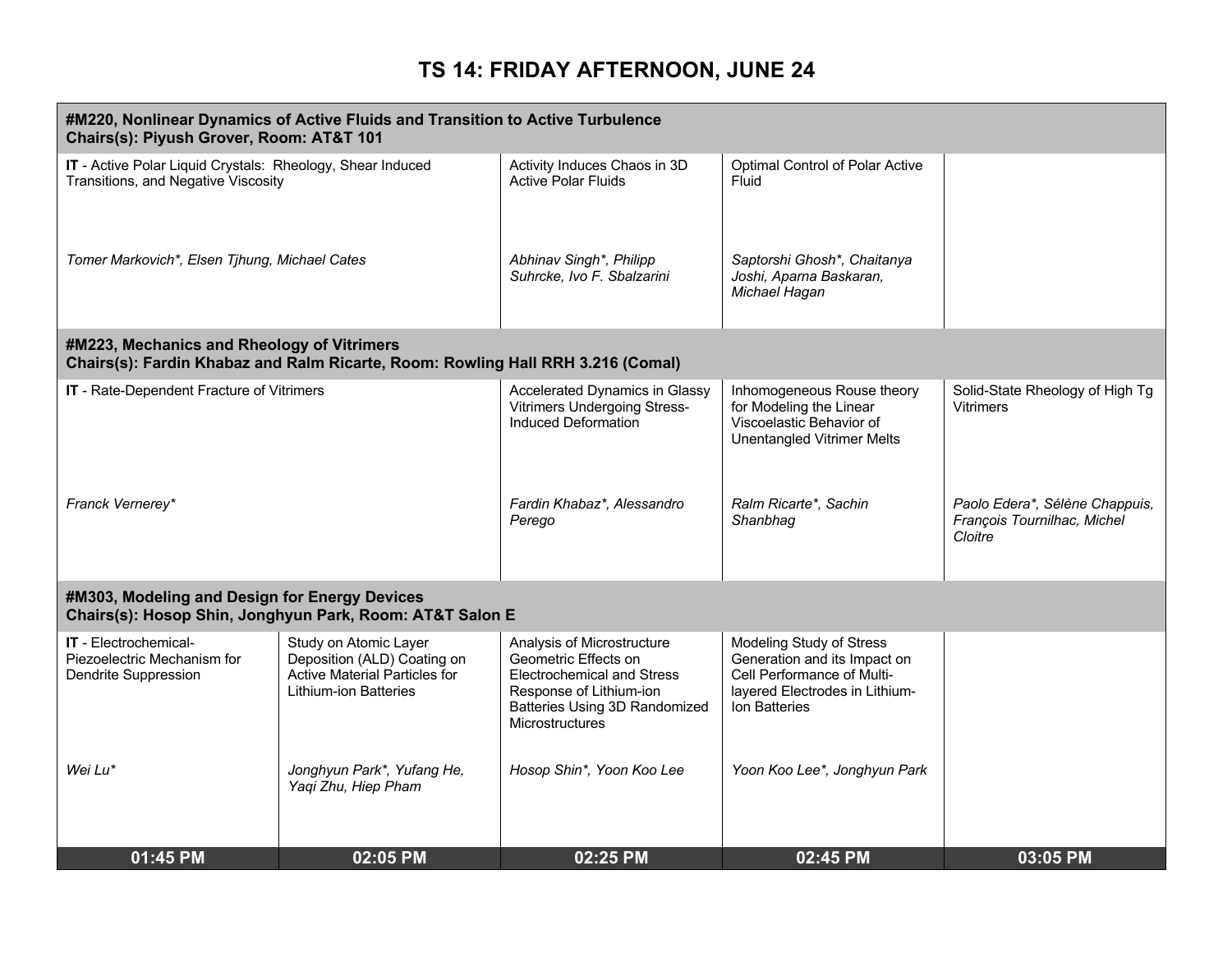# TS 14: FRIDAY AFTERNOON, JUNE 24

| 01:45 PM | 02:05 PM | 02:25 PM | 02:45 PM | 03:05 PM |
|---|---|---|---|---|
| **#M220, Nonlinear Dynamics of Active Fluids and Transition to Active Turbulence**<br>**Chairs(s): Piyush Grover, Room: AT&T 101** | | | | |
| **IT** - Active Polar Liquid Crystals: Rheology, Shear Induced Transitions, and Negative Viscosity<br><br>*Tomer Markovich*, Elsen Tjhung, Michael Cates* | | Activity Induces Chaos in 3D Active Polar Fluids<br><br>*Abhinav Singh*, Philipp Suhrcke, Ivo F. Sbalzarini* | Optimal Control of Polar Active Fluid<br><br>*Saptorshi Ghosh*, Chaitanya Joshi, Aparna Baskaran, Michael Hagan* | |
| **#M223, Mechanics and Rheology of Vitrimers**<br>**Chairs(s): Fardin Khabaz and Ralm Ricarte, Room: Rowling Hall RRH 3.216 (Comal)** | | | | |
| **IT** - Rate-Dependent Fracture of Vitrimers<br><br>*Franck Vernerey** | | Accelerated Dynamics in Glassy Vitrimers Undergoing Stress-Induced Deformation<br><br>*Fardin Khabaz*, Alessandro Perego* | Inhomogeneous Rouse theory for Modeling the Linear Viscoelastic Behavior of Unentangled Vitrimer Melts<br><br>*Ralm Ricarte*, Sachin Shanbhag* | Solid-State Rheology of High Tg Vitrimers<br><br>*Paolo Edera*, Sélène Chappuis, François Tournilhac, Michel Cloitre* |
| **#M303, Modeling and Design for Energy Devices**<br>**Chairs(s): Hosop Shin, Jonghyun Park, Room: AT&T Salon E** | | | | |
| **IT** - Electrochemical-Piezoelectric Mechanism for Dendrite Suppression<br><br>*Wei Lu** | Study on Atomic Layer Deposition (ALD) Coating on Active Material Particles for Lithium-ion Batteries<br><br>*Jonghyun Park*, Yufang He, Yaqi Zhu, Hiep Pham* | Analysis of Microstructure Geometric Effects on Electrochemical and Stress Response of Lithium-ion Batteries Using 3D Randomized Microstructures<br><br>*Hosop Shin*, Yoon Koo Lee* | Modeling Study of Stress Generation and its Impact on Cell Performance of Multi-layered Electrodes in Lithium-Ion Batteries<br><br>*Yoon Koo Lee*, Jonghyun Park* | |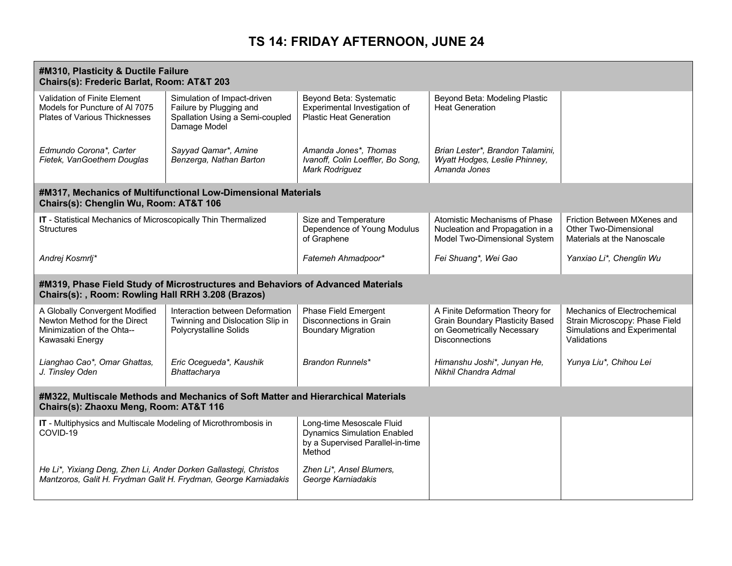# TS 14: FRIDAY AFTERNOON, JUNE 24

| | | | | |
|---|---|---|---|---|
| **#M310, Plasticity & Ductile Failure<br>Chairs(s): Frederic Barlat, Room: AT&T 203** | | | | |
| Validation of Finite Element Models for Puncture of Al 7075 Plates of Various Thicknesses<br><br>*Edmundo Corona*, Carter Fietek, VanGoethem Douglas* | Simulation of Impact-driven Failure by Plugging and Spallation Using a Semi-coupled Damage Model<br><br>*Sayyad Qamar*, Amine Benzerga, Nathan Barton* | Beyond Beta: Systematic Experimental Investigation of Plastic Heat Generation<br><br>*Amanda Jones*, Thomas Ivanoff, Colin Loeffler, Bo Song, Mark Rodriguez* | Beyond Beta: Modeling Plastic Heat Generation<br><br>*Brian Lester*, Brandon Talamini, Wyatt Hodges, Leslie Phinney, Amanda Jones* | |
| **#M317, Mechanics of Multifunctional Low-Dimensional Materials<br>Chairs(s): Chenglin Wu, Room: AT&T 106** | | | | |
| **IT** - Statistical Mechanics of Microscopically Thin Thermalized Structures<br><br>*Andrej Kosmrlj** | | Size and Temperature Dependence of Young Modulus of Graphene<br><br>*Fatemeh Ahmadpoor** | Atomistic Mechanisms of Phase Nucleation and Propagation in a Model Two-Dimensional System<br><br>*Fei Shuang*, Wei Gao* | Friction Between MXenes and Other Two-Dimensional Materials at the Nanoscale<br><br>*Yanxiao Li*, Chenglin Wu* |
| **#M319, Phase Field Study of Microstructures and Behaviors of Advanced Materials<br>Chairs(s): , Room: Rowling Hall RRH 3.208 (Brazos)** | | | | |
| A Globally Convergent Modified Newton Method for the Direct Minimization of the Ohta--Kawasaki Energy<br><br>*Lianghao Cao*, Omar Ghattas, J. Tinsley Oden* | Interaction between Deformation Twinning and Dislocation Slip in Polycrystalline Solids<br><br>*Eric Ocegueda*, Kaushik Bhattacharya* | Phase Field Emergent Disconnections in Grain Boundary Migration<br><br>*Brandon Runnels** | A Finite Deformation Theory for Grain Boundary Plasticity Based on Geometrically Necessary Disconnections<br><br>*Himanshu Joshi*, Junyan He, Nikhil Chandra Admal* | Mechanics of Electrochemical Strain Microscopy: Phase Field Simulations and Experimental Validations<br><br>*Yunya Liu*, Chihou Lei* |
| **#M322, Multiscale Methods and Mechanics of Soft Matter and Hierarchical Materials<br>Chairs(s): Zhaoxu Meng, Room: AT&T 116** | | | | |
| **IT** - Multiphysics and Multiscale Modeling of Microthrombosis in COVID-19<br><br>*He Li*, Yixiang Deng, Zhen Li, Ander Dorken Gallastegi, Christos Mantzoros, Galit H. Frydman Galit H. Frydman, George Karniadakis* | | Long-time Mesoscale Fluid Dynamics Simulation Enabled by a Supervised Parallel-in-time Method<br><br>*Zhen Li*, Ansel Blumers, George Karniadakis* | | |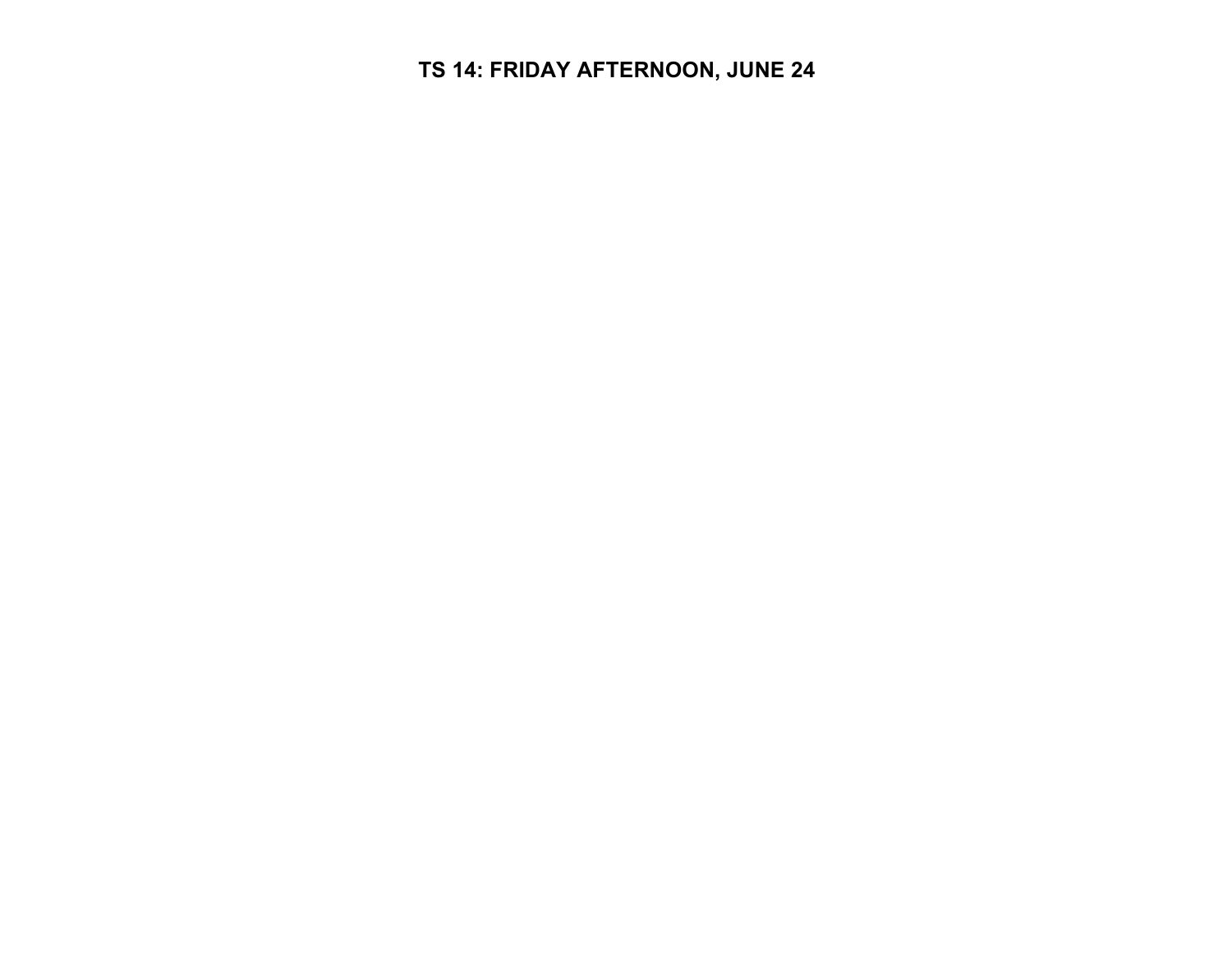# TS 14: FRIDAY AFTERNOON, JUNE 24